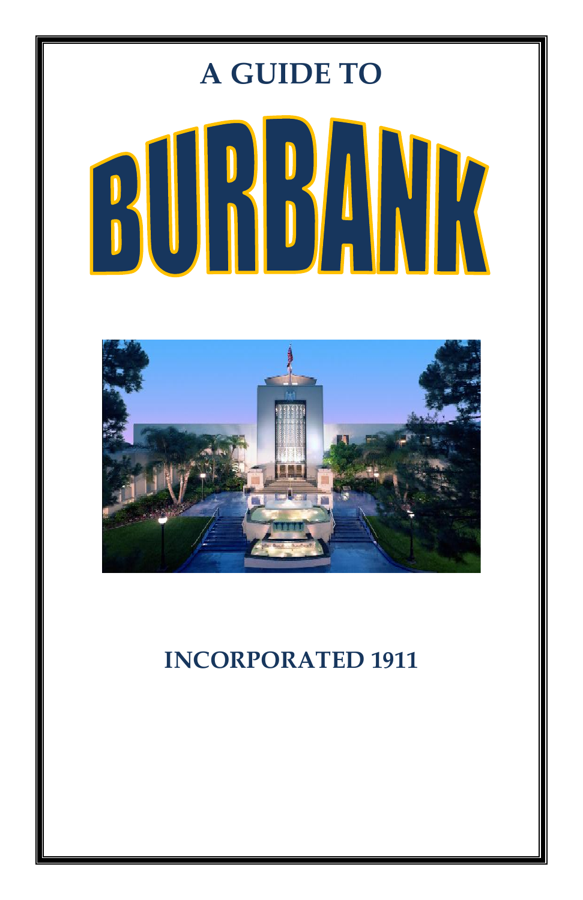# A GUIDE TO

# BURBANK

## INCORPORATED 1911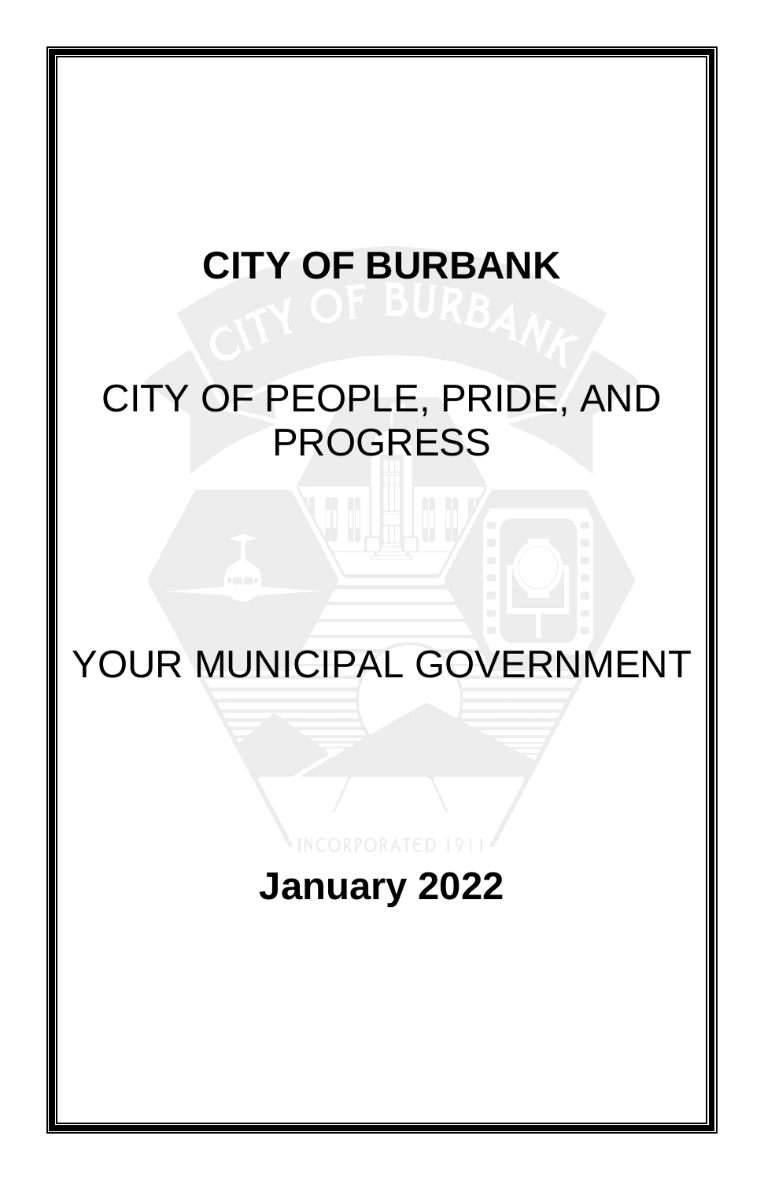# CITY OF BURBANK

CITY OF PEOPLE, PRIDE, AND PROGRESS

YOUR MUNICIPAL GOVERNMENT

**January 2022**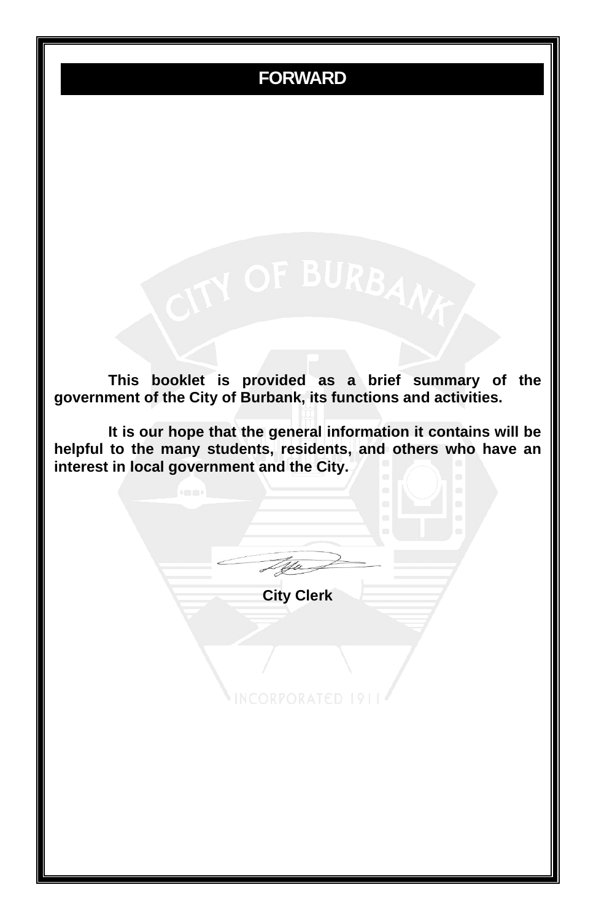# FORWARD

**This booklet is provided as a brief summary of the government of the City of Burbank, its functions and activities.**

**It is our hope that the general information it contains will be helpful to the many students, residents, and others who have an interest in local government and the City.**

**City Clerk**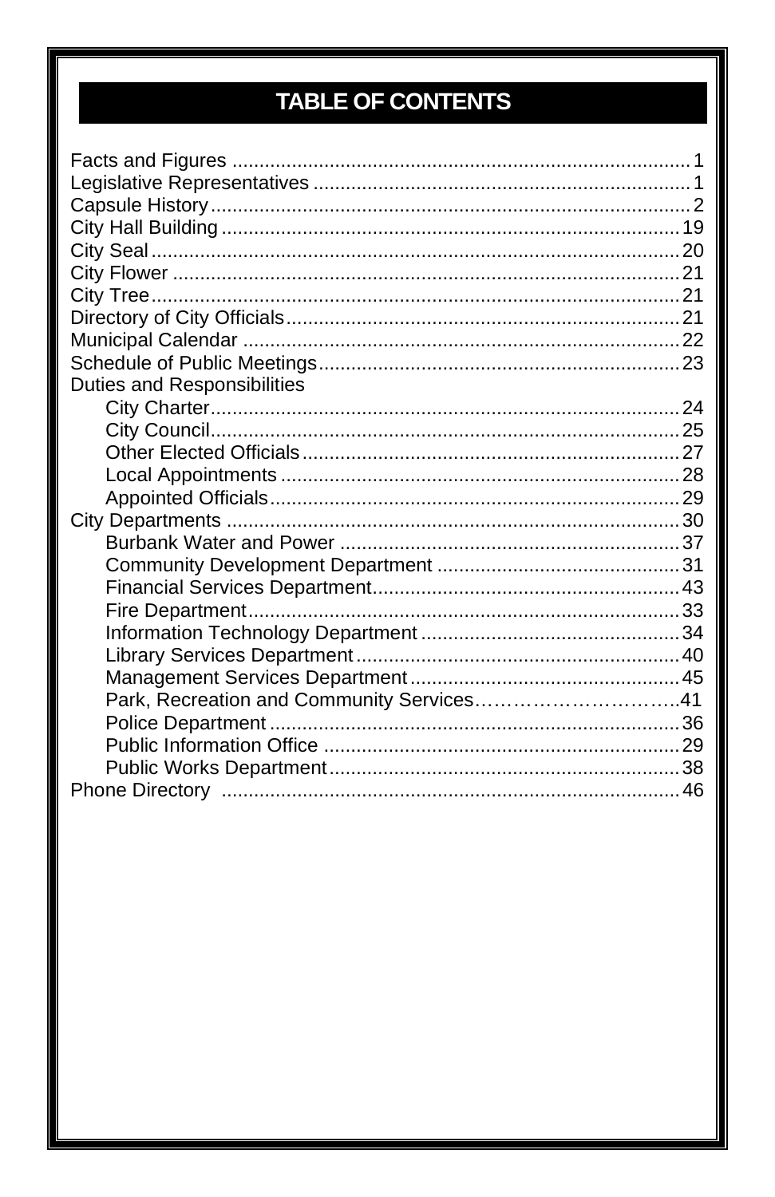# TABLE OF CONTENTS

Facts and Figures .................................................................................... 1
Legislative Representatives ..................................................................... 1
Capsule History ........................................................................................ 2
City Hall Building .................................................................................... 19
City Seal ................................................................................................. 20
City Flower ............................................................................................. 21
City Tree ................................................................................................. 21
Directory of City Officials ........................................................................ 21
Municipal Calendar ................................................................................. 22
Schedule of Public Meetings .................................................................. 23
Duties and Responsibilities
- City Charter ....................................................................................... 24
- City Council ....................................................................................... 25
- Other Elected Officials ...................................................................... 27
- Local Appointments .......................................................................... 28
- Appointed Officials ............................................................................ 29

City Departments .................................................................................... 30
- Burbank Water and Power ............................................................... 37
- Community Development Department ............................................. 31
- Financial Services Department ......................................................... 43
- Fire Department ................................................................................ 33
- Information Technology Department ................................................ 34
- Library Services Department ............................................................ 40
- Management Services Department .................................................. 45
- Park, Recreation and Community Services………………………….41
- Police Department ............................................................................ 36
- Public Information Office .................................................................. 29
- Public Works Department ................................................................. 38

Phone Directory ..................................................................................... 46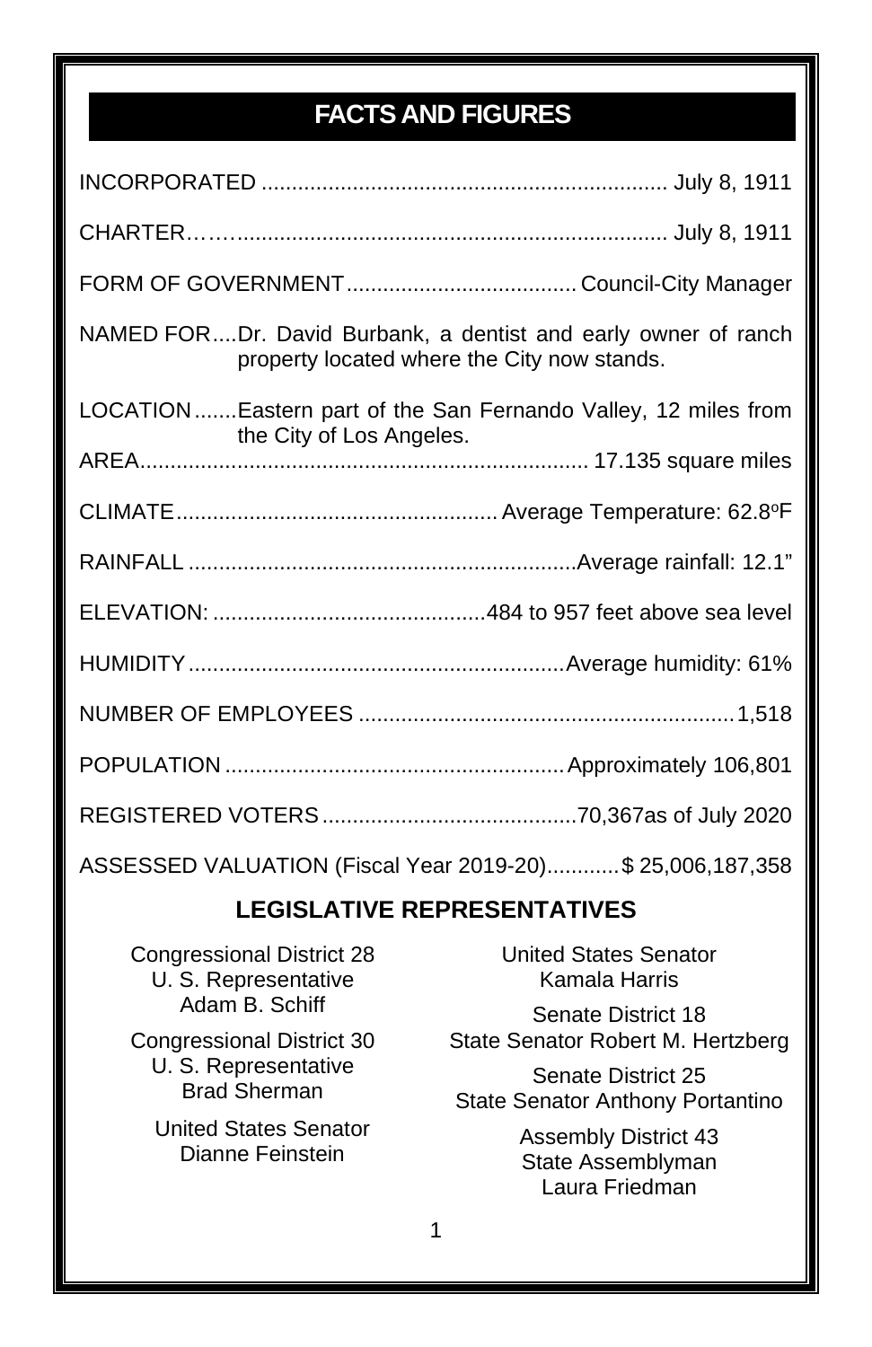## FACTS AND FIGURES

INCORPORATED .................................................................. July 8, 1911

CHARTER……...................................................................... July 8, 1911

FORM OF GOVERNMENT...................................... Council-City Manager

NAMED FOR....Dr. David Burbank, a dentist and early owner of ranch property located where the City now stands.

LOCATION.......Eastern part of the San Fernando Valley, 12 miles from the City of Los Angeles.

AREA......................................................................... 17.135 square miles

CLIMATE.................................................... Average Temperature: 62.8°F

RAINFALL ................................................................Average rainfall: 12.1"

ELEVATION: ............................................484 to 957 feet above sea level

HUMIDITY..............................................................Average humidity: 61%

NUMBER OF EMPLOYEES ..............................................................1,518

POPULATION ........................................................Approximately 106,801

REGISTERED VOTERS..........................................70,367as of July 2020

ASSESSED VALUATION (Fiscal Year 2019-20)............$ 25,006,187,358

### LEGISLATIVE REPRESENTATIVES

Congressional District 28
U. S. Representative
Adam B. Schiff

Congressional District 30
U. S. Representative
Brad Sherman

United States Senator
Dianne Feinstein

United States Senator
Kamala Harris

Senate District 18
State Senator Robert M. Hertzberg

Senate District 25
State Senator Anthony Portantino

Assembly District 43
State Assemblyman
Laura Friedman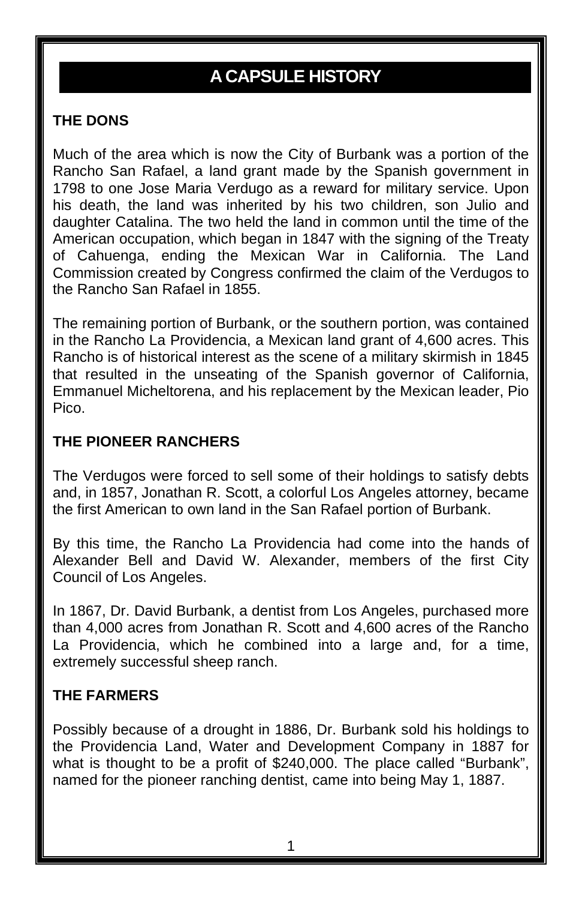# A CAPSULE HISTORY

## THE DONS

Much of the area which is now the City of Burbank was a portion of the Rancho San Rafael, a land grant made by the Spanish government in 1798 to one Jose Maria Verdugo as a reward for military service. Upon his death, the land was inherited by his two children, son Julio and daughter Catalina. The two held the land in common until the time of the American occupation, which began in 1847 with the signing of the Treaty of Cahuenga, ending the Mexican War in California. The Land Commission created by Congress confirmed the claim of the Verdugos to the Rancho San Rafael in 1855.

The remaining portion of Burbank, or the southern portion, was contained in the Rancho La Providencia, a Mexican land grant of 4,600 acres. This Rancho is of historical interest as the scene of a military skirmish in 1845 that resulted in the unseating of the Spanish governor of California, Emmanuel Micheltorena, and his replacement by the Mexican leader, Pio Pico.

## THE PIONEER RANCHERS

The Verdugos were forced to sell some of their holdings to satisfy debts and, in 1857, Jonathan R. Scott, a colorful Los Angeles attorney, became the first American to own land in the San Rafael portion of Burbank.

By this time, the Rancho La Providencia had come into the hands of Alexander Bell and David W. Alexander, members of the first City Council of Los Angeles.

In 1867, Dr. David Burbank, a dentist from Los Angeles, purchased more than 4,000 acres from Jonathan R. Scott and 4,600 acres of the Rancho La Providencia, which he combined into a large and, for a time, extremely successful sheep ranch.

## THE FARMERS

Possibly because of a drought in 1886, Dr. Burbank sold his holdings to the Providencia Land, Water and Development Company in 1887 for what is thought to be a profit of $240,000. The place called “Burbank”, named for the pioneer ranching dentist, came into being May 1, 1887.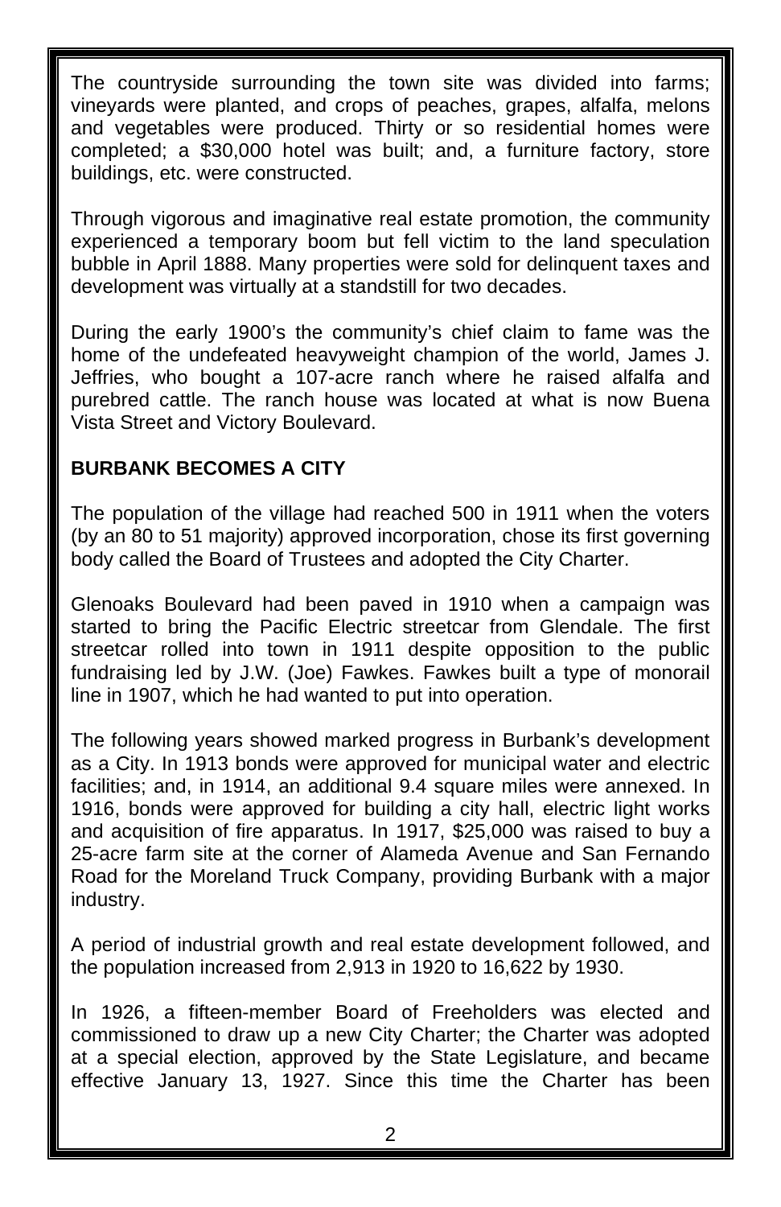The countryside surrounding the town site was divided into farms; vineyards were planted, and crops of peaches, grapes, alfalfa, melons and vegetables were produced. Thirty or so residential homes were completed; a $30,000 hotel was built; and, a furniture factory, store buildings, etc. were constructed.

Through vigorous and imaginative real estate promotion, the community experienced a temporary boom but fell victim to the land speculation bubble in April 1888. Many properties were sold for delinquent taxes and development was virtually at a standstill for two decades.

During the early 1900's the community's chief claim to fame was the home of the undefeated heavyweight champion of the world, James J. Jeffries, who bought a 107-acre ranch where he raised alfalfa and purebred cattle. The ranch house was located at what is now Buena Vista Street and Victory Boulevard.

## BURBANK BECOMES A CITY

The population of the village had reached 500 in 1911 when the voters (by an 80 to 51 majority) approved incorporation, chose its first governing body called the Board of Trustees and adopted the City Charter.

Glenoaks Boulevard had been paved in 1910 when a campaign was started to bring the Pacific Electric streetcar from Glendale. The first streetcar rolled into town in 1911 despite opposition to the public fundraising led by J.W. (Joe) Fawkes. Fawkes built a type of monorail line in 1907, which he had wanted to put into operation.

The following years showed marked progress in Burbank's development as a City. In 1913 bonds were approved for municipal water and electric facilities; and, in 1914, an additional 9.4 square miles were annexed. In 1916, bonds were approved for building a city hall, electric light works and acquisition of fire apparatus. In 1917, $25,000 was raised to buy a 25-acre farm site at the corner of Alameda Avenue and San Fernando Road for the Moreland Truck Company, providing Burbank with a major industry.

A period of industrial growth and real estate development followed, and the population increased from 2,913 in 1920 to 16,622 by 1930.

In 1926, a fifteen-member Board of Freeholders was elected and commissioned to draw up a new City Charter; the Charter was adopted at a special election, approved by the State Legislature, and became effective January 13, 1927. Since this time the Charter has been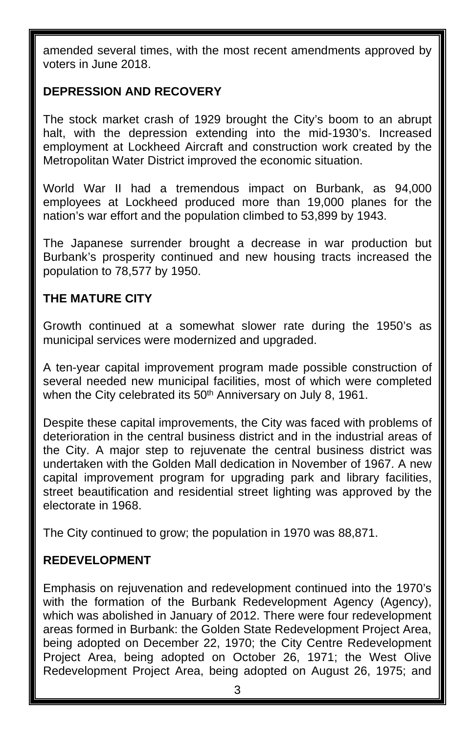amended several times, with the most recent amendments approved by voters in June 2018.

## DEPRESSION AND RECOVERY

The stock market crash of 1929 brought the City's boom to an abrupt halt, with the depression extending into the mid-1930's. Increased employment at Lockheed Aircraft and construction work created by the Metropolitan Water District improved the economic situation.

World War II had a tremendous impact on Burbank, as 94,000 employees at Lockheed produced more than 19,000 planes for the nation's war effort and the population climbed to 53,899 by 1943.

The Japanese surrender brought a decrease in war production but Burbank's prosperity continued and new housing tracts increased the population to 78,577 by 1950.

## THE MATURE CITY

Growth continued at a somewhat slower rate during the 1950's as municipal services were modernized and upgraded.

A ten-year capital improvement program made possible construction of several needed new municipal facilities, most of which were completed when the City celebrated its 50th Anniversary on July 8, 1961.

Despite these capital improvements, the City was faced with problems of deterioration in the central business district and in the industrial areas of the City. A major step to rejuvenate the central business district was undertaken with the Golden Mall dedication in November of 1967. A new capital improvement program for upgrading park and library facilities, street beautification and residential street lighting was approved by the electorate in 1968.

The City continued to grow; the population in 1970 was 88,871.

## REDEVELOPMENT

Emphasis on rejuvenation and redevelopment continued into the 1970's with the formation of the Burbank Redevelopment Agency (Agency), which was abolished in January of 2012. There were four redevelopment areas formed in Burbank: the Golden State Redevelopment Project Area, being adopted on December 22, 1970; the City Centre Redevelopment Project Area, being adopted on October 26, 1971; the West Olive Redevelopment Project Area, being adopted on August 26, 1975; and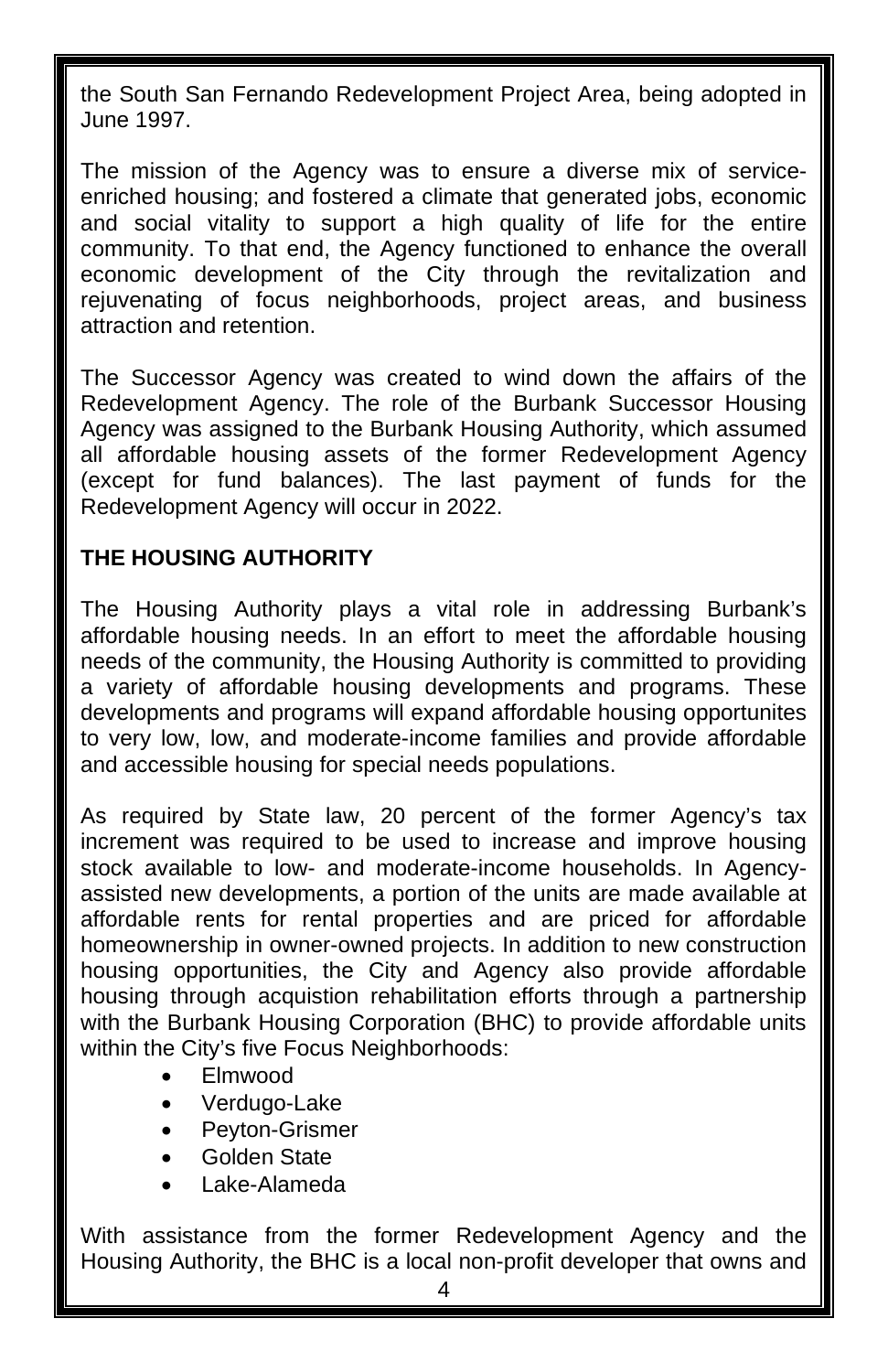the South San Fernando Redevelopment Project Area, being adopted in June 1997.

The mission of the Agency was to ensure a diverse mix of service-enriched housing; and fostered a climate that generated jobs, economic and social vitality to support a high quality of life for the entire community. To that end, the Agency functioned to enhance the overall economic development of the City through the revitalization and rejuvenating of focus neighborhoods, project areas, and business attraction and retention.

The Successor Agency was created to wind down the affairs of the Redevelopment Agency. The role of the Burbank Successor Housing Agency was assigned to the Burbank Housing Authority, which assumed all affordable housing assets of the former Redevelopment Agency (except for fund balances). The last payment of funds for the Redevelopment Agency will occur in 2022.

## THE HOUSING AUTHORITY

The Housing Authority plays a vital role in addressing Burbank's affordable housing needs. In an effort to meet the affordable housing needs of the community, the Housing Authority is committed to providing a variety of affordable housing developments and programs. These developments and programs will expand affordable housing opportunites to very low, low, and moderate-income families and provide affordable and accessible housing for special needs populations.

As required by State law, 20 percent of the former Agency's tax increment was required to be used to increase and improve housing stock available to low- and moderate-income households. In Agency-assisted new developments, a portion of the units are made available at affordable rents for rental properties and are priced for affordable homeownership in owner-owned projects. In addition to new construction housing opportunities, the City and Agency also provide affordable housing through acquistion rehabilitation efforts through a partnership with the Burbank Housing Corporation (BHC) to provide affordable units within the City's five Focus Neighborhoods:

- Elmwood
- Verdugo-Lake
- Peyton-Grismer
- Golden State
- Lake-Alameda

With assistance from the former Redevelopment Agency and the Housing Authority, the BHC is a local non-profit developer that owns and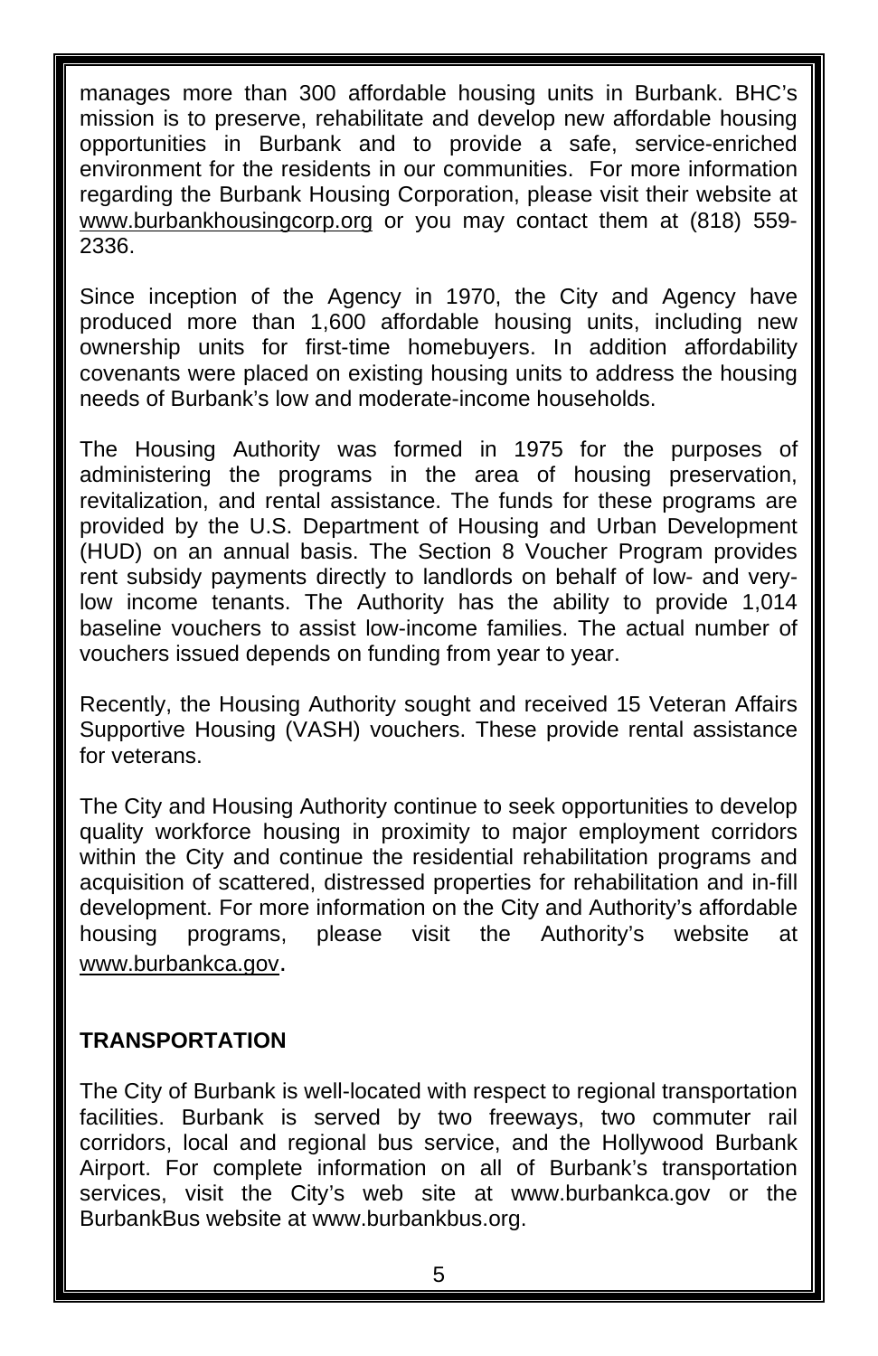manages more than 300 affordable housing units in Burbank. BHC's mission is to preserve, rehabilitate and develop new affordable housing opportunities in Burbank and to provide a safe, service-enriched environment for the residents in our communities. For more information regarding the Burbank Housing Corporation, please visit their website at www.burbankhousingcorp.org or you may contact them at (818) 559-2336.

Since inception of the Agency in 1970, the City and Agency have produced more than 1,600 affordable housing units, including new ownership units for first-time homebuyers. In addition affordability covenants were placed on existing housing units to address the housing needs of Burbank's low and moderate-income households.

The Housing Authority was formed in 1975 for the purposes of administering the programs in the area of housing preservation, revitalization, and rental assistance. The funds for these programs are provided by the U.S. Department of Housing and Urban Development (HUD) on an annual basis. The Section 8 Voucher Program provides rent subsidy payments directly to landlords on behalf of low- and very-low income tenants. The Authority has the ability to provide 1,014 baseline vouchers to assist low-income families. The actual number of vouchers issued depends on funding from year to year.

Recently, the Housing Authority sought and received 15 Veteran Affairs Supportive Housing (VASH) vouchers. These provide rental assistance for veterans.

The City and Housing Authority continue to seek opportunities to develop quality workforce housing in proximity to major employment corridors within the City and continue the residential rehabilitation programs and acquisition of scattered, distressed properties for rehabilitation and in-fill development. For more information on the City and Authority's affordable housing programs, please visit the Authority's website at www.burbankca.gov.

**TRANSPORTATION**

The City of Burbank is well-located with respect to regional transportation facilities. Burbank is served by two freeways, two commuter rail corridors, local and regional bus service, and the Hollywood Burbank Airport. For complete information on all of Burbank's transportation services, visit the City's web site at www.burbankca.gov or the BurbankBus website at www.burbankbus.org.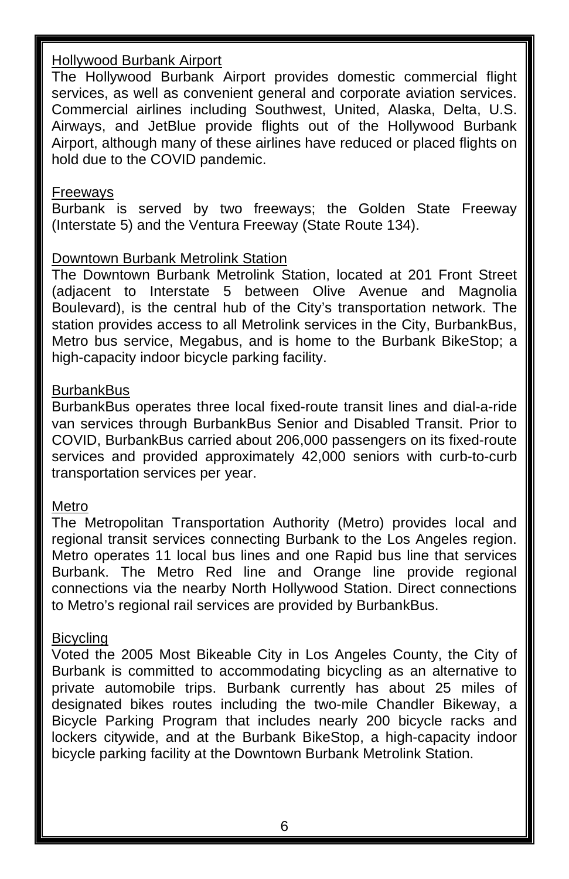### Hollywood Burbank Airport

The Hollywood Burbank Airport provides domestic commercial flight services, as well as convenient general and corporate aviation services. Commercial airlines including Southwest, United, Alaska, Delta, U.S. Airways, and JetBlue provide flights out of the Hollywood Burbank Airport, although many of these airlines have reduced or placed flights on hold due to the COVID pandemic.

### Freeways

Burbank is served by two freeways; the Golden State Freeway (Interstate 5) and the Ventura Freeway (State Route 134).

### Downtown Burbank Metrolink Station

The Downtown Burbank Metrolink Station, located at 201 Front Street (adjacent to Interstate 5 between Olive Avenue and Magnolia Boulevard), is the central hub of the City's transportation network. The station provides access to all Metrolink services in the City, BurbankBus, Metro bus service, Megabus, and is home to the Burbank BikeStop; a high-capacity indoor bicycle parking facility.

### BurbankBus

BurbankBus operates three local fixed-route transit lines and dial-a-ride van services through BurbankBus Senior and Disabled Transit. Prior to COVID, BurbankBus carried about 206,000 passengers on its fixed-route services and provided approximately 42,000 seniors with curb-to-curb transportation services per year.

### Metro

The Metropolitan Transportation Authority (Metro) provides local and regional transit services connecting Burbank to the Los Angeles region. Metro operates 11 local bus lines and one Rapid bus line that services Burbank. The Metro Red line and Orange line provide regional connections via the nearby North Hollywood Station. Direct connections to Metro's regional rail services are provided by BurbankBus.

### Bicycling

Voted the 2005 Most Bikeable City in Los Angeles County, the City of Burbank is committed to accommodating bicycling as an alternative to private automobile trips. Burbank currently has about 25 miles of designated bikes routes including the two-mile Chandler Bikeway, a Bicycle Parking Program that includes nearly 200 bicycle racks and lockers citywide, and at the Burbank BikeStop, a high-capacity indoor bicycle parking facility at the Downtown Burbank Metrolink Station.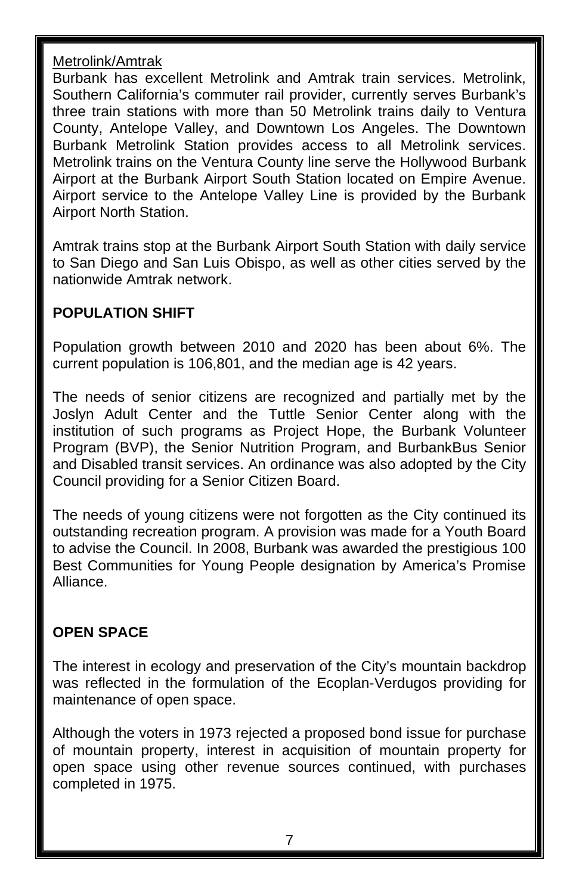Metrolink/Amtrak

Burbank has excellent Metrolink and Amtrak train services. Metrolink, Southern California's commuter rail provider, currently serves Burbank's three train stations with more than 50 Metrolink trains daily to Ventura County, Antelope Valley, and Downtown Los Angeles. The Downtown Burbank Metrolink Station provides access to all Metrolink services. Metrolink trains on the Ventura County line serve the Hollywood Burbank Airport at the Burbank Airport South Station located on Empire Avenue. Airport service to the Antelope Valley Line is provided by the Burbank Airport North Station.

Amtrak trains stop at the Burbank Airport South Station with daily service to San Diego and San Luis Obispo, as well as other cities served by the nationwide Amtrak network.

## POPULATION SHIFT

Population growth between 2010 and 2020 has been about 6%. The current population is 106,801, and the median age is 42 years.

The needs of senior citizens are recognized and partially met by the Joslyn Adult Center and the Tuttle Senior Center along with the institution of such programs as Project Hope, the Burbank Volunteer Program (BVP), the Senior Nutrition Program, and BurbankBus Senior and Disabled transit services. An ordinance was also adopted by the City Council providing for a Senior Citizen Board.

The needs of young citizens were not forgotten as the City continued its outstanding recreation program. A provision was made for a Youth Board to advise the Council. In 2008, Burbank was awarded the prestigious 100 Best Communities for Young People designation by America's Promise Alliance.

## OPEN SPACE

The interest in ecology and preservation of the City's mountain backdrop was reflected in the formulation of the Ecoplan-Verdugos providing for maintenance of open space.

Although the voters in 1973 rejected a proposed bond issue for purchase of mountain property, interest in acquisition of mountain property for open space using other revenue sources continued, with purchases completed in 1975.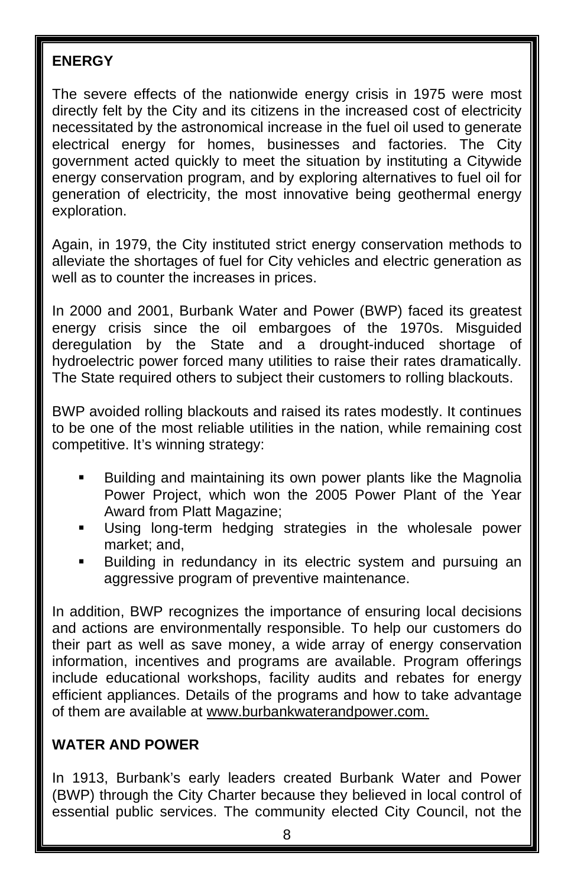**ENERGY**

The severe effects of the nationwide energy crisis in 1975 were most directly felt by the City and its citizens in the increased cost of electricity necessitated by the astronomical increase in the fuel oil used to generate electrical energy for homes, businesses and factories. The City government acted quickly to meet the situation by instituting a Citywide energy conservation program, and by exploring alternatives to fuel oil for generation of electricity, the most innovative being geothermal energy exploration.

Again, in 1979, the City instituted strict energy conservation methods to alleviate the shortages of fuel for City vehicles and electric generation as well as to counter the increases in prices.

In 2000 and 2001, Burbank Water and Power (BWP) faced its greatest energy crisis since the oil embargoes of the 1970s. Misguided deregulation by the State and a drought-induced shortage of hydroelectric power forced many utilities to raise their rates dramatically. The State required others to subject their customers to rolling blackouts.

BWP avoided rolling blackouts and raised its rates modestly. It continues to be one of the most reliable utilities in the nation, while remaining cost competitive. It's winning strategy:

- Building and maintaining its own power plants like the Magnolia Power Project, which won the 2005 Power Plant of the Year Award from Platt Magazine;
- Using long-term hedging strategies in the wholesale power market; and,
- Building in redundancy in its electric system and pursuing an aggressive program of preventive maintenance.

In addition, BWP recognizes the importance of ensuring local decisions and actions are environmentally responsible. To help our customers do their part as well as save money, a wide array of energy conservation information, incentives and programs are available. Program offerings include educational workshops, facility audits and rebates for energy efficient appliances. Details of the programs and how to take advantage of them are available at www.burbankwaterandpower.com.

**WATER AND POWER**

In 1913, Burbank's early leaders created Burbank Water and Power (BWP) through the City Charter because they believed in local control of essential public services. The community elected City Council, not the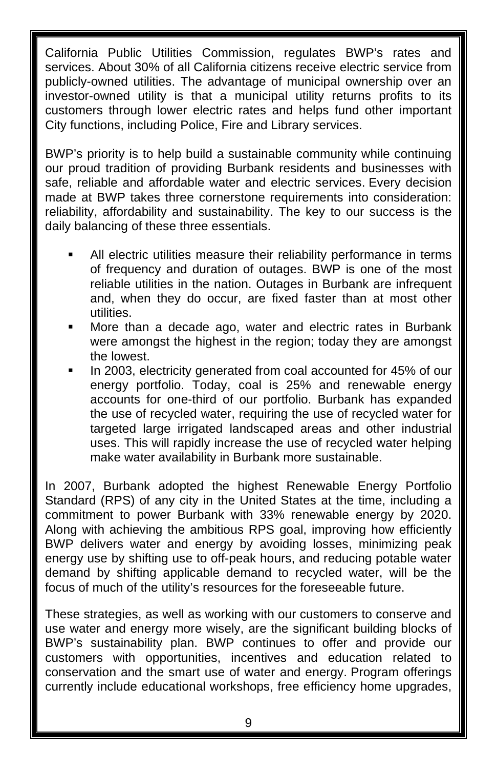California Public Utilities Commission, regulates BWP's rates and services. About 30% of all California citizens receive electric service from publicly-owned utilities. The advantage of municipal ownership over an investor-owned utility is that a municipal utility returns profits to its customers through lower electric rates and helps fund other important City functions, including Police, Fire and Library services.

BWP's priority is to help build a sustainable community while continuing our proud tradition of providing Burbank residents and businesses with safe, reliable and affordable water and electric services. Every decision made at BWP takes three cornerstone requirements into consideration: reliability, affordability and sustainability. The key to our success is the daily balancing of these three essentials.

- All electric utilities measure their reliability performance in terms of frequency and duration of outages. BWP is one of the most reliable utilities in the nation. Outages in Burbank are infrequent and, when they do occur, are fixed faster than at most other utilities.
- More than a decade ago, water and electric rates in Burbank were amongst the highest in the region; today they are amongst the lowest.
- In 2003, electricity generated from coal accounted for 45% of our energy portfolio. Today, coal is 25% and renewable energy accounts for one-third of our portfolio. Burbank has expanded the use of recycled water, requiring the use of recycled water for targeted large irrigated landscaped areas and other industrial uses. This will rapidly increase the use of recycled water helping make water availability in Burbank more sustainable.

In 2007, Burbank adopted the highest Renewable Energy Portfolio Standard (RPS) of any city in the United States at the time, including a commitment to power Burbank with 33% renewable energy by 2020. Along with achieving the ambitious RPS goal, improving how efficiently BWP delivers water and energy by avoiding losses, minimizing peak energy use by shifting use to off-peak hours, and reducing potable water demand by shifting applicable demand to recycled water, will be the focus of much of the utility's resources for the foreseeable future.

These strategies, as well as working with our customers to conserve and use water and energy more wisely, are the significant building blocks of BWP's sustainability plan. BWP continues to offer and provide our customers with opportunities, incentives and education related to conservation and the smart use of water and energy. Program offerings currently include educational workshops, free efficiency home upgrades,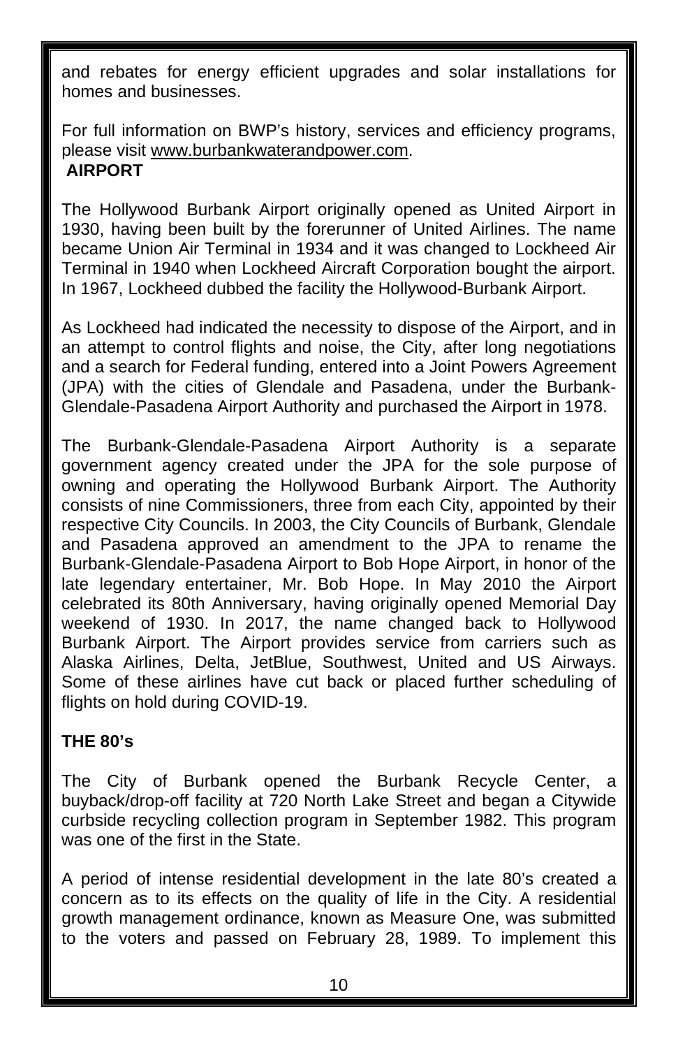and rebates for energy efficient upgrades and solar installations for homes and businesses.

For full information on BWP's history, services and efficiency programs, please visit www.burbankwaterandpower.com.

**AIRPORT**

The Hollywood Burbank Airport originally opened as United Airport in 1930, having been built by the forerunner of United Airlines. The name became Union Air Terminal in 1934 and it was changed to Lockheed Air Terminal in 1940 when Lockheed Aircraft Corporation bought the airport. In 1967, Lockheed dubbed the facility the Hollywood-Burbank Airport.

As Lockheed had indicated the necessity to dispose of the Airport, and in an attempt to control flights and noise, the City, after long negotiations and a search for Federal funding, entered into a Joint Powers Agreement (JPA) with the cities of Glendale and Pasadena, under the Burbank-Glendale-Pasadena Airport Authority and purchased the Airport in 1978.

The Burbank-Glendale-Pasadena Airport Authority is a separate government agency created under the JPA for the sole purpose of owning and operating the Hollywood Burbank Airport. The Authority consists of nine Commissioners, three from each City, appointed by their respective City Councils. In 2003, the City Councils of Burbank, Glendale and Pasadena approved an amendment to the JPA to rename the Burbank-Glendale-Pasadena Airport to Bob Hope Airport, in honor of the late legendary entertainer, Mr. Bob Hope. In May 2010 the Airport celebrated its 80th Anniversary, having originally opened Memorial Day weekend of 1930. In 2017, the name changed back to Hollywood Burbank Airport. The Airport provides service from carriers such as Alaska Airlines, Delta, JetBlue, Southwest, United and US Airways. Some of these airlines have cut back or placed further scheduling of flights on hold during COVID-19.

**THE 80's**

The City of Burbank opened the Burbank Recycle Center, a buyback/drop-off facility at 720 North Lake Street and began a Citywide curbside recycling collection program in September 1982. This program was one of the first in the State.

A period of intense residential development in the late 80's created a concern as to its effects on the quality of life in the City. A residential growth management ordinance, known as Measure One, was submitted to the voters and passed on February 28, 1989. To implement this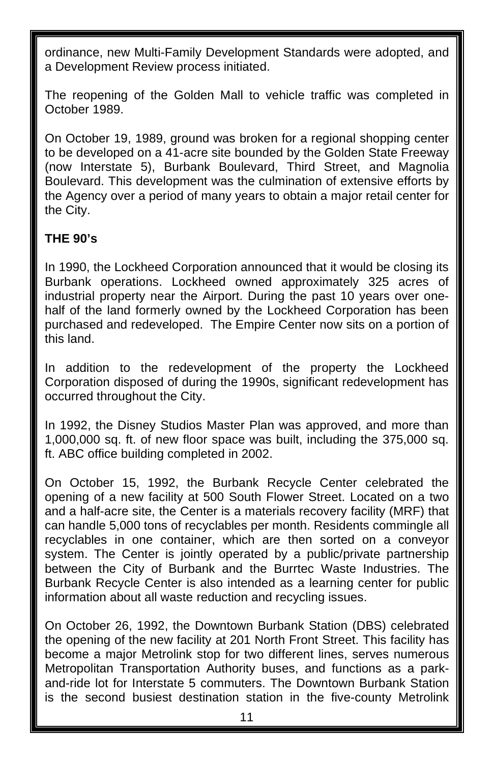ordinance, new Multi-Family Development Standards were adopted, and a Development Review process initiated.

The reopening of the Golden Mall to vehicle traffic was completed in October 1989.

On October 19, 1989, ground was broken for a regional shopping center to be developed on a 41-acre site bounded by the Golden State Freeway (now Interstate 5), Burbank Boulevard, Third Street, and Magnolia Boulevard. This development was the culmination of extensive efforts by the Agency over a period of many years to obtain a major retail center for the City.

**THE 90's**

In 1990, the Lockheed Corporation announced that it would be closing its Burbank operations. Lockheed owned approximately 325 acres of industrial property near the Airport. During the past 10 years over one-half of the land formerly owned by the Lockheed Corporation has been purchased and redeveloped. The Empire Center now sits on a portion of this land.

In addition to the redevelopment of the property the Lockheed Corporation disposed of during the 1990s, significant redevelopment has occurred throughout the City.

In 1992, the Disney Studios Master Plan was approved, and more than 1,000,000 sq. ft. of new floor space was built, including the 375,000 sq. ft. ABC office building completed in 2002.

On October 15, 1992, the Burbank Recycle Center celebrated the opening of a new facility at 500 South Flower Street. Located on a two and a half-acre site, the Center is a materials recovery facility (MRF) that can handle 5,000 tons of recyclables per month. Residents commingle all recyclables in one container, which are then sorted on a conveyor system. The Center is jointly operated by a public/private partnership between the City of Burbank and the Burrtec Waste Industries. The Burbank Recycle Center is also intended as a learning center for public information about all waste reduction and recycling issues.

On October 26, 1992, the Downtown Burbank Station (DBS) celebrated the opening of the new facility at 201 North Front Street. This facility has become a major Metrolink stop for two different lines, serves numerous Metropolitan Transportation Authority buses, and functions as a park-and-ride lot for Interstate 5 commuters. The Downtown Burbank Station is the second busiest destination station in the five-county Metrolink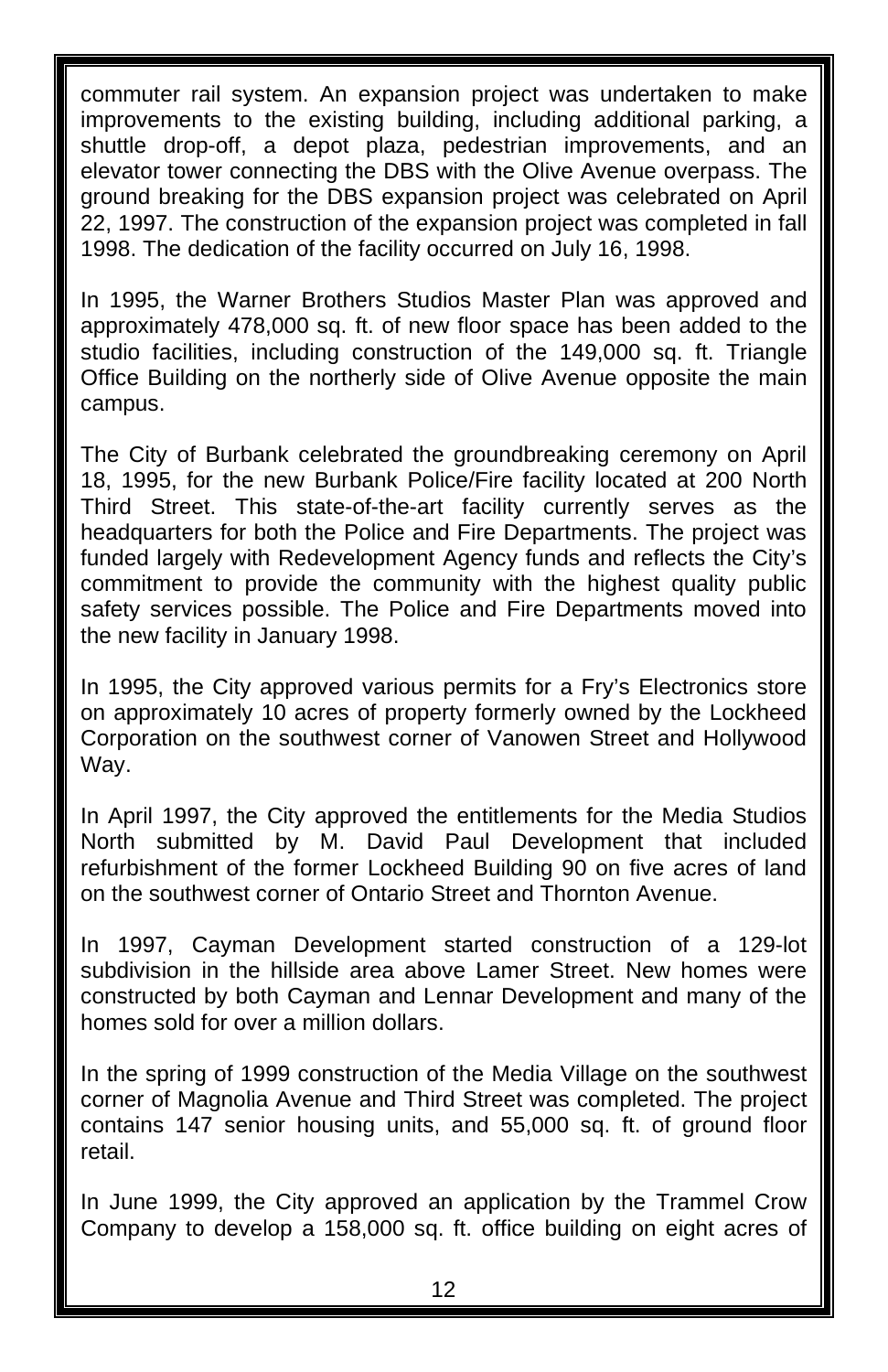commuter rail system. An expansion project was undertaken to make improvements to the existing building, including additional parking, a shuttle drop-off, a depot plaza, pedestrian improvements, and an elevator tower connecting the DBS with the Olive Avenue overpass. The ground breaking for the DBS expansion project was celebrated on April 22, 1997. The construction of the expansion project was completed in fall 1998. The dedication of the facility occurred on July 16, 1998.

In 1995, the Warner Brothers Studios Master Plan was approved and approximately 478,000 sq. ft. of new floor space has been added to the studio facilities, including construction of the 149,000 sq. ft. Triangle Office Building on the northerly side of Olive Avenue opposite the main campus.

The City of Burbank celebrated the groundbreaking ceremony on April 18, 1995, for the new Burbank Police/Fire facility located at 200 North Third Street. This state-of-the-art facility currently serves as the headquarters for both the Police and Fire Departments. The project was funded largely with Redevelopment Agency funds and reflects the City's commitment to provide the community with the highest quality public safety services possible. The Police and Fire Departments moved into the new facility in January 1998.

In 1995, the City approved various permits for a Fry's Electronics store on approximately 10 acres of property formerly owned by the Lockheed Corporation on the southwest corner of Vanowen Street and Hollywood Way.

In April 1997, the City approved the entitlements for the Media Studios North submitted by M. David Paul Development that included refurbishment of the former Lockheed Building 90 on five acres of land on the southwest corner of Ontario Street and Thornton Avenue.

In 1997, Cayman Development started construction of a 129-lot subdivision in the hillside area above Lamer Street. New homes were constructed by both Cayman and Lennar Development and many of the homes sold for over a million dollars.

In the spring of 1999 construction of the Media Village on the southwest corner of Magnolia Avenue and Third Street was completed. The project contains 147 senior housing units, and 55,000 sq. ft. of ground floor retail.

In June 1999, the City approved an application by the Trammel Crow Company to develop a 158,000 sq. ft. office building on eight acres of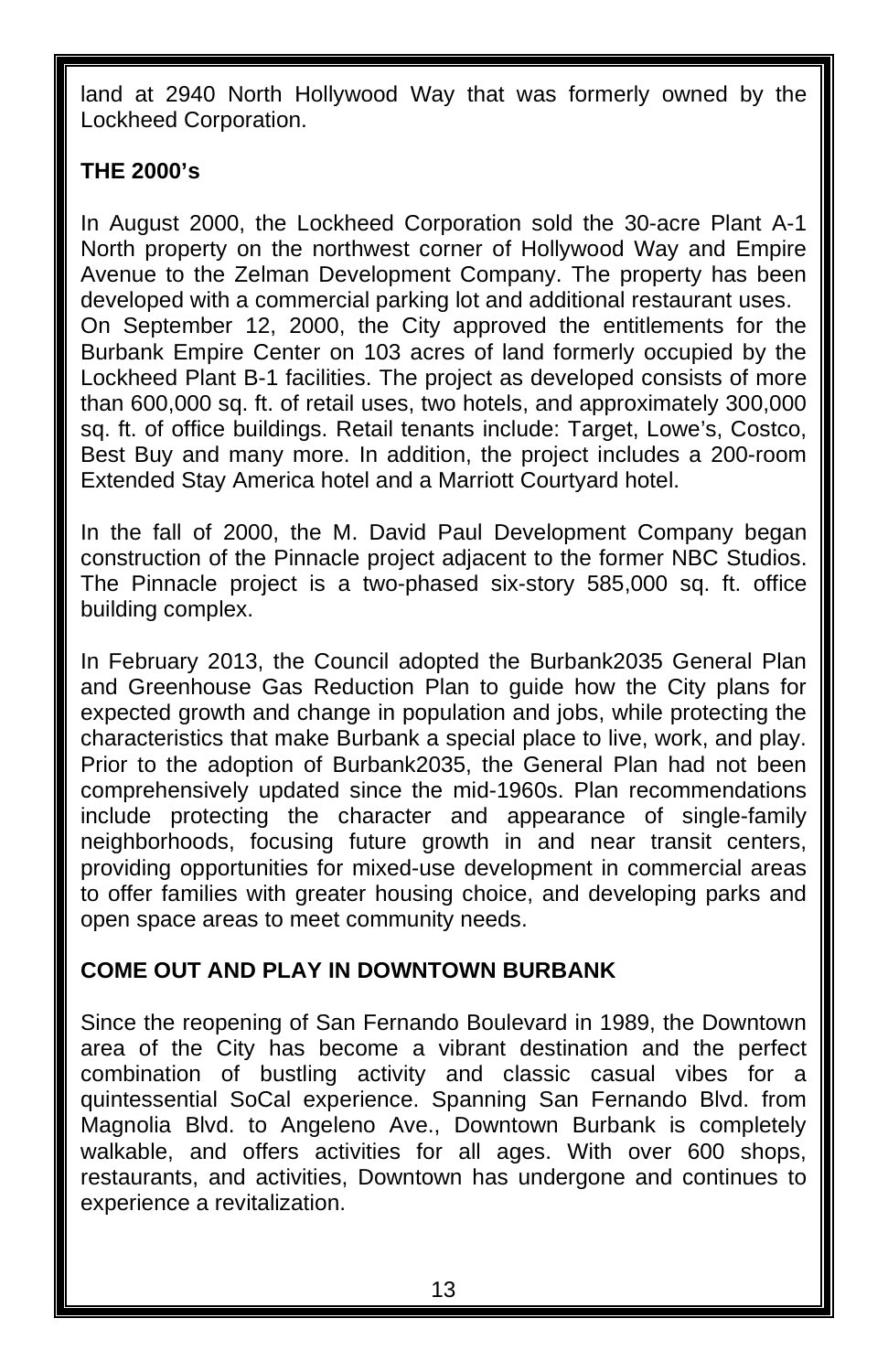land at 2940 North Hollywood Way that was formerly owned by the Lockheed Corporation.

## THE 2000's

In August 2000, the Lockheed Corporation sold the 30-acre Plant A-1 North property on the northwest corner of Hollywood Way and Empire Avenue to the Zelman Development Company. The property has been developed with a commercial parking lot and additional restaurant uses.
On September 12, 2000, the City approved the entitlements for the Burbank Empire Center on 103 acres of land formerly occupied by the Lockheed Plant B-1 facilities. The project as developed consists of more than 600,000 sq. ft. of retail uses, two hotels, and approximately 300,000 sq. ft. of office buildings. Retail tenants include: Target, Lowe's, Costco, Best Buy and many more. In addition, the project includes a 200-room Extended Stay America hotel and a Marriott Courtyard hotel.

In the fall of 2000, the M. David Paul Development Company began construction of the Pinnacle project adjacent to the former NBC Studios. The Pinnacle project is a two-phased six-story 585,000 sq. ft. office building complex.

In February 2013, the Council adopted the Burbank2035 General Plan and Greenhouse Gas Reduction Plan to guide how the City plans for expected growth and change in population and jobs, while protecting the characteristics that make Burbank a special place to live, work, and play. Prior to the adoption of Burbank2035, the General Plan had not been comprehensively updated since the mid-1960s. Plan recommendations include protecting the character and appearance of single-family neighborhoods, focusing future growth in and near transit centers, providing opportunities for mixed-use development in commercial areas to offer families with greater housing choice, and developing parks and open space areas to meet community needs.

## COME OUT AND PLAY IN DOWNTOWN BURBANK

Since the reopening of San Fernando Boulevard in 1989, the Downtown area of the City has become a vibrant destination and the perfect combination of bustling activity and classic casual vibes for a quintessential SoCal experience. Spanning San Fernando Blvd. from Magnolia Blvd. to Angeleno Ave., Downtown Burbank is completely walkable, and offers activities for all ages. With over 600 shops, restaurants, and activities, Downtown has undergone and continues to experience a revitalization.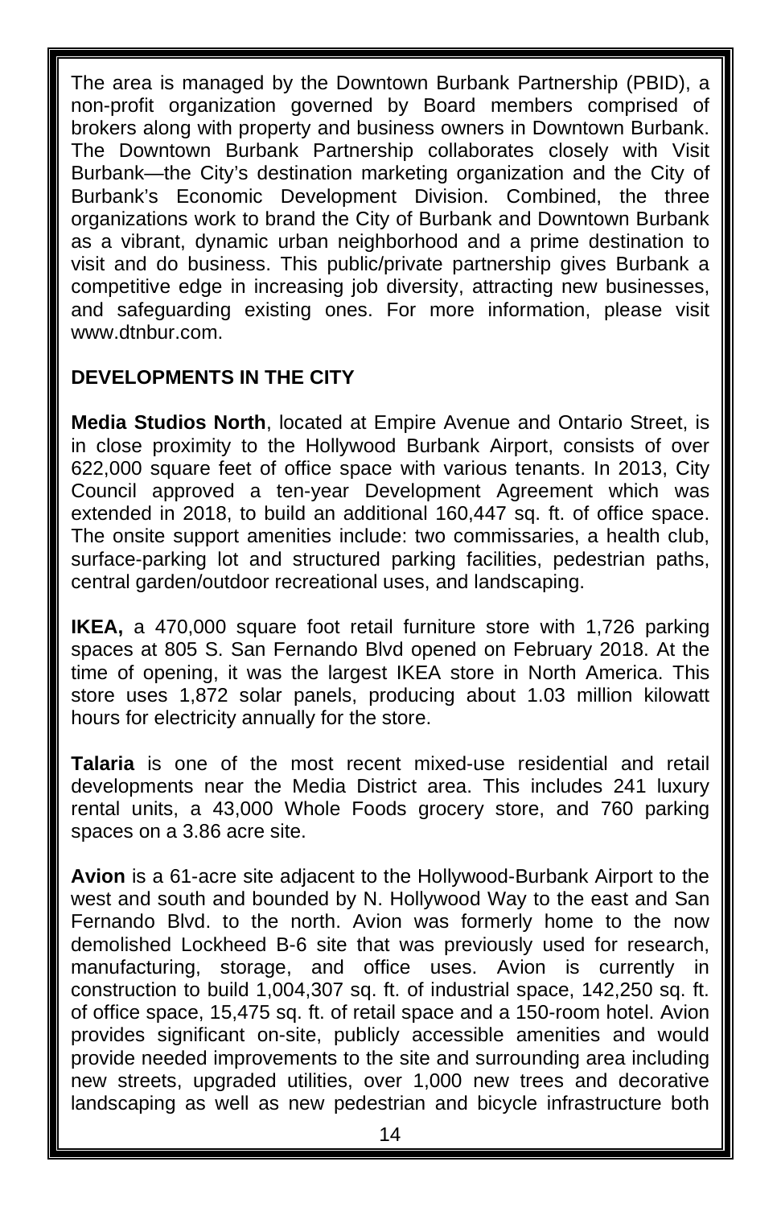The area is managed by the Downtown Burbank Partnership (PBID), a non-profit organization governed by Board members comprised of brokers along with property and business owners in Downtown Burbank. The Downtown Burbank Partnership collaborates closely with Visit Burbank—the City's destination marketing organization and the City of Burbank's Economic Development Division. Combined, the three organizations work to brand the City of Burbank and Downtown Burbank as a vibrant, dynamic urban neighborhood and a prime destination to visit and do business. This public/private partnership gives Burbank a competitive edge in increasing job diversity, attracting new businesses, and safeguarding existing ones. For more information, please visit www.dtnbur.com.

## DEVELOPMENTS IN THE CITY

**Media Studios North**, located at Empire Avenue and Ontario Street, is in close proximity to the Hollywood Burbank Airport, consists of over 622,000 square feet of office space with various tenants. In 2013, City Council approved a ten-year Development Agreement which was extended in 2018, to build an additional 160,447 sq. ft. of office space. The onsite support amenities include: two commissaries, a health club, surface-parking lot and structured parking facilities, pedestrian paths, central garden/outdoor recreational uses, and landscaping.

**IKEA,** a 470,000 square foot retail furniture store with 1,726 parking spaces at 805 S. San Fernando Blvd opened on February 2018. At the time of opening, it was the largest IKEA store in North America. This store uses 1,872 solar panels, producing about 1.03 million kilowatt hours for electricity annually for the store.

**Talaria** is one of the most recent mixed-use residential and retail developments near the Media District area. This includes 241 luxury rental units, a 43,000 Whole Foods grocery store, and 760 parking spaces on a 3.86 acre site.

**Avion** is a 61-acre site adjacent to the Hollywood-Burbank Airport to the west and south and bounded by N. Hollywood Way to the east and San Fernando Blvd. to the north. Avion was formerly home to the now demolished Lockheed B-6 site that was previously used for research, manufacturing, storage, and office uses. Avion is currently in construction to build 1,004,307 sq. ft. of industrial space, 142,250 sq. ft. of office space, 15,475 sq. ft. of retail space and a 150-room hotel. Avion provides significant on-site, publicly accessible amenities and would provide needed improvements to the site and surrounding area including new streets, upgraded utilities, over 1,000 new trees and decorative landscaping as well as new pedestrian and bicycle infrastructure both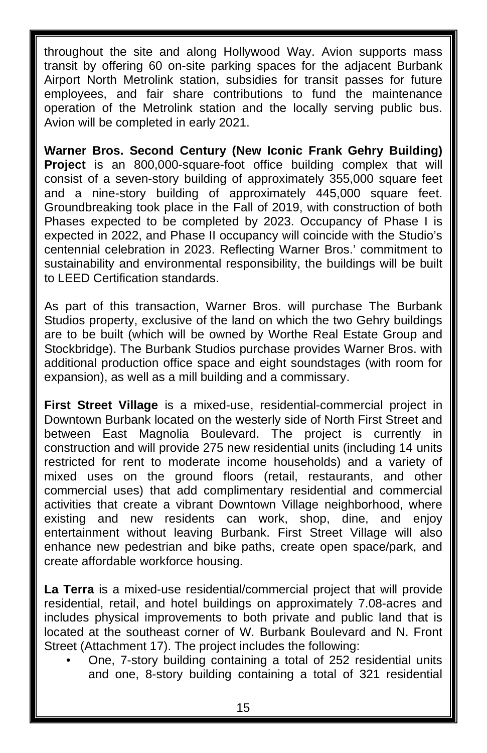throughout the site and along Hollywood Way. Avion supports mass transit by offering 60 on-site parking spaces for the adjacent Burbank Airport North Metrolink station, subsidies for transit passes for future employees, and fair share contributions to fund the maintenance operation of the Metrolink station and the locally serving public bus. Avion will be completed in early 2021.

**Warner Bros. Second Century (New Iconic Frank Gehry Building) Project** is an 800,000-square-foot office building complex that will consist of a seven-story building of approximately 355,000 square feet and a nine-story building of approximately 445,000 square feet. Groundbreaking took place in the Fall of 2019, with construction of both Phases expected to be completed by 2023. Occupancy of Phase I is expected in 2022, and Phase II occupancy will coincide with the Studio's centennial celebration in 2023. Reflecting Warner Bros.' commitment to sustainability and environmental responsibility, the buildings will be built to LEED Certification standards.

As part of this transaction, Warner Bros. will purchase The Burbank Studios property, exclusive of the land on which the two Gehry buildings are to be built (which will be owned by Worthe Real Estate Group and Stockbridge). The Burbank Studios purchase provides Warner Bros. with additional production office space and eight soundstages (with room for expansion), as well as a mill building and a commissary.

**First Street Village** is a mixed-use, residential-commercial project in Downtown Burbank located on the westerly side of North First Street and between East Magnolia Boulevard. The project is currently in construction and will provide 275 new residential units (including 14 units restricted for rent to moderate income households) and a variety of mixed uses on the ground floors (retail, restaurants, and other commercial uses) that add complimentary residential and commercial activities that create a vibrant Downtown Village neighborhood, where existing and new residents can work, shop, dine, and enjoy entertainment without leaving Burbank. First Street Village will also enhance new pedestrian and bike paths, create open space/park, and create affordable workforce housing.

**La Terra** is a mixed-use residential/commercial project that will provide residential, retail, and hotel buildings on approximately 7.08-acres and includes physical improvements to both private and public land that is located at the southeast corner of W. Burbank Boulevard and N. Front Street (Attachment 17). The project includes the following:

- One, 7-story building containing a total of 252 residential units and one, 8-story building containing a total of 321 residential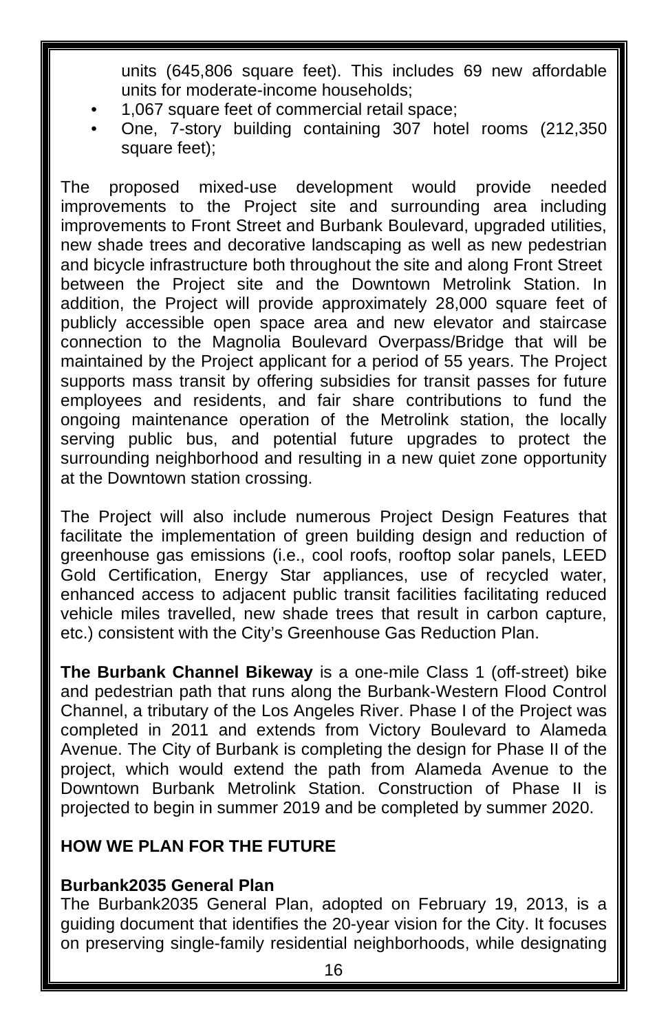units (645,806 square feet). This includes 69 new affordable units for moderate-income households;

- 1,067 square feet of commercial retail space;
- One, 7-story building containing 307 hotel rooms (212,350 square feet);

The proposed mixed-use development would provide needed improvements to the Project site and surrounding area including improvements to Front Street and Burbank Boulevard, upgraded utilities, new shade trees and decorative landscaping as well as new pedestrian and bicycle infrastructure both throughout the site and along Front Street between the Project site and the Downtown Metrolink Station. In addition, the Project will provide approximately 28,000 square feet of publicly accessible open space area and new elevator and staircase connection to the Magnolia Boulevard Overpass/Bridge that will be maintained by the Project applicant for a period of 55 years. The Project supports mass transit by offering subsidies for transit passes for future employees and residents, and fair share contributions to fund the ongoing maintenance operation of the Metrolink station, the locally serving public bus, and potential future upgrades to protect the surrounding neighborhood and resulting in a new quiet zone opportunity at the Downtown station crossing.

The Project will also include numerous Project Design Features that facilitate the implementation of green building design and reduction of greenhouse gas emissions (i.e., cool roofs, rooftop solar panels, LEED Gold Certification, Energy Star appliances, use of recycled water, enhanced access to adjacent public transit facilities facilitating reduced vehicle miles travelled, new shade trees that result in carbon capture, etc.) consistent with the City's Greenhouse Gas Reduction Plan.

**The Burbank Channel Bikeway** is a one-mile Class 1 (off-street) bike and pedestrian path that runs along the Burbank-Western Flood Control Channel, a tributary of the Los Angeles River. Phase I of the Project was completed in 2011 and extends from Victory Boulevard to Alameda Avenue. The City of Burbank is completing the design for Phase II of the project, which would extend the path from Alameda Avenue to the Downtown Burbank Metrolink Station. Construction of Phase II is projected to begin in summer 2019 and be completed by summer 2020.

## HOW WE PLAN FOR THE FUTURE

### Burbank2035 General Plan

The Burbank2035 General Plan, adopted on February 19, 2013, is a guiding document that identifies the 20-year vision for the City. It focuses on preserving single-family residential neighborhoods, while designating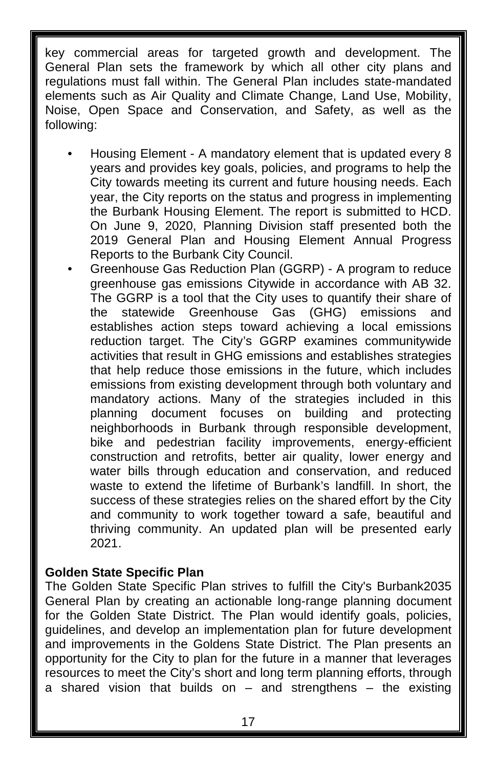key commercial areas for targeted growth and development. The General Plan sets the framework by which all other city plans and regulations must fall within. The General Plan includes state-mandated elements such as Air Quality and Climate Change, Land Use, Mobility, Noise, Open Space and Conservation, and Safety, as well as the following:

- Housing Element - A mandatory element that is updated every 8 years and provides key goals, policies, and programs to help the City towards meeting its current and future housing needs. Each year, the City reports on the status and progress in implementing the Burbank Housing Element. The report is submitted to HCD. On June 9, 2020, Planning Division staff presented both the 2019 General Plan and Housing Element Annual Progress Reports to the Burbank City Council.
- Greenhouse Gas Reduction Plan (GGRP) - A program to reduce greenhouse gas emissions Citywide in accordance with AB 32. The GGRP is a tool that the City uses to quantify their share of the statewide Greenhouse Gas (GHG) emissions and establishes action steps toward achieving a local emissions reduction target. The City's GGRP examines communitywide activities that result in GHG emissions and establishes strategies that help reduce those emissions in the future, which includes emissions from existing development through both voluntary and mandatory actions. Many of the strategies included in this planning document focuses on building and protecting neighborhoods in Burbank through responsible development, bike and pedestrian facility improvements, energy-efficient construction and retrofits, better air quality, lower energy and water bills through education and conservation, and reduced waste to extend the lifetime of Burbank's landfill. In short, the success of these strategies relies on the shared effort by the City and community to work together toward a safe, beautiful and thriving community. An updated plan will be presented early 2021.

**Golden State Specific Plan**

The Golden State Specific Plan strives to fulfill the City's Burbank2035 General Plan by creating an actionable long-range planning document for the Golden State District. The Plan would identify goals, policies, guidelines, and develop an implementation plan for future development and improvements in the Goldens State District. The Plan presents an opportunity for the City to plan for the future in a manner that leverages resources to meet the City's short and long term planning efforts, through a shared vision that builds on – and strengthens – the existing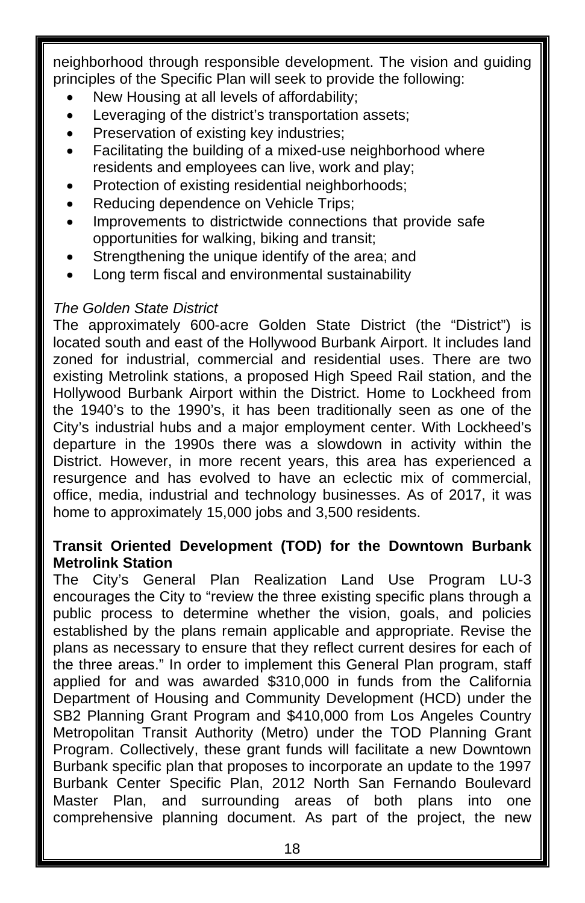neighborhood through responsible development. The vision and guiding principles of the Specific Plan will seek to provide the following:

- New Housing at all levels of affordability;
- Leveraging of the district's transportation assets;
- Preservation of existing key industries;
- Facilitating the building of a mixed-use neighborhood where residents and employees can live, work and play;
- Protection of existing residential neighborhoods;
- Reducing dependence on Vehicle Trips;
- Improvements to districtwide connections that provide safe opportunities for walking, biking and transit;
- Strengthening the unique identify of the area; and
- Long term fiscal and environmental sustainability

*The Golden State District*

The approximately 600-acre Golden State District (the "District") is located south and east of the Hollywood Burbank Airport. It includes land zoned for industrial, commercial and residential uses. There are two existing Metrolink stations, a proposed High Speed Rail station, and the Hollywood Burbank Airport within the District. Home to Lockheed from the 1940's to the 1990's, it has been traditionally seen as one of the City's industrial hubs and a major employment center. With Lockheed's departure in the 1990s there was a slowdown in activity within the District. However, in more recent years, this area has experienced a resurgence and has evolved to have an eclectic mix of commercial, office, media, industrial and technology businesses. As of 2017, it was home to approximately 15,000 jobs and 3,500 residents.

**Transit Oriented Development (TOD) for the Downtown Burbank Metrolink Station**

The City's General Plan Realization Land Use Program LU-3 encourages the City to "review the three existing specific plans through a public process to determine whether the vision, goals, and policies established by the plans remain applicable and appropriate. Revise the plans as necessary to ensure that they reflect current desires for each of the three areas." In order to implement this General Plan program, staff applied for and was awarded $310,000 in funds from the California Department of Housing and Community Development (HCD) under the SB2 Planning Grant Program and $410,000 from Los Angeles Country Metropolitan Transit Authority (Metro) under the TOD Planning Grant Program. Collectively, these grant funds will facilitate a new Downtown Burbank specific plan that proposes to incorporate an update to the 1997 Burbank Center Specific Plan, 2012 North San Fernando Boulevard Master Plan, and surrounding areas of both plans into one comprehensive planning document. As part of the project, the new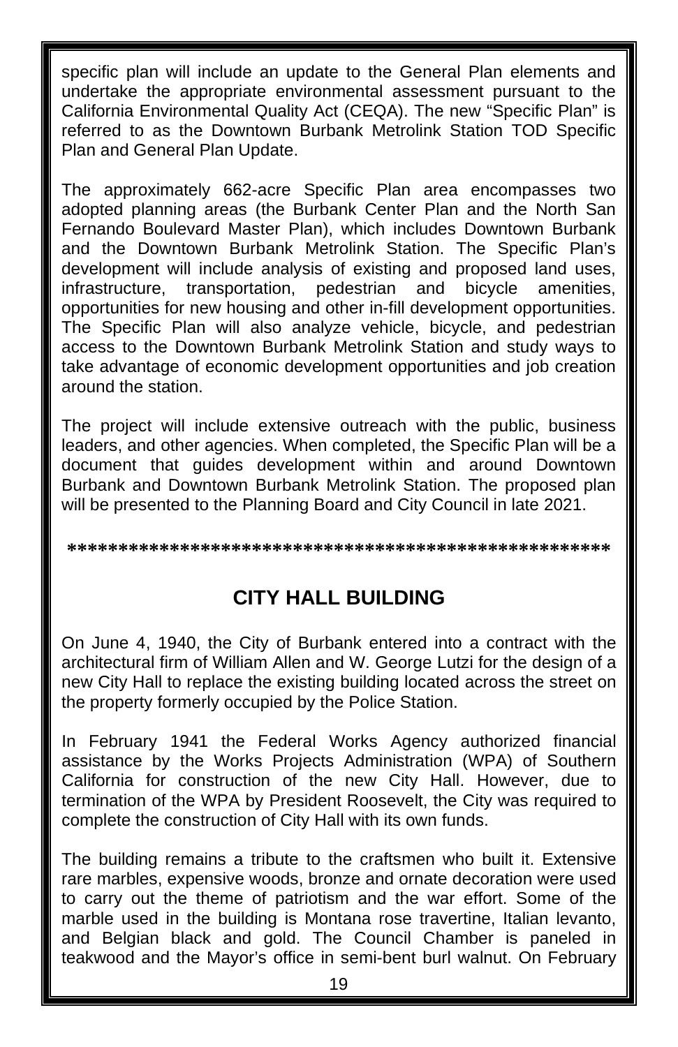specific plan will include an update to the General Plan elements and undertake the appropriate environmental assessment pursuant to the California Environmental Quality Act (CEQA). The new "Specific Plan" is referred to as the Downtown Burbank Metrolink Station TOD Specific Plan and General Plan Update.

The approximately 662-acre Specific Plan area encompasses two adopted planning areas (the Burbank Center Plan and the North San Fernando Boulevard Master Plan), which includes Downtown Burbank and the Downtown Burbank Metrolink Station. The Specific Plan's development will include analysis of existing and proposed land uses, infrastructure, transportation, pedestrian and bicycle amenities, opportunities for new housing and other in-fill development opportunities. The Specific Plan will also analyze vehicle, bicycle, and pedestrian access to the Downtown Burbank Metrolink Station and study ways to take advantage of economic development opportunities and job creation around the station.

The project will include extensive outreach with the public, business leaders, and other agencies. When completed, the Specific Plan will be a document that guides development within and around Downtown Burbank and Downtown Burbank Metrolink Station. The proposed plan will be presented to the Planning Board and City Council in late 2021.

**************************************************

## CITY HALL BUILDING

On June 4, 1940, the City of Burbank entered into a contract with the architectural firm of William Allen and W. George Lutzi for the design of a new City Hall to replace the existing building located across the street on the property formerly occupied by the Police Station.

In February 1941 the Federal Works Agency authorized financial assistance by the Works Projects Administration (WPA) of Southern California for construction of the new City Hall. However, due to termination of the WPA by President Roosevelt, the City was required to complete the construction of City Hall with its own funds.

The building remains a tribute to the craftsmen who built it. Extensive rare marbles, expensive woods, bronze and ornate decoration were used to carry out the theme of patriotism and the war effort. Some of the marble used in the building is Montana rose travertine, Italian levanto, and Belgian black and gold. The Council Chamber is paneled in teakwood and the Mayor's office in semi-bent burl walnut. On February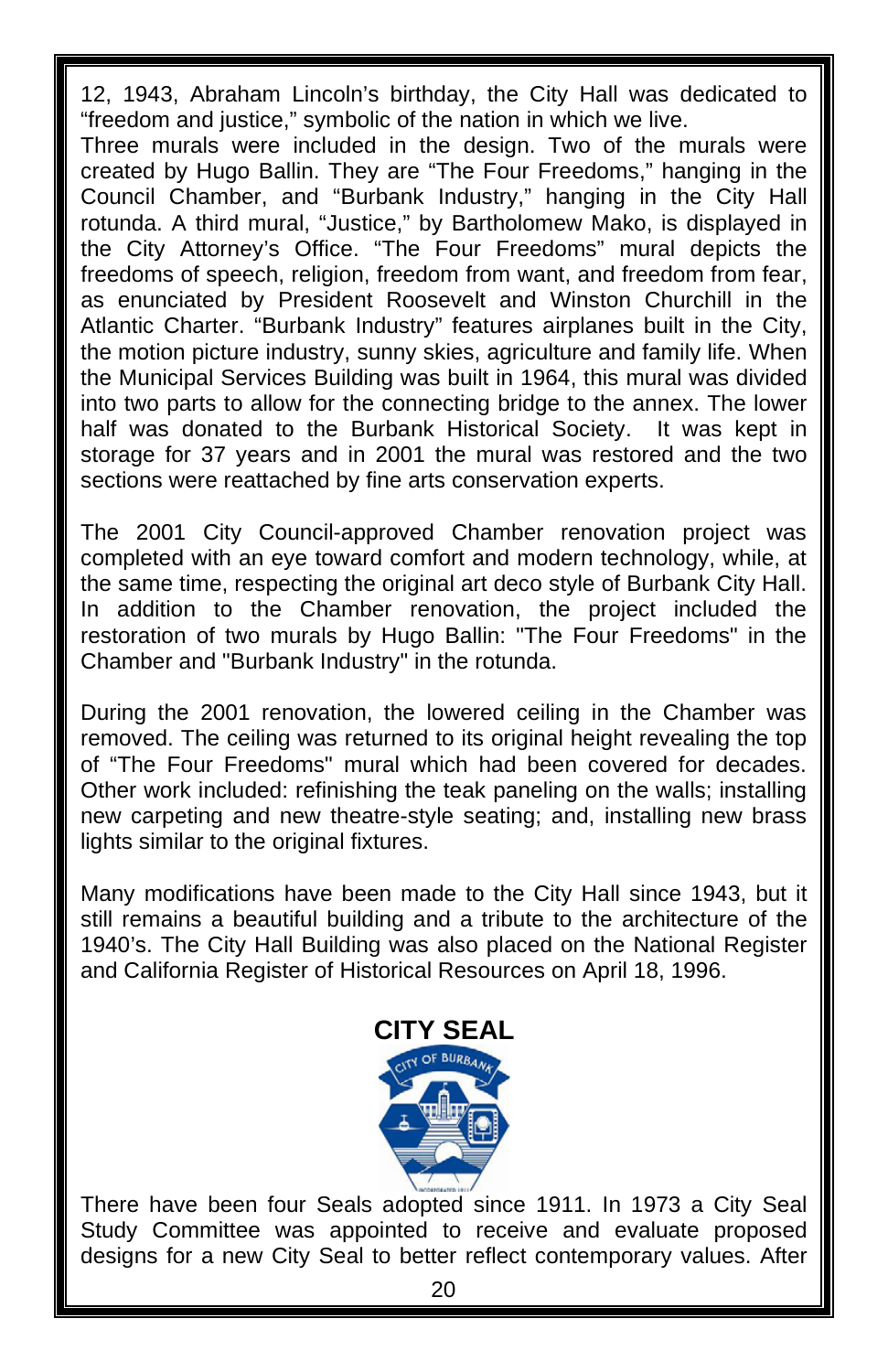12, 1943, Abraham Lincoln's birthday, the City Hall was dedicated to "freedom and justice," symbolic of the nation in which we live.
Three murals were included in the design. Two of the murals were created by Hugo Ballin. They are "The Four Freedoms," hanging in the Council Chamber, and "Burbank Industry," hanging in the City Hall rotunda. A third mural, "Justice," by Bartholomew Mako, is displayed in the City Attorney's Office. "The Four Freedoms" mural depicts the freedoms of speech, religion, freedom from want, and freedom from fear, as enunciated by President Roosevelt and Winston Churchill in the Atlantic Charter. "Burbank Industry" features airplanes built in the City, the motion picture industry, sunny skies, agriculture and family life. When the Municipal Services Building was built in 1964, this mural was divided into two parts to allow for the connecting bridge to the annex. The lower half was donated to the Burbank Historical Society. It was kept in storage for 37 years and in 2001 the mural was restored and the two sections were reattached by fine arts conservation experts.

The 2001 City Council-approved Chamber renovation project was completed with an eye toward comfort and modern technology, while, at the same time, respecting the original art deco style of Burbank City Hall. In addition to the Chamber renovation, the project included the restoration of two murals by Hugo Ballin: "The Four Freedoms" in the Chamber and "Burbank Industry" in the rotunda.

During the 2001 renovation, the lowered ceiling in the Chamber was removed. The ceiling was returned to its original height revealing the top of "The Four Freedoms" mural which had been covered for decades. Other work included: refinishing the teak paneling on the walls; installing new carpeting and new theatre-style seating; and, installing new brass lights similar to the original fixtures.

Many modifications have been made to the City Hall since 1943, but it still remains a beautiful building and a tribute to the architecture of the 1940's. The City Hall Building was also placed on the National Register and California Register of Historical Resources on April 18, 1996.

## CITY SEAL

There have been four Seals adopted since 1911. In 1973 a City Seal Study Committee was appointed to receive and evaluate proposed designs for a new City Seal to better reflect contemporary values. After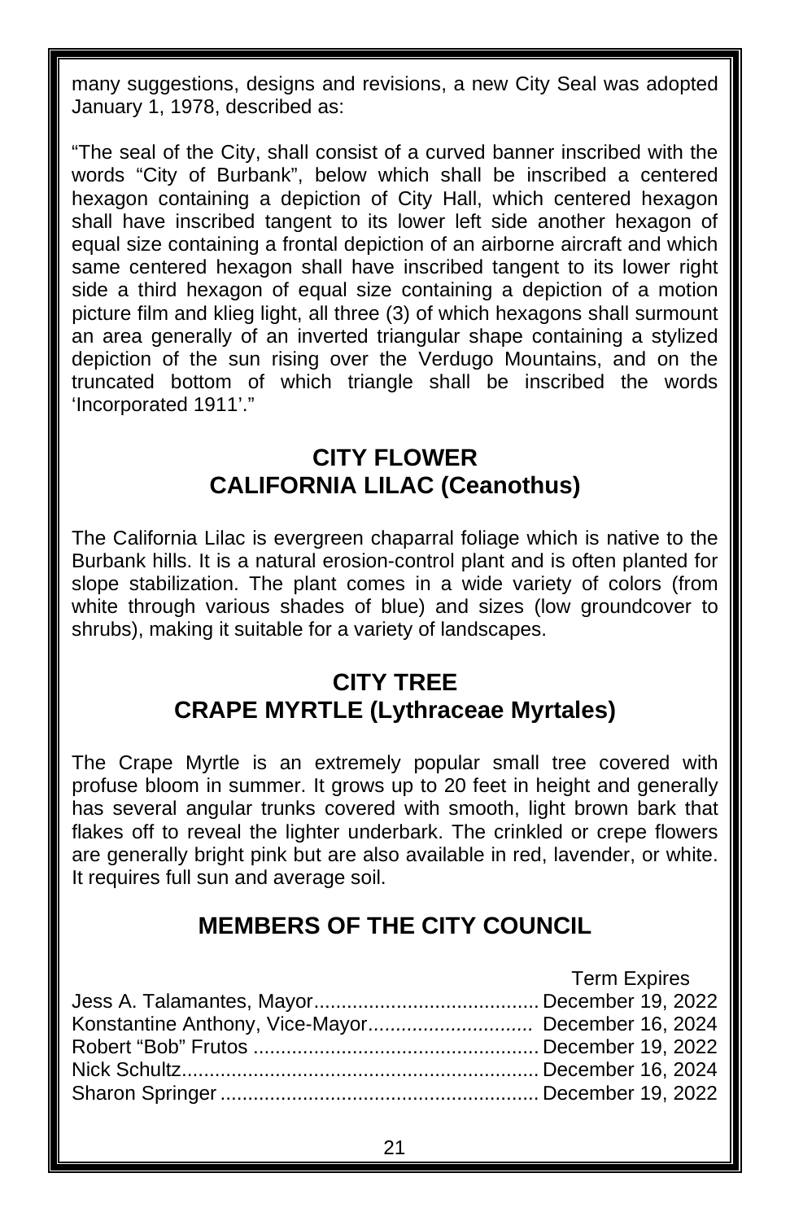many suggestions, designs and revisions, a new City Seal was adopted January 1, 1978, described as:

"The seal of the City, shall consist of a curved banner inscribed with the words "City of Burbank", below which shall be inscribed a centered hexagon containing a depiction of City Hall, which centered hexagon shall have inscribed tangent to its lower left side another hexagon of equal size containing a frontal depiction of an airborne aircraft and which same centered hexagon shall have inscribed tangent to its lower right side a third hexagon of equal size containing a depiction of a motion picture film and klieg light, all three (3) of which hexagons shall surmount an area generally of an inverted triangular shape containing a stylized depiction of the sun rising over the Verdugo Mountains, and on the truncated bottom of which triangle shall be inscribed the words 'Incorporated 1911'."

## CITY FLOWER
## CALIFORNIA LILAC (Ceanothus)

The California Lilac is evergreen chaparral foliage which is native to the Burbank hills. It is a natural erosion-control plant and is often planted for slope stabilization. The plant comes in a wide variety of colors (from white through various shades of blue) and sizes (low groundcover to shrubs), making it suitable for a variety of landscapes.

## CITY TREE
## CRAPE MYRTLE (Lythraceae Myrtales)

The Crape Myrtle is an extremely popular small tree covered with profuse bloom in summer. It grows up to 20 feet in height and generally has several angular trunks covered with smooth, light brown bark that flakes off to reveal the lighter underbark. The crinkled or crepe flowers are generally bright pink but are also available in red, lavender, or white. It requires full sun and average soil.

## MEMBERS OF THE CITY COUNCIL

| | Term Expires |
|---|---|
| Jess A. Talamantes, Mayor | December 19, 2022 |
| Konstantine Anthony, Vice-Mayor | December 16, 2024 |
| Robert "Bob" Frutos | December 19, 2022 |
| Nick Schultz | December 16, 2024 |
| Sharon Springer | December 19, 2022 |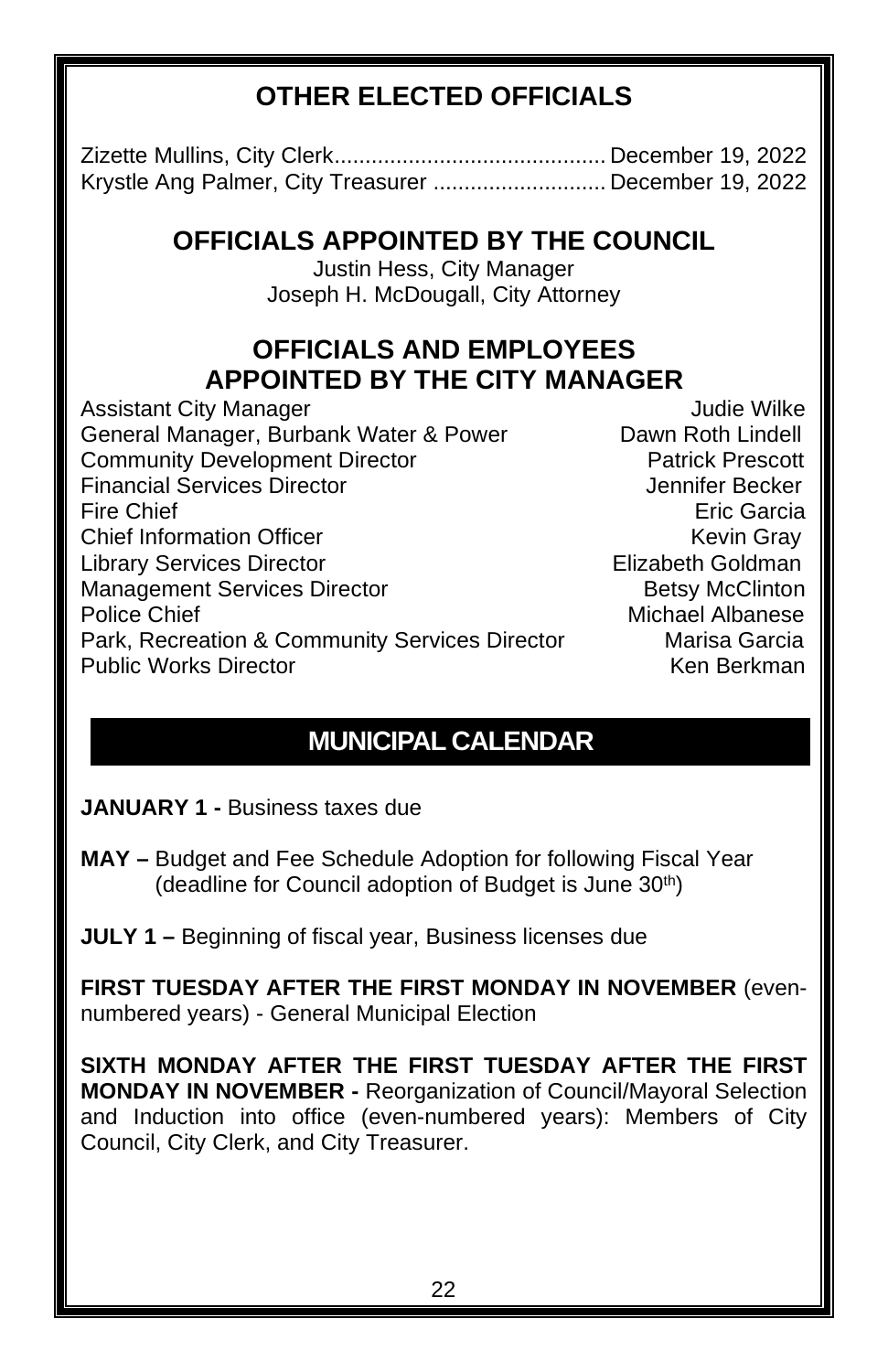## OTHER ELECTED OFFICIALS

Zizette Mullins, City Clerk............................................ December 19, 2022
Krystle Ang Palmer, City Treasurer ............................ December 19, 2022

## OFFICIALS APPOINTED BY THE COUNCIL

Justin Hess, City Manager
Joseph H. McDougall, City Attorney

## OFFICIALS AND EMPLOYEES APPOINTED BY THE CITY MANAGER

| | |
|---|---|
| Assistant City Manager | Judie Wilke |
| General Manager, Burbank Water & Power | Dawn Roth Lindell |
| Community Development Director | Patrick Prescott |
| Financial Services Director | Jennifer Becker |
| Fire Chief | Eric Garcia |
| Chief Information Officer | Kevin Gray |
| Library Services Director | Elizabeth Goldman |
| Management Services Director | Betsy McClinton |
| Police Chief | Michael Albanese |
| Park, Recreation & Community Services Director | Marisa Garcia |
| Public Works Director | Ken Berkman |

## MUNICIPAL CALENDAR

**JANUARY 1 -** Business taxes due

**MAY –** Budget and Fee Schedule Adoption for following Fiscal Year (deadline for Council adoption of Budget is June 30th)

**JULY 1 –** Beginning of fiscal year, Business licenses due

**FIRST TUESDAY AFTER THE FIRST MONDAY IN NOVEMBER** (even-numbered years) - General Municipal Election

**SIXTH MONDAY AFTER THE FIRST TUESDAY AFTER THE FIRST MONDAY IN NOVEMBER -** Reorganization of Council/Mayoral Selection and Induction into office (even-numbered years): Members of City Council, City Clerk, and City Treasurer.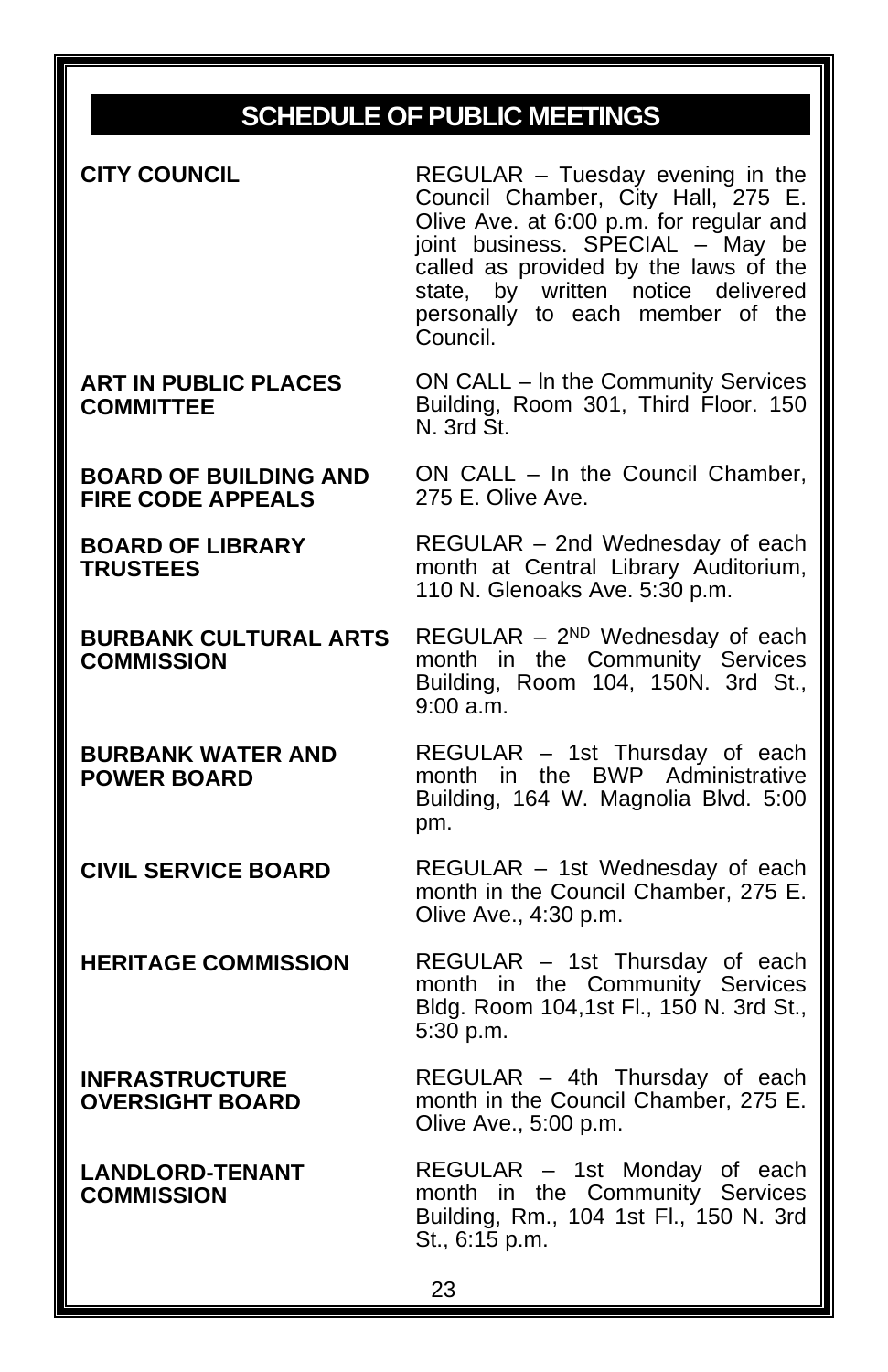# SCHEDULE OF PUBLIC MEETINGS

| | |
|---|---|
| **CITY COUNCIL** | REGULAR – Tuesday evening in the Council Chamber, City Hall, 275 E. Olive Ave. at 6:00 p.m. for regular and joint business. SPECIAL – May be called as provided by the laws of the state, by written notice delivered personally to each member of the Council. |
| **ART IN PUBLIC PLACES COMMITTEE** | ON CALL – ln the Community Services Building, Room 301, Third Floor. 150 N. 3rd St. |
| **BOARD OF BUILDING AND FIRE CODE APPEALS** | ON CALL – In the Council Chamber, 275 E. Olive Ave. |
| **BOARD OF LIBRARY TRUSTEES** | REGULAR – 2nd Wednesday of each month at Central Library Auditorium, 110 N. Glenoaks Ave. 5:30 p.m. |
| **BURBANK CULTURAL ARTS COMMISSION** | REGULAR – 2ND Wednesday of each month in the Community Services Building, Room 104, 150N. 3rd St., 9:00 a.m. |
| **BURBANK WATER AND POWER BOARD** | REGULAR – 1st Thursday of each month in the BWP Administrative Building, 164 W. Magnolia Blvd. 5:00 pm. |
| **CIVIL SERVICE BOARD** | REGULAR – 1st Wednesday of each month in the Council Chamber, 275 E. Olive Ave., 4:30 p.m. |
| **HERITAGE COMMISSION** | REGULAR – 1st Thursday of each month in the Community Services Bldg. Room 104,1st Fl., 150 N. 3rd St., 5:30 p.m. |
| **INFRASTRUCTURE OVERSIGHT BOARD** | REGULAR – 4th Thursday of each month in the Council Chamber, 275 E. Olive Ave., 5:00 p.m. |
| **LANDLORD-TENANT COMMISSION** | REGULAR – 1st Monday of each month in the Community Services Building, Rm., 104 1st Fl., 150 N. 3rd St., 6:15 p.m. |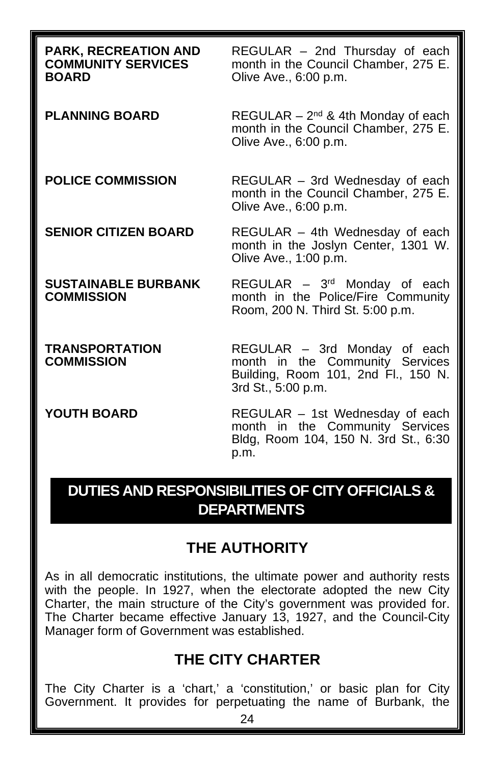| | |
|---|---|
| **PARK, RECREATION AND COMMUNITY SERVICES BOARD** | REGULAR – 2nd Thursday of each month in the Council Chamber, 275 E. Olive Ave., 6:00 p.m. |
| **PLANNING BOARD** | REGULAR – 2nd & 4th Monday of each month in the Council Chamber, 275 E. Olive Ave., 6:00 p.m. |
| **POLICE COMMISSION** | REGULAR – 3rd Wednesday of each month in the Council Chamber, 275 E. Olive Ave., 6:00 p.m. |
| **SENIOR CITIZEN BOARD** | REGULAR – 4th Wednesday of each month in the Joslyn Center, 1301 W. Olive Ave., 1:00 p.m. |
| **SUSTAINABLE BURBANK COMMISSION** | REGULAR – 3rd Monday of each month in the Police/Fire Community Room, 200 N. Third St. 5:00 p.m. |
| **TRANSPORTATION COMMISSION** | REGULAR – 3rd Monday of each month in the Community Services Building, Room 101, 2nd Fl., 150 N. 3rd St., 5:00 p.m. |
| **YOUTH BOARD** | REGULAR – 1st Wednesday of each month in the Community Services Bldg, Room 104, 150 N. 3rd St., 6:30 p.m. |

# DUTIES AND RESPONSIBILITIES OF CITY OFFICIALS & DEPARTMENTS

## THE AUTHORITY

As in all democratic institutions, the ultimate power and authority rests with the people. In 1927, when the electorate adopted the new City Charter, the main structure of the City's government was provided for. The Charter became effective January 13, 1927, and the Council-City Manager form of Government was established.

## THE CITY CHARTER

The City Charter is a 'chart,' a 'constitution,' or basic plan for City Government. It provides for perpetuating the name of Burbank, the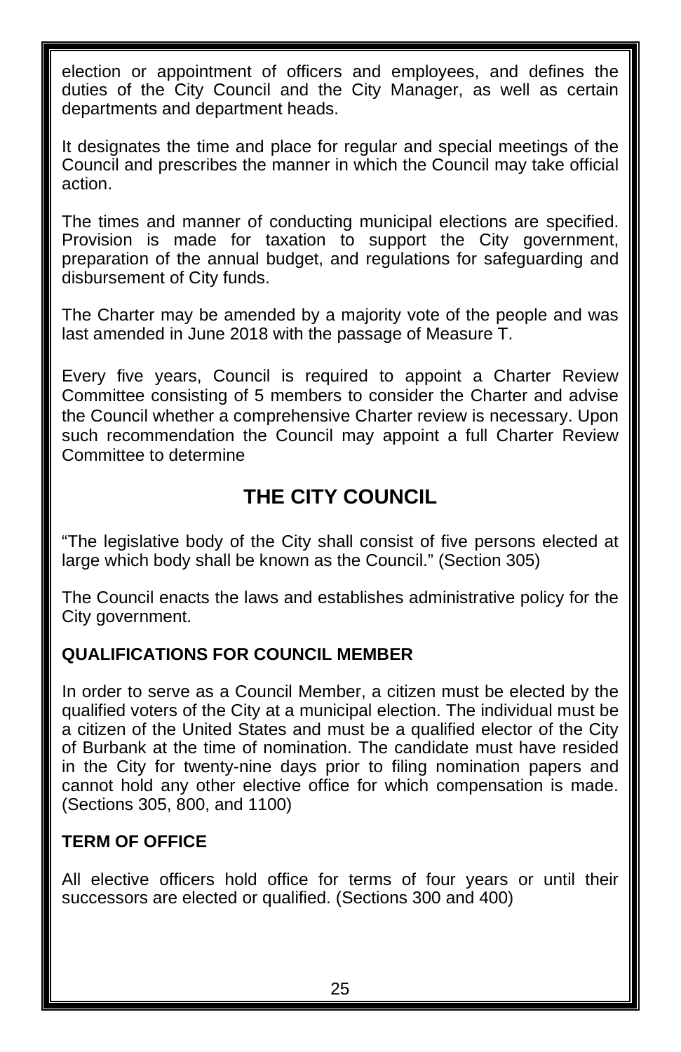election or appointment of officers and employees, and defines the duties of the City Council and the City Manager, as well as certain departments and department heads.

It designates the time and place for regular and special meetings of the Council and prescribes the manner in which the Council may take official action.

The times and manner of conducting municipal elections are specified. Provision is made for taxation to support the City government, preparation of the annual budget, and regulations for safeguarding and disbursement of City funds.

The Charter may be amended by a majority vote of the people and was last amended in June 2018 with the passage of Measure T.

Every five years, Council is required to appoint a Charter Review Committee consisting of 5 members to consider the Charter and advise the Council whether a comprehensive Charter review is necessary. Upon such recommendation the Council may appoint a full Charter Review Committee to determine

## THE CITY COUNCIL

"The legislative body of the City shall consist of five persons elected at large which body shall be known as the Council." (Section 305)

The Council enacts the laws and establishes administrative policy for the City government.

### QUALIFICATIONS FOR COUNCIL MEMBER

In order to serve as a Council Member, a citizen must be elected by the qualified voters of the City at a municipal election. The individual must be a citizen of the United States and must be a qualified elector of the City of Burbank at the time of nomination. The candidate must have resided in the City for twenty-nine days prior to filing nomination papers and cannot hold any other elective office for which compensation is made. (Sections 305, 800, and 1100)

### TERM OF OFFICE

All elective officers hold office for terms of four years or until their successors are elected or qualified. (Sections 300 and 400)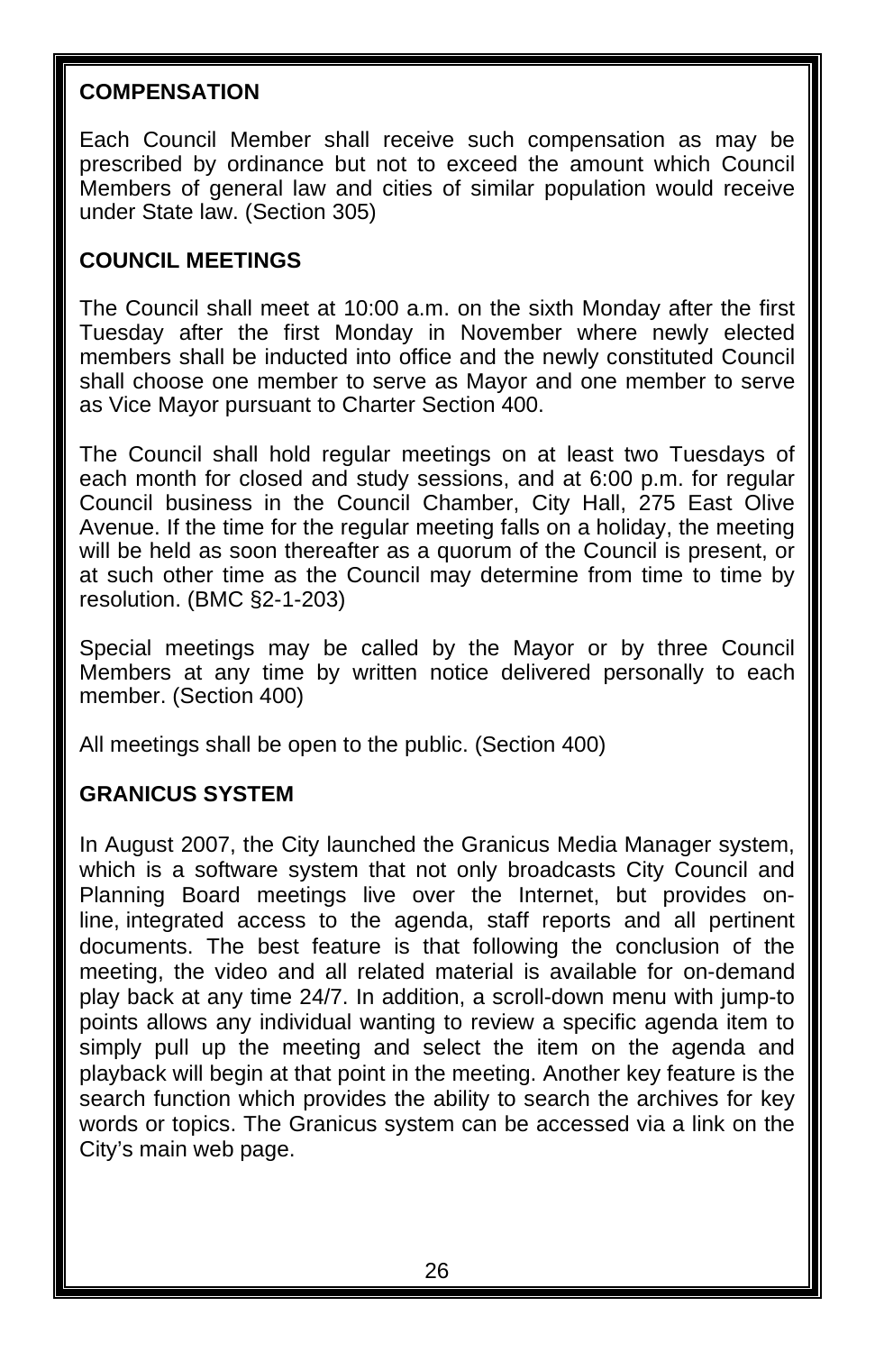## COMPENSATION

Each Council Member shall receive such compensation as may be prescribed by ordinance but not to exceed the amount which Council Members of general law and cities of similar population would receive under State law. (Section 305)

## COUNCIL MEETINGS

The Council shall meet at 10:00 a.m. on the sixth Monday after the first Tuesday after the first Monday in November where newly elected members shall be inducted into office and the newly constituted Council shall choose one member to serve as Mayor and one member to serve as Vice Mayor pursuant to Charter Section 400.

The Council shall hold regular meetings on at least two Tuesdays of each month for closed and study sessions, and at 6:00 p.m. for regular Council business in the Council Chamber, City Hall, 275 East Olive Avenue. If the time for the regular meeting falls on a holiday, the meeting will be held as soon thereafter as a quorum of the Council is present, or at such other time as the Council may determine from time to time by resolution. (BMC §2-1-203)

Special meetings may be called by the Mayor or by three Council Members at any time by written notice delivered personally to each member. (Section 400)

All meetings shall be open to the public. (Section 400)

## GRANICUS SYSTEM

In August 2007, the City launched the Granicus Media Manager system, which is a software system that not only broadcasts City Council and Planning Board meetings live over the Internet, but provides on-line, integrated access to the agenda, staff reports and all pertinent documents. The best feature is that following the conclusion of the meeting, the video and all related material is available for on-demand play back at any time 24/7. In addition, a scroll-down menu with jump-to points allows any individual wanting to review a specific agenda item to simply pull up the meeting and select the item on the agenda and playback will begin at that point in the meeting. Another key feature is the search function which provides the ability to search the archives for key words or topics. The Granicus system can be accessed via a link on the City's main web page.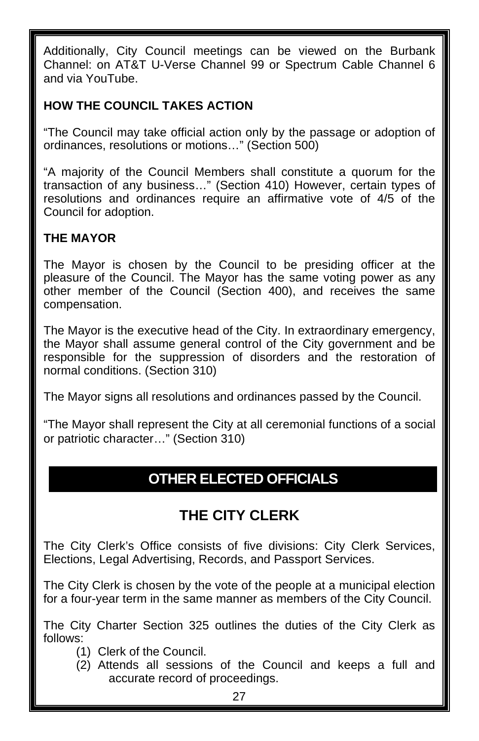Additionally, City Council meetings can be viewed on the Burbank Channel: on AT&T U-Verse Channel 99 or Spectrum Cable Channel 6 and via YouTube.

### HOW THE COUNCIL TAKES ACTION

"The Council may take official action only by the passage or adoption of ordinances, resolutions or motions…" (Section 500)

"A majority of the Council Members shall constitute a quorum for the transaction of any business…" (Section 410) However, certain types of resolutions and ordinances require an affirmative vote of 4/5 of the Council for adoption.

### THE MAYOR

The Mayor is chosen by the Council to be presiding officer at the pleasure of the Council. The Mayor has the same voting power as any other member of the Council (Section 400), and receives the same compensation.

The Mayor is the executive head of the City. In extraordinary emergency, the Mayor shall assume general control of the City government and be responsible for the suppression of disorders and the restoration of normal conditions. (Section 310)

The Mayor signs all resolutions and ordinances passed by the Council.

"The Mayor shall represent the City at all ceremonial functions of a social or patriotic character…" (Section 310)

# OTHER ELECTED OFFICIALS

## THE CITY CLERK

The City Clerk's Office consists of five divisions: City Clerk Services, Elections, Legal Advertising, Records, and Passport Services.

The City Clerk is chosen by the vote of the people at a municipal election for a four-year term in the same manner as members of the City Council.

The City Charter Section 325 outlines the duties of the City Clerk as follows:

(1) Clerk of the Council.
(2) Attends all sessions of the Council and keeps a full and accurate record of proceedings.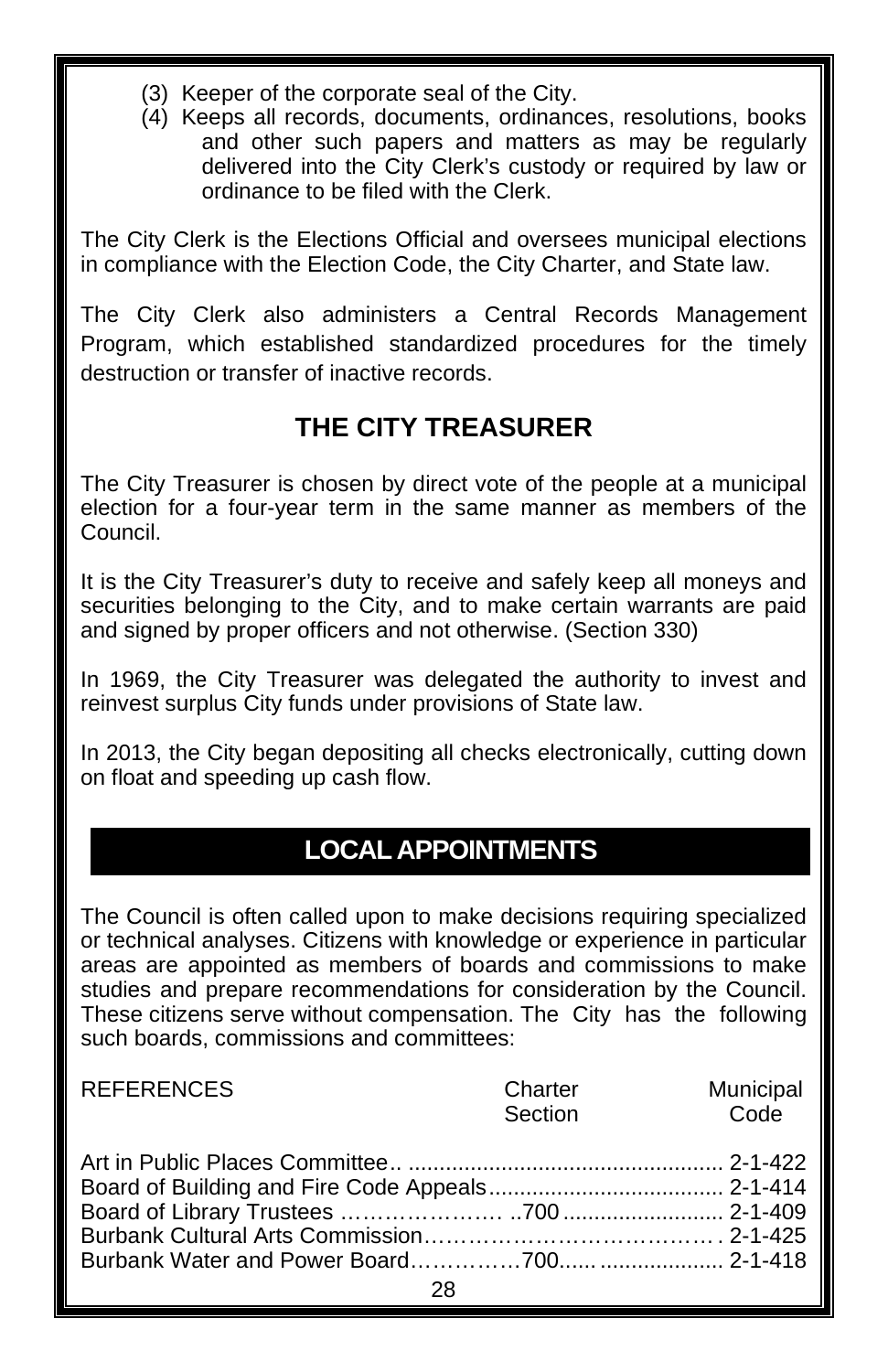(3) Keeper of the corporate seal of the City.
(4) Keeps all records, documents, ordinances, resolutions, books and other such papers and matters as may be regularly delivered into the City Clerk's custody or required by law or ordinance to be filed with the Clerk.

The City Clerk is the Elections Official and oversees municipal elections in compliance with the Election Code, the City Charter, and State law.

The City Clerk also administers a Central Records Management Program, which established standardized procedures for the timely destruction or transfer of inactive records.

## THE CITY TREASURER

The City Treasurer is chosen by direct vote of the people at a municipal election for a four-year term in the same manner as members of the Council.

It is the City Treasurer's duty to receive and safely keep all moneys and securities belonging to the City, and to make certain warrants are paid and signed by proper officers and not otherwise. (Section 330)

In 1969, the City Treasurer was delegated the authority to invest and reinvest surplus City funds under provisions of State law.

In 2013, the City began depositing all checks electronically, cutting down on float and speeding up cash flow.

## LOCAL APPOINTMENTS

The Council is often called upon to make decisions requiring specialized or technical analyses. Citizens with knowledge or experience in particular areas are appointed as members of boards and commissions to make studies and prepare recommendations for consideration by the Council. These citizens serve without compensation. The City has the following such boards, commissions and committees:

| REFERENCES | Charter Section | Municipal Code |
|---|---|---|
| Art in Public Places Committee | | 2-1-422 |
| Board of Building and Fire Code Appeals | | 2-1-414 |
| Board of Library Trustees | 700 | 2-1-409 |
| Burbank Cultural Arts Commission | | 2-1-425 |
| Burbank Water and Power Board | 700 | 2-1-418 |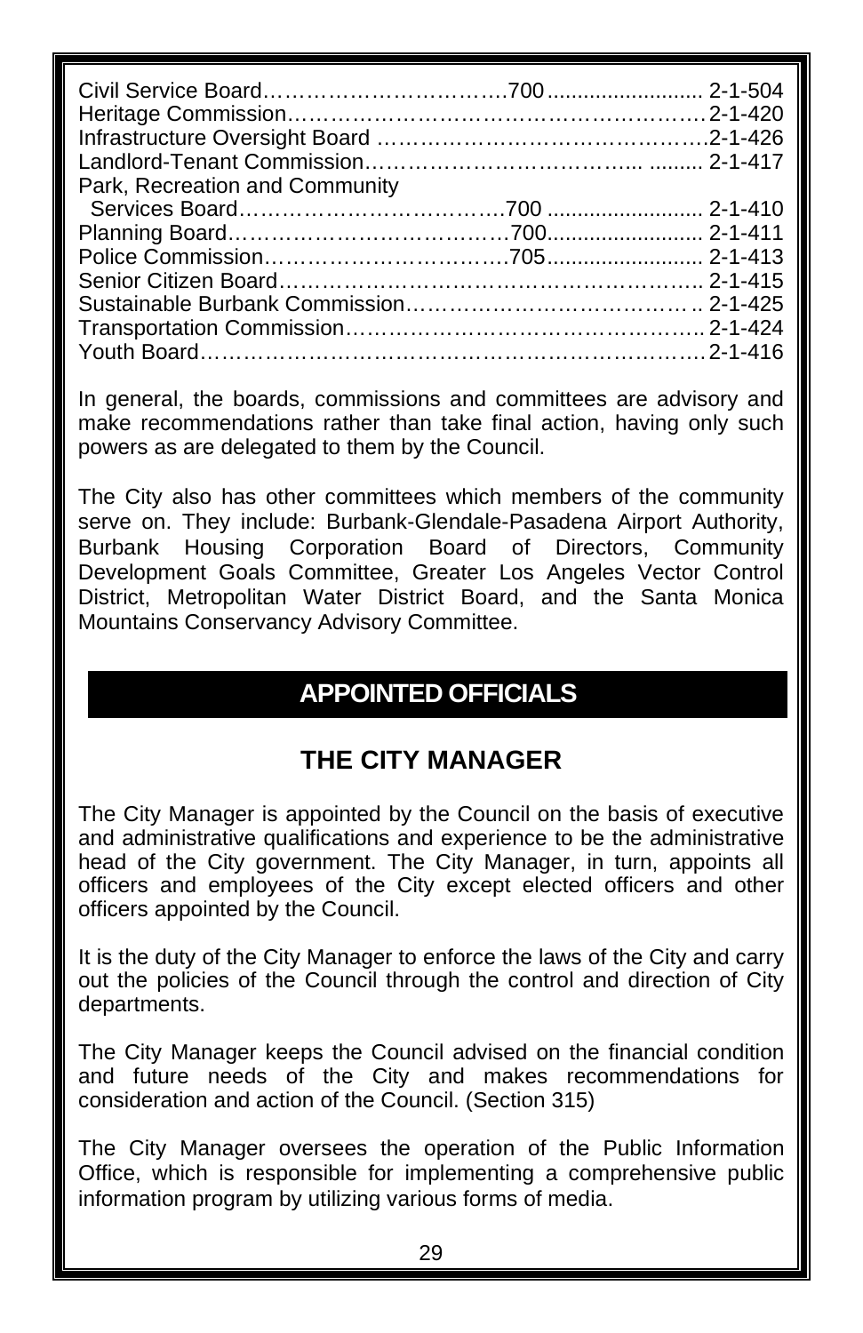Civil Service Board……………………………700 ......................... 2-1-504
Heritage Commission……………………………………………….2-1-420
Infrastructure Oversight Board ……………………………………2-1-426
Landlord-Tenant Commission……………………………... ......... 2-1-417
Park, Recreation and Community
 Services Board………………………………700 ......................... 2-1-410
Planning Board…………………………………700......................... 2-1-411
Police Commission……………………………705......................... 2-1-413
Senior Citizen Board…………………………………………………. 2-1-415
Sustainable Burbank Commission………………………………... 2-1-425
Transportation Commission……………………………………….. 2-1-424
Youth Board………………………………………………………….2-1-416

In general, the boards, commissions and committees are advisory and make recommendations rather than take final action, having only such powers as are delegated to them by the Council.

The City also has other committees which members of the community serve on. They include: Burbank-Glendale-Pasadena Airport Authority, Burbank Housing Corporation Board of Directors, Community Development Goals Committee, Greater Los Angeles Vector Control District, Metropolitan Water District Board, and the Santa Monica Mountains Conservancy Advisory Committee.

# APPOINTED OFFICIALS

## THE CITY MANAGER

The City Manager is appointed by the Council on the basis of executive and administrative qualifications and experience to be the administrative head of the City government. The City Manager, in turn, appoints all officers and employees of the City except elected officers and other officers appointed by the Council.

It is the duty of the City Manager to enforce the laws of the City and carry out the policies of the Council through the control and direction of City departments.

The City Manager keeps the Council advised on the financial condition and future needs of the City and makes recommendations for consideration and action of the Council. (Section 315)

The City Manager oversees the operation of the Public Information Office, which is responsible for implementing a comprehensive public information program by utilizing various forms of media.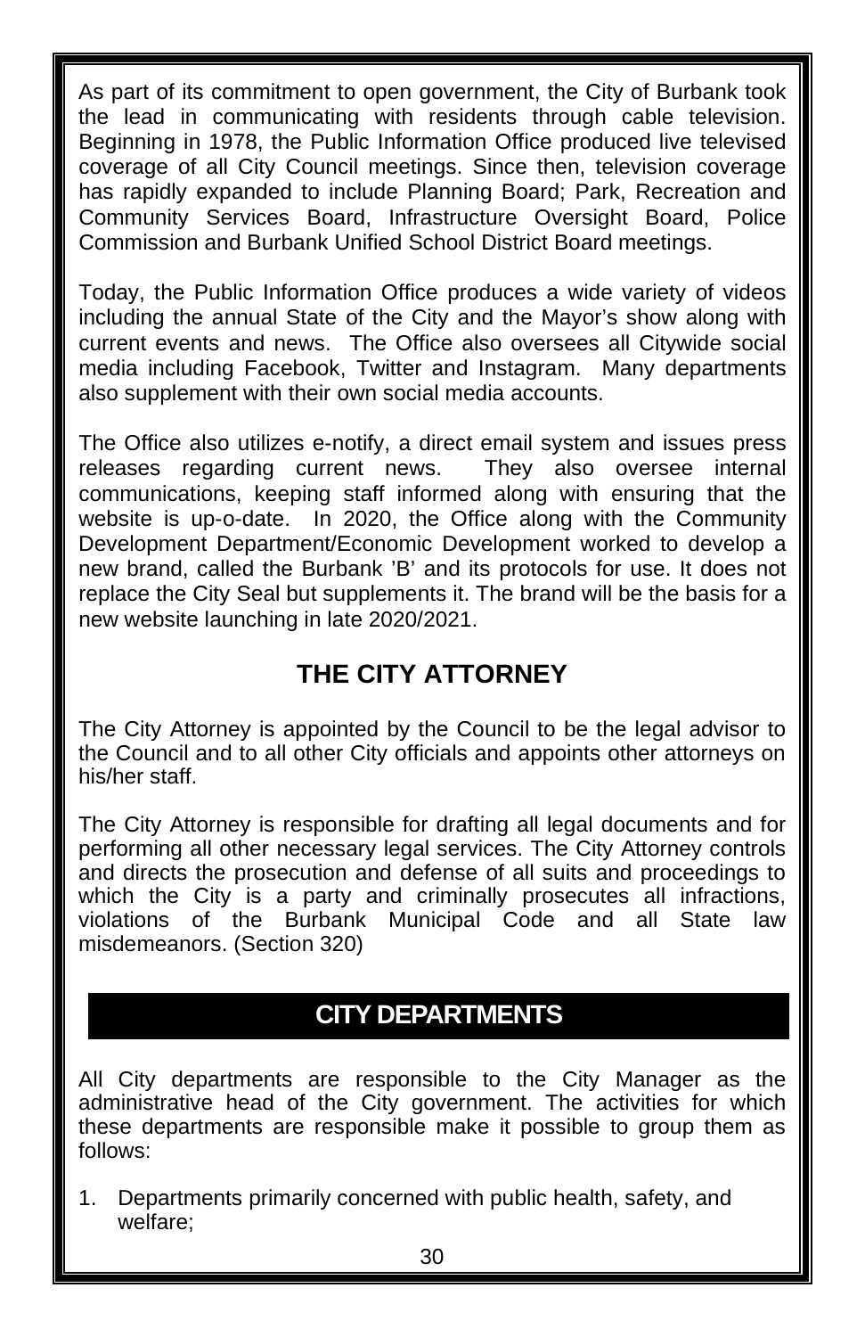As part of its commitment to open government, the City of Burbank took the lead in communicating with residents through cable television. Beginning in 1978, the Public Information Office produced live televised coverage of all City Council meetings. Since then, television coverage has rapidly expanded to include Planning Board; Park, Recreation and Community Services Board, Infrastructure Oversight Board, Police Commission and Burbank Unified School District Board meetings.

Today, the Public Information Office produces a wide variety of videos including the annual State of the City and the Mayor's show along with current events and news. The Office also oversees all Citywide social media including Facebook, Twitter and Instagram. Many departments also supplement with their own social media accounts.

The Office also utilizes e-notify, a direct email system and issues press releases regarding current news. They also oversee internal communications, keeping staff informed along with ensuring that the website is up-o-date. In 2020, the Office along with the Community Development Department/Economic Development worked to develop a new brand, called the Burbank 'B' and its protocols for use. It does not replace the City Seal but supplements it. The brand will be the basis for a new website launching in late 2020/2021.

## THE CITY ATTORNEY

The City Attorney is appointed by the Council to be the legal advisor to the Council and to all other City officials and appoints other attorneys on his/her staff.

The City Attorney is responsible for drafting all legal documents and for performing all other necessary legal services. The City Attorney controls and directs the prosecution and defense of all suits and proceedings to which the City is a party and criminally prosecutes all infractions, violations of the Burbank Municipal Code and all State law misdemeanors. (Section 320)

## CITY DEPARTMENTS

All City departments are responsible to the City Manager as the administrative head of the City government. The activities for which these departments are responsible make it possible to group them as follows:

1. Departments primarily concerned with public health, safety, and welfare;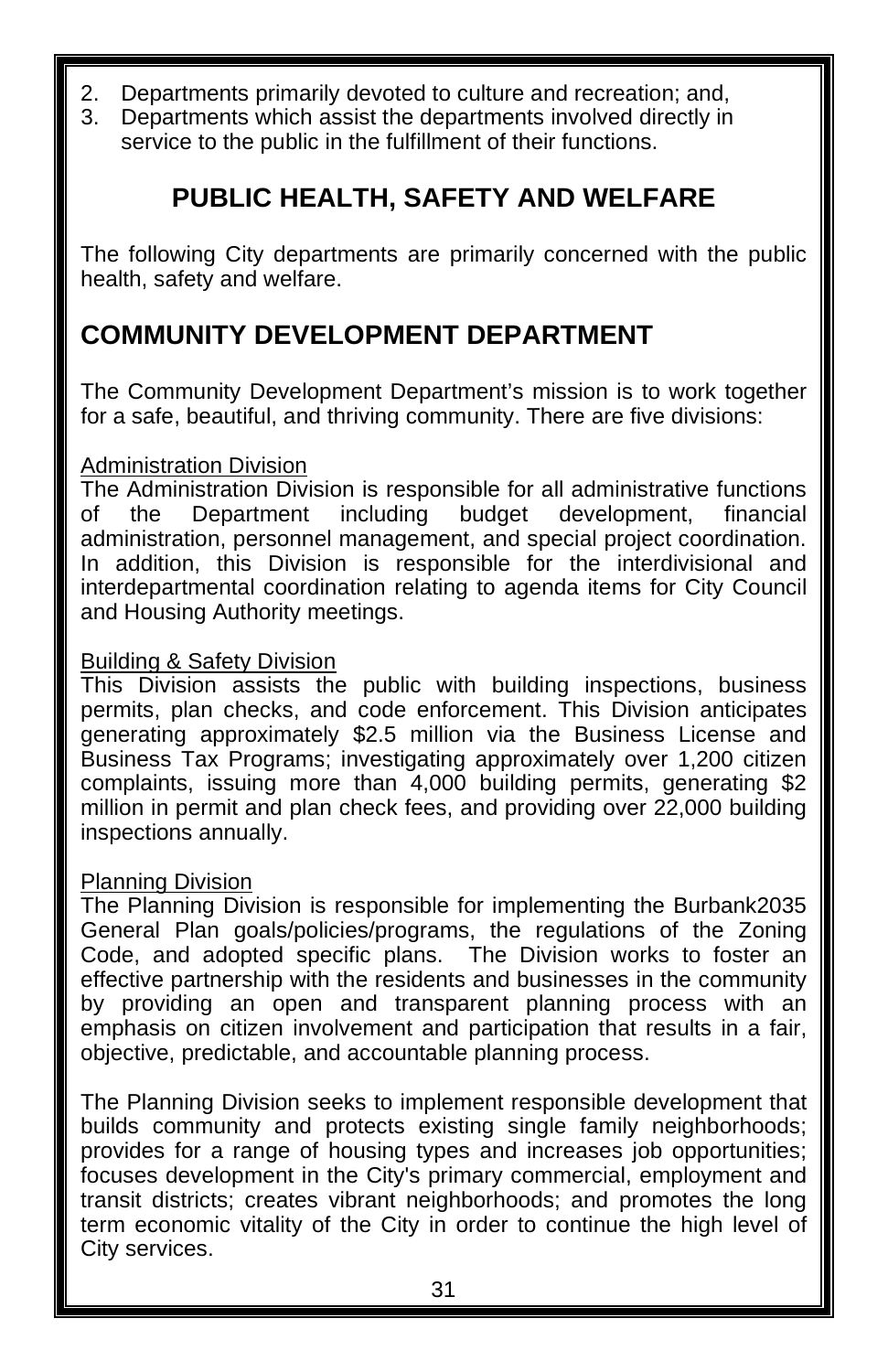2. Departments primarily devoted to culture and recreation; and,
3. Departments which assist the departments involved directly in service to the public in the fulfillment of their functions.

## PUBLIC HEALTH, SAFETY AND WELFARE

The following City departments are primarily concerned with the public health, safety and welfare.

## COMMUNITY DEVELOPMENT DEPARTMENT

The Community Development Department's mission is to work together for a safe, beautiful, and thriving community. There are five divisions:

Administration Division

The Administration Division is responsible for all administrative functions of the Department including budget development, financial administration, personnel management, and special project coordination. In addition, this Division is responsible for the interdivisional and interdepartmental coordination relating to agenda items for City Council and Housing Authority meetings.

Building & Safety Division

This Division assists the public with building inspections, business permits, plan checks, and code enforcement. This Division anticipates generating approximately $2.5 million via the Business License and Business Tax Programs; investigating approximately over 1,200 citizen complaints, issuing more than 4,000 building permits, generating $2 million in permit and plan check fees, and providing over 22,000 building inspections annually.

Planning Division

The Planning Division is responsible for implementing the Burbank2035 General Plan goals/policies/programs, the regulations of the Zoning Code, and adopted specific plans. The Division works to foster an effective partnership with the residents and businesses in the community by providing an open and transparent planning process with an emphasis on citizen involvement and participation that results in a fair, objective, predictable, and accountable planning process.

The Planning Division seeks to implement responsible development that builds community and protects existing single family neighborhoods; provides for a range of housing types and increases job opportunities; focuses development in the City's primary commercial, employment and transit districts; creates vibrant neighborhoods; and promotes the long term economic vitality of the City in order to continue the high level of City services.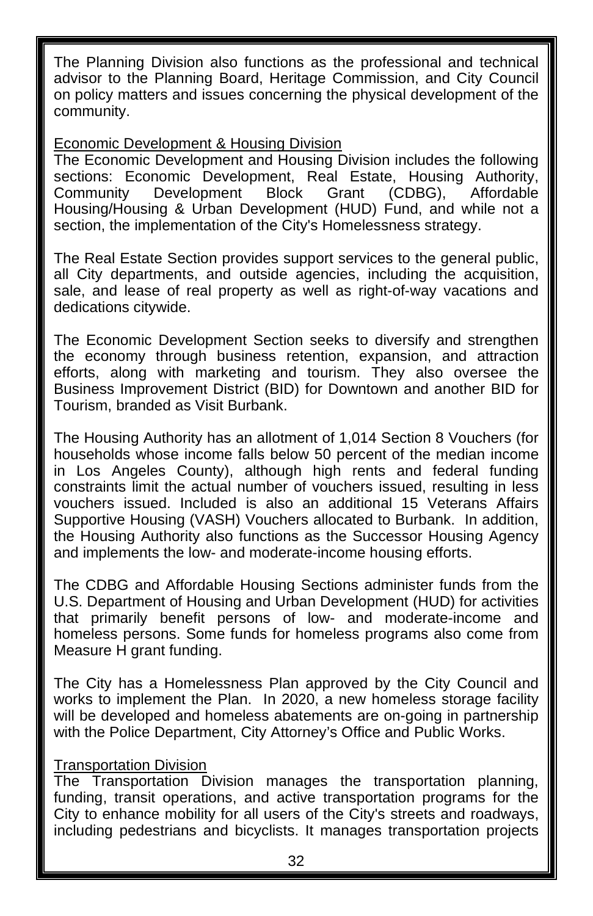The Planning Division also functions as the professional and technical advisor to the Planning Board, Heritage Commission, and City Council on policy matters and issues concerning the physical development of the community.

### Economic Development & Housing Division

The Economic Development and Housing Division includes the following sections: Economic Development, Real Estate, Housing Authority, Community Development Block Grant (CDBG), Affordable Housing/Housing & Urban Development (HUD) Fund, and while not a section, the implementation of the City's Homelessness strategy.

The Real Estate Section provides support services to the general public, all City departments, and outside agencies, including the acquisition, sale, and lease of real property as well as right-of-way vacations and dedications citywide.

The Economic Development Section seeks to diversify and strengthen the economy through business retention, expansion, and attraction efforts, along with marketing and tourism. They also oversee the Business Improvement District (BID) for Downtown and another BID for Tourism, branded as Visit Burbank.

The Housing Authority has an allotment of 1,014 Section 8 Vouchers (for households whose income falls below 50 percent of the median income in Los Angeles County), although high rents and federal funding constraints limit the actual number of vouchers issued, resulting in less vouchers issued. Included is also an additional 15 Veterans Affairs Supportive Housing (VASH) Vouchers allocated to Burbank. In addition, the Housing Authority also functions as the Successor Housing Agency and implements the low- and moderate-income housing efforts.

The CDBG and Affordable Housing Sections administer funds from the U.S. Department of Housing and Urban Development (HUD) for activities that primarily benefit persons of low- and moderate-income and homeless persons. Some funds for homeless programs also come from Measure H grant funding.

The City has a Homelessness Plan approved by the City Council and works to implement the Plan. In 2020, a new homeless storage facility will be developed and homeless abatements are on-going in partnership with the Police Department, City Attorney's Office and Public Works.

### Transportation Division

The Transportation Division manages the transportation planning, funding, transit operations, and active transportation programs for the City to enhance mobility for all users of the City's streets and roadways, including pedestrians and bicyclists. It manages transportation projects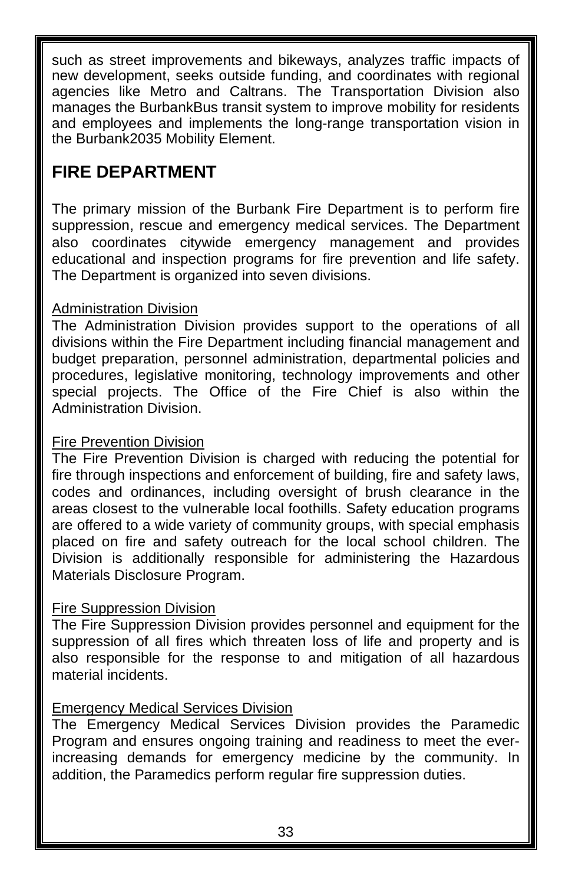such as street improvements and bikeways, analyzes traffic impacts of new development, seeks outside funding, and coordinates with regional agencies like Metro and Caltrans. The Transportation Division also manages the BurbankBus transit system to improve mobility for residents and employees and implements the long-range transportation vision in the Burbank2035 Mobility Element.

## FIRE DEPARTMENT

The primary mission of the Burbank Fire Department is to perform fire suppression, rescue and emergency medical services. The Department also coordinates citywide emergency management and provides educational and inspection programs for fire prevention and life safety. The Department is organized into seven divisions.

### Administration Division

The Administration Division provides support to the operations of all divisions within the Fire Department including financial management and budget preparation, personnel administration, departmental policies and procedures, legislative monitoring, technology improvements and other special projects. The Office of the Fire Chief is also within the Administration Division.

### Fire Prevention Division

The Fire Prevention Division is charged with reducing the potential for fire through inspections and enforcement of building, fire and safety laws, codes and ordinances, including oversight of brush clearance in the areas closest to the vulnerable local foothills. Safety education programs are offered to a wide variety of community groups, with special emphasis placed on fire and safety outreach for the local school children. The Division is additionally responsible for administering the Hazardous Materials Disclosure Program.

### Fire Suppression Division

The Fire Suppression Division provides personnel and equipment for the suppression of all fires which threaten loss of life and property and is also responsible for the response to and mitigation of all hazardous material incidents.

### Emergency Medical Services Division

The Emergency Medical Services Division provides the Paramedic Program and ensures ongoing training and readiness to meet the ever-increasing demands for emergency medicine by the community. In addition, the Paramedics perform regular fire suppression duties.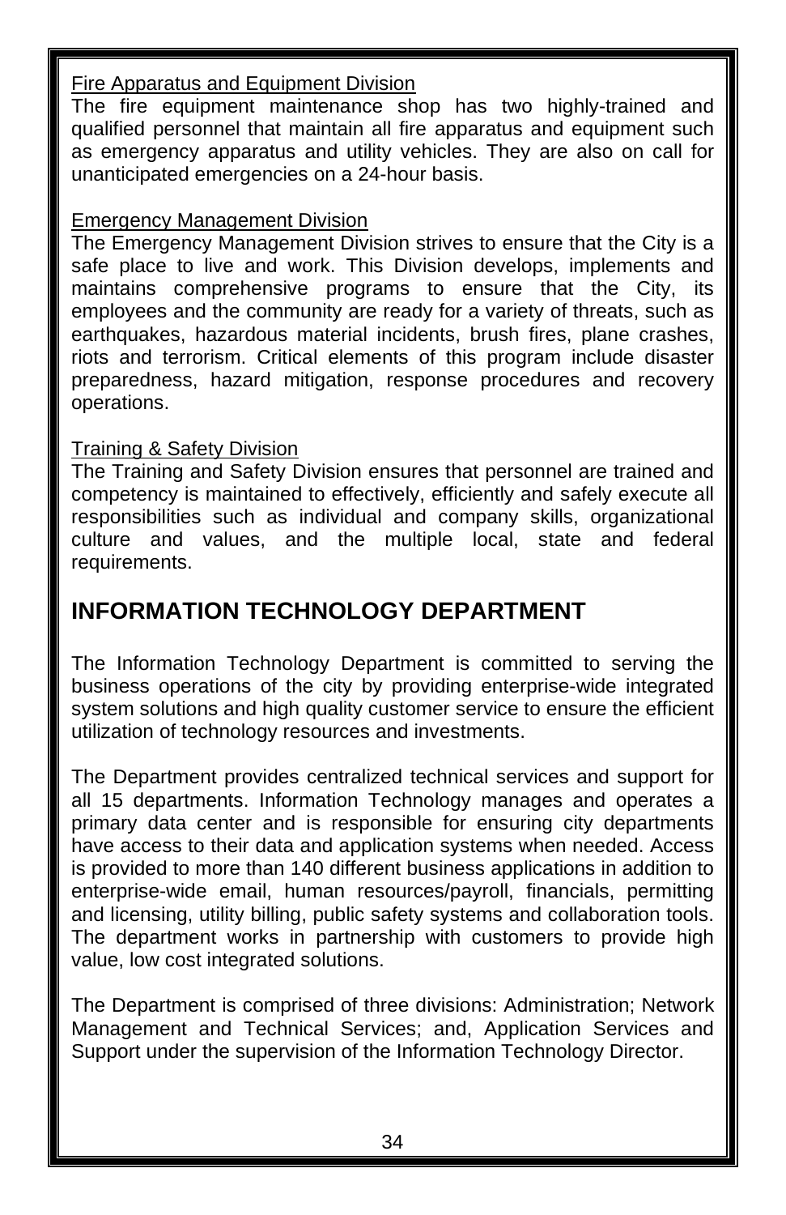Fire Apparatus and Equipment Division

The fire equipment maintenance shop has two highly-trained and qualified personnel that maintain all fire apparatus and equipment such as emergency apparatus and utility vehicles. They are also on call for unanticipated emergencies on a 24-hour basis.

Emergency Management Division

The Emergency Management Division strives to ensure that the City is a safe place to live and work. This Division develops, implements and maintains comprehensive programs to ensure that the City, its employees and the community are ready for a variety of threats, such as earthquakes, hazardous material incidents, brush fires, plane crashes, riots and terrorism. Critical elements of this program include disaster preparedness, hazard mitigation, response procedures and recovery operations.

Training & Safety Division

The Training and Safety Division ensures that personnel are trained and competency is maintained to effectively, efficiently and safely execute all responsibilities such as individual and company skills, organizational culture and values, and the multiple local, state and federal requirements.

## INFORMATION TECHNOLOGY DEPARTMENT

The Information Technology Department is committed to serving the business operations of the city by providing enterprise-wide integrated system solutions and high quality customer service to ensure the efficient utilization of technology resources and investments.

The Department provides centralized technical services and support for all 15 departments. Information Technology manages and operates a primary data center and is responsible for ensuring city departments have access to their data and application systems when needed. Access is provided to more than 140 different business applications in addition to enterprise-wide email, human resources/payroll, financials, permitting and licensing, utility billing, public safety systems and collaboration tools. The department works in partnership with customers to provide high value, low cost integrated solutions.

The Department is comprised of three divisions: Administration; Network Management and Technical Services; and, Application Services and Support under the supervision of the Information Technology Director.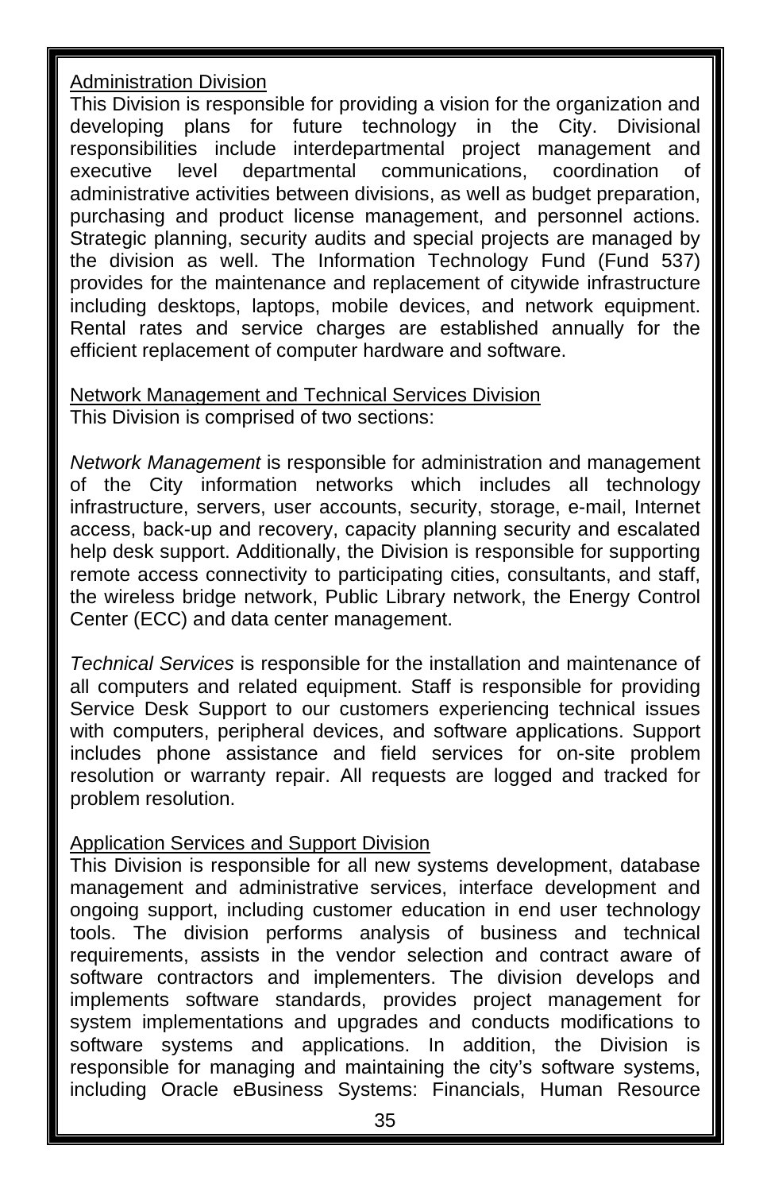Administration Division

This Division is responsible for providing a vision for the organization and developing plans for future technology in the City. Divisional responsibilities include interdepartmental project management and executive level departmental communications, coordination of administrative activities between divisions, as well as budget preparation, purchasing and product license management, and personnel actions. Strategic planning, security audits and special projects are managed by the division as well. The Information Technology Fund (Fund 537) provides for the maintenance and replacement of citywide infrastructure including desktops, laptops, mobile devices, and network equipment. Rental rates and service charges are established annually for the efficient replacement of computer hardware and software.

Network Management and Technical Services Division

This Division is comprised of two sections:

*Network Management* is responsible for administration and management of the City information networks which includes all technology infrastructure, servers, user accounts, security, storage, e-mail, Internet access, back-up and recovery, capacity planning security and escalated help desk support. Additionally, the Division is responsible for supporting remote access connectivity to participating cities, consultants, and staff, the wireless bridge network, Public Library network, the Energy Control Center (ECC) and data center management.

*Technical Services* is responsible for the installation and maintenance of all computers and related equipment. Staff is responsible for providing Service Desk Support to our customers experiencing technical issues with computers, peripheral devices, and software applications. Support includes phone assistance and field services for on-site problem resolution or warranty repair. All requests are logged and tracked for problem resolution.

Application Services and Support Division

This Division is responsible for all new systems development, database management and administrative services, interface development and ongoing support, including customer education in end user technology tools. The division performs analysis of business and technical requirements, assists in the vendor selection and contract aware of software contractors and implementers. The division develops and implements software standards, provides project management for system implementations and upgrades and conducts modifications to software systems and applications. In addition, the Division is responsible for managing and maintaining the city's software systems, including Oracle eBusiness Systems: Financials, Human Resource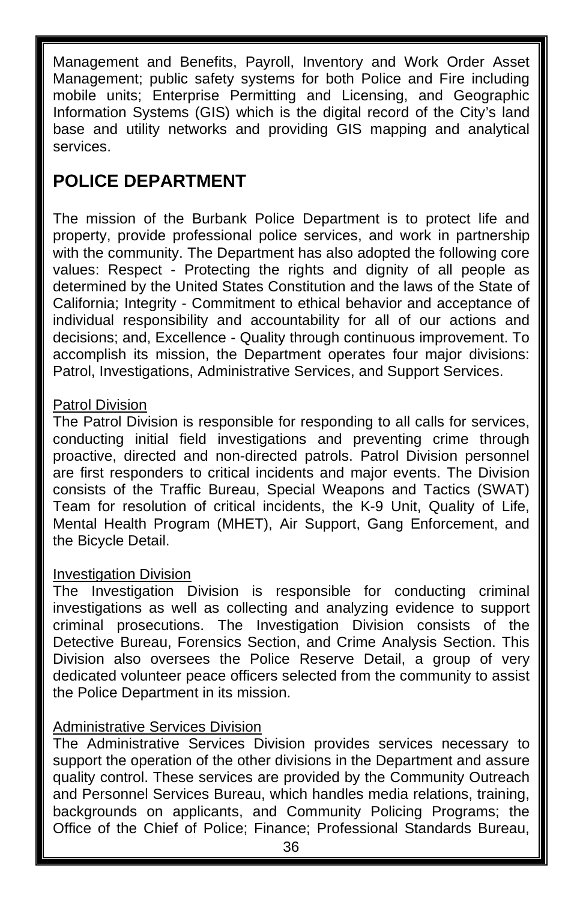Management and Benefits, Payroll, Inventory and Work Order Asset Management; public safety systems for both Police and Fire including mobile units; Enterprise Permitting and Licensing, and Geographic Information Systems (GIS) which is the digital record of the City's land base and utility networks and providing GIS mapping and analytical services.

## POLICE DEPARTMENT

The mission of the Burbank Police Department is to protect life and property, provide professional police services, and work in partnership with the community. The Department has also adopted the following core values: Respect - Protecting the rights and dignity of all people as determined by the United States Constitution and the laws of the State of California; Integrity - Commitment to ethical behavior and acceptance of individual responsibility and accountability for all of our actions and decisions; and, Excellence - Quality through continuous improvement. To accomplish its mission, the Department operates four major divisions: Patrol, Investigations, Administrative Services, and Support Services.

<u>Patrol Division</u>
The Patrol Division is responsible for responding to all calls for services, conducting initial field investigations and preventing crime through proactive, directed and non-directed patrols. Patrol Division personnel are first responders to critical incidents and major events. The Division consists of the Traffic Bureau, Special Weapons and Tactics (SWAT) Team for resolution of critical incidents, the K-9 Unit, Quality of Life, Mental Health Program (MHET), Air Support, Gang Enforcement, and the Bicycle Detail.

<u>Investigation Division</u>
The Investigation Division is responsible for conducting criminal investigations as well as collecting and analyzing evidence to support criminal prosecutions. The Investigation Division consists of the Detective Bureau, Forensics Section, and Crime Analysis Section. This Division also oversees the Police Reserve Detail, a group of very dedicated volunteer peace officers selected from the community to assist the Police Department in its mission.

<u>Administrative Services Division</u>
The Administrative Services Division provides services necessary to support the operation of the other divisions in the Department and assure quality control. These services are provided by the Community Outreach and Personnel Services Bureau, which handles media relations, training, backgrounds on applicants, and Community Policing Programs; the Office of the Chief of Police; Finance; Professional Standards Bureau,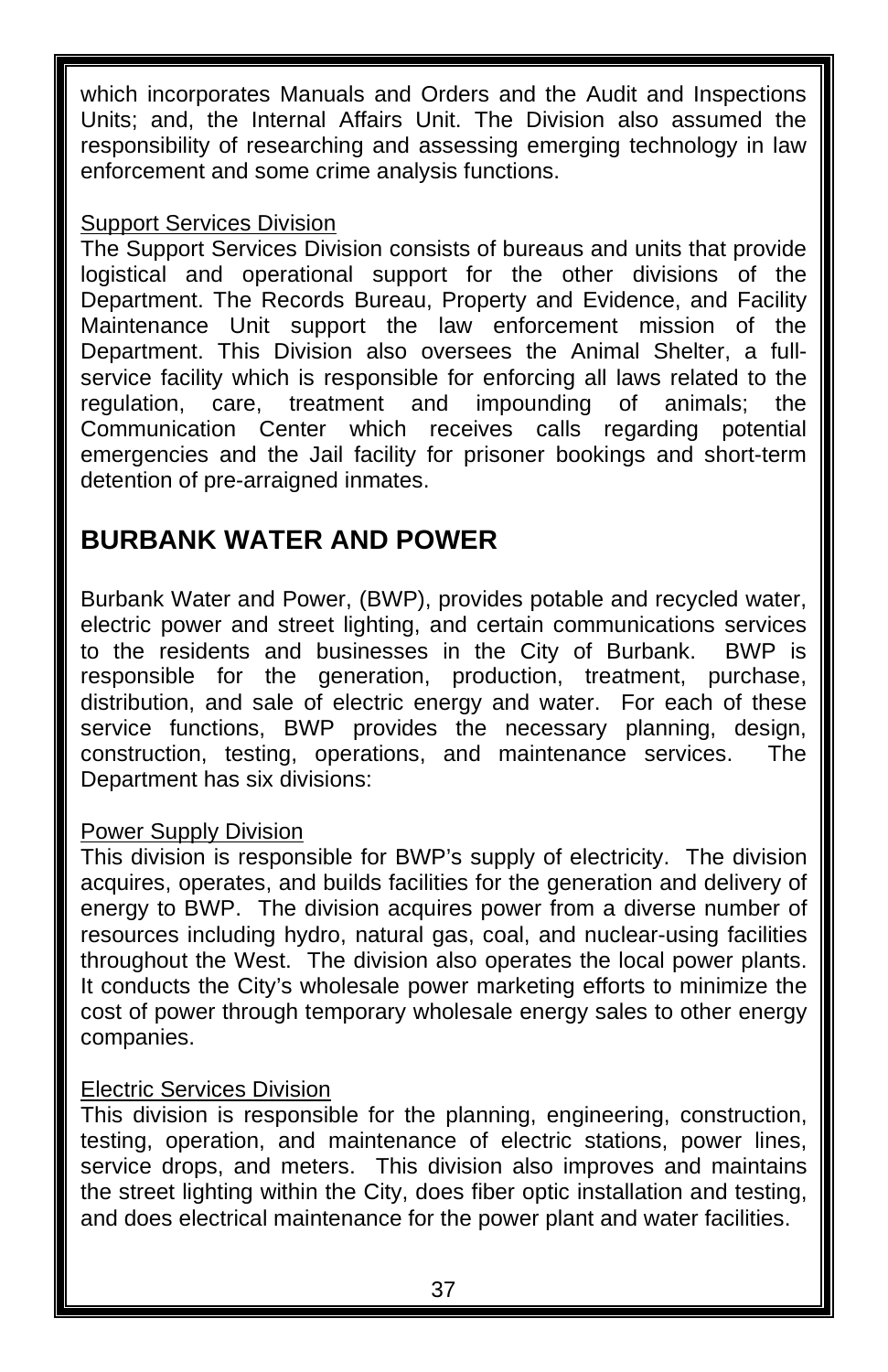which incorporates Manuals and Orders and the Audit and Inspections Units; and, the Internal Affairs Unit. The Division also assumed the responsibility of researching and assessing emerging technology in law enforcement and some crime analysis functions.

Support Services Division

The Support Services Division consists of bureaus and units that provide logistical and operational support for the other divisions of the Department. The Records Bureau, Property and Evidence, and Facility Maintenance Unit support the law enforcement mission of the Department. This Division also oversees the Animal Shelter, a full-service facility which is responsible for enforcing all laws related to the regulation, care, treatment and impounding of animals; the Communication Center which receives calls regarding potential emergencies and the Jail facility for prisoner bookings and short-term detention of pre-arraigned inmates.

## BURBANK WATER AND POWER

Burbank Water and Power, (BWP), provides potable and recycled water, electric power and street lighting, and certain communications services to the residents and businesses in the City of Burbank. BWP is responsible for the generation, production, treatment, purchase, distribution, and sale of electric energy and water. For each of these service functions, BWP provides the necessary planning, design, construction, testing, operations, and maintenance services. The Department has six divisions:

Power Supply Division

This division is responsible for BWP's supply of electricity. The division acquires, operates, and builds facilities for the generation and delivery of energy to BWP. The division acquires power from a diverse number of resources including hydro, natural gas, coal, and nuclear-using facilities throughout the West. The division also operates the local power plants. It conducts the City's wholesale power marketing efforts to minimize the cost of power through temporary wholesale energy sales to other energy companies.

Electric Services Division

This division is responsible for the planning, engineering, construction, testing, operation, and maintenance of electric stations, power lines, service drops, and meters. This division also improves and maintains the street lighting within the City, does fiber optic installation and testing, and does electrical maintenance for the power plant and water facilities.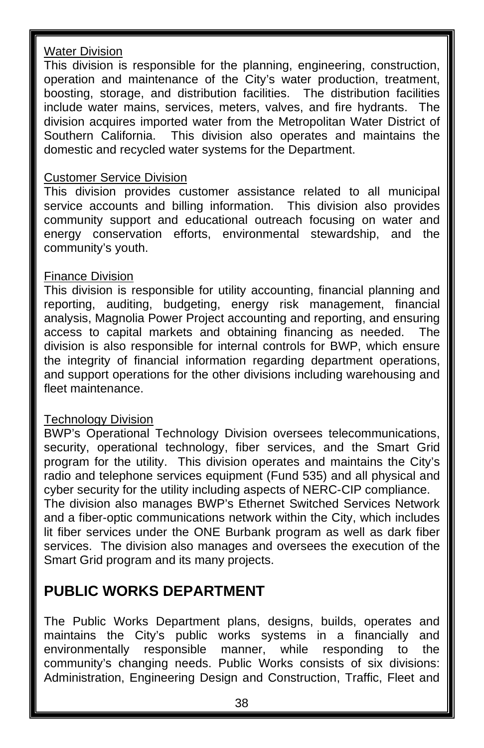Water Division

This division is responsible for the planning, engineering, construction, operation and maintenance of the City's water production, treatment, boosting, storage, and distribution facilities. The distribution facilities include water mains, services, meters, valves, and fire hydrants. The division acquires imported water from the Metropolitan Water District of Southern California. This division also operates and maintains the domestic and recycled water systems for the Department.

Customer Service Division

This division provides customer assistance related to all municipal service accounts and billing information. This division also provides community support and educational outreach focusing on water and energy conservation efforts, environmental stewardship, and the community's youth.

Finance Division

This division is responsible for utility accounting, financial planning and reporting, auditing, budgeting, energy risk management, financial analysis, Magnolia Power Project accounting and reporting, and ensuring access to capital markets and obtaining financing as needed. The division is also responsible for internal controls for BWP, which ensure the integrity of financial information regarding department operations, and support operations for the other divisions including warehousing and fleet maintenance.

Technology Division

BWP's Operational Technology Division oversees telecommunications, security, operational technology, fiber services, and the Smart Grid program for the utility. This division operates and maintains the City's radio and telephone services equipment (Fund 535) and all physical and cyber security for the utility including aspects of NERC-CIP compliance. The division also manages BWP's Ethernet Switched Services Network and a fiber-optic communications network within the City, which includes lit fiber services under the ONE Burbank program as well as dark fiber services. The division also manages and oversees the execution of the Smart Grid program and its many projects.

## PUBLIC WORKS DEPARTMENT

The Public Works Department plans, designs, builds, operates and maintains the City's public works systems in a financially and environmentally responsible manner, while responding to the community's changing needs. Public Works consists of six divisions: Administration, Engineering Design and Construction, Traffic, Fleet and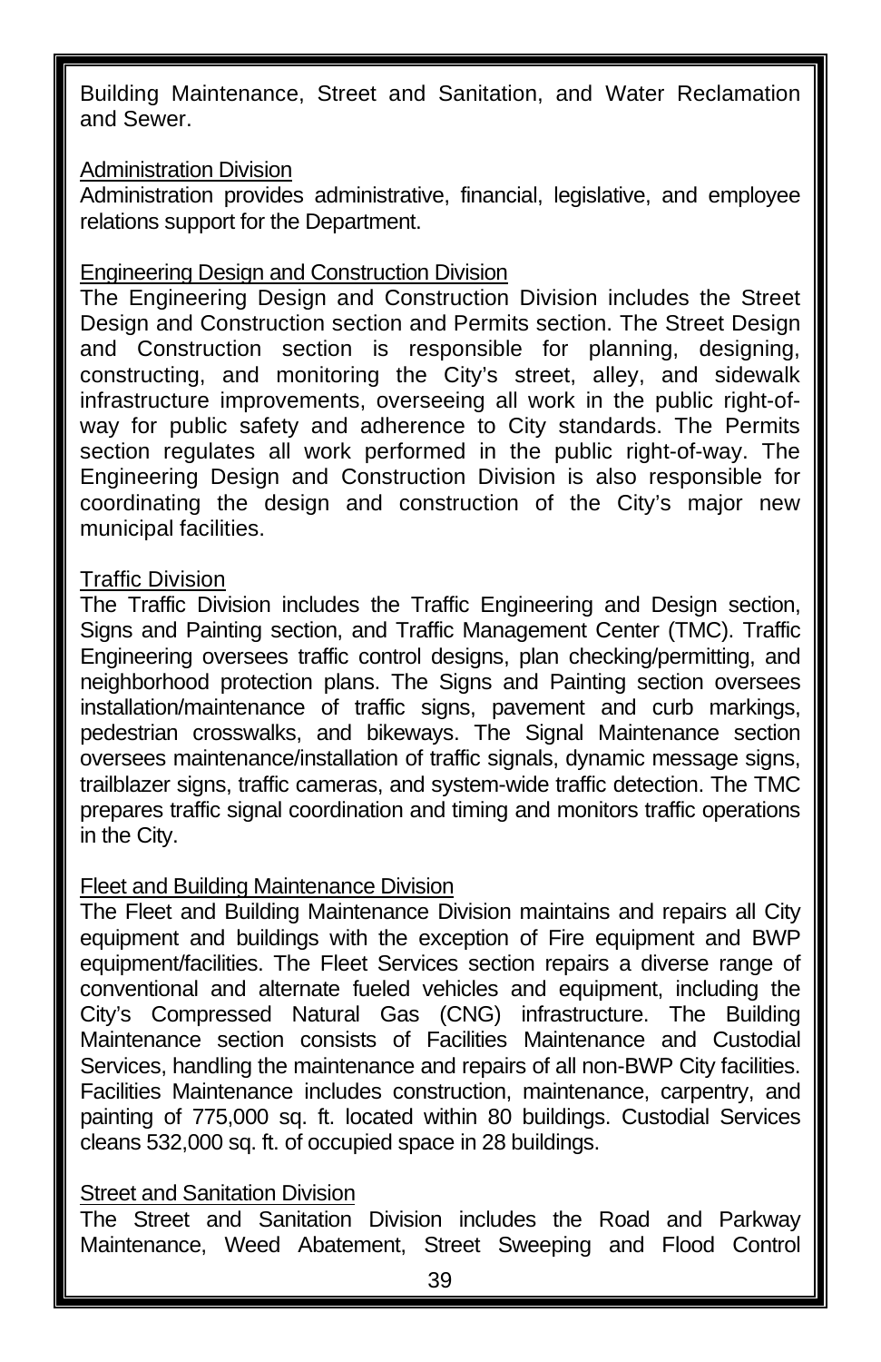Building Maintenance, Street and Sanitation, and Water Reclamation and Sewer.

<u>Administration Division</u>

Administration provides administrative, financial, legislative, and employee relations support for the Department.

<u>Engineering Design and Construction Division</u>

The Engineering Design and Construction Division includes the Street Design and Construction section and Permits section. The Street Design and Construction section is responsible for planning, designing, constructing, and monitoring the City's street, alley, and sidewalk infrastructure improvements, overseeing all work in the public right-of-way for public safety and adherence to City standards. The Permits section regulates all work performed in the public right-of-way. The Engineering Design and Construction Division is also responsible for coordinating the design and construction of the City's major new municipal facilities.

<u>Traffic Division</u>

The Traffic Division includes the Traffic Engineering and Design section, Signs and Painting section, and Traffic Management Center (TMC). Traffic Engineering oversees traffic control designs, plan checking/permitting, and neighborhood protection plans. The Signs and Painting section oversees installation/maintenance of traffic signs, pavement and curb markings, pedestrian crosswalks, and bikeways. The Signal Maintenance section oversees maintenance/installation of traffic signals, dynamic message signs, trailblazer signs, traffic cameras, and system-wide traffic detection. The TMC prepares traffic signal coordination and timing and monitors traffic operations in the City.

<u>Fleet and Building Maintenance Division</u>

The Fleet and Building Maintenance Division maintains and repairs all City equipment and buildings with the exception of Fire equipment and BWP equipment/facilities. The Fleet Services section repairs a diverse range of conventional and alternate fueled vehicles and equipment, including the City's Compressed Natural Gas (CNG) infrastructure. The Building Maintenance section consists of Facilities Maintenance and Custodial Services, handling the maintenance and repairs of all non-BWP City facilities. Facilities Maintenance includes construction, maintenance, carpentry, and painting of 775,000 sq. ft. located within 80 buildings. Custodial Services cleans 532,000 sq. ft. of occupied space in 28 buildings.

<u>Street and Sanitation Division</u>

The Street and Sanitation Division includes the Road and Parkway Maintenance, Weed Abatement, Street Sweeping and Flood Control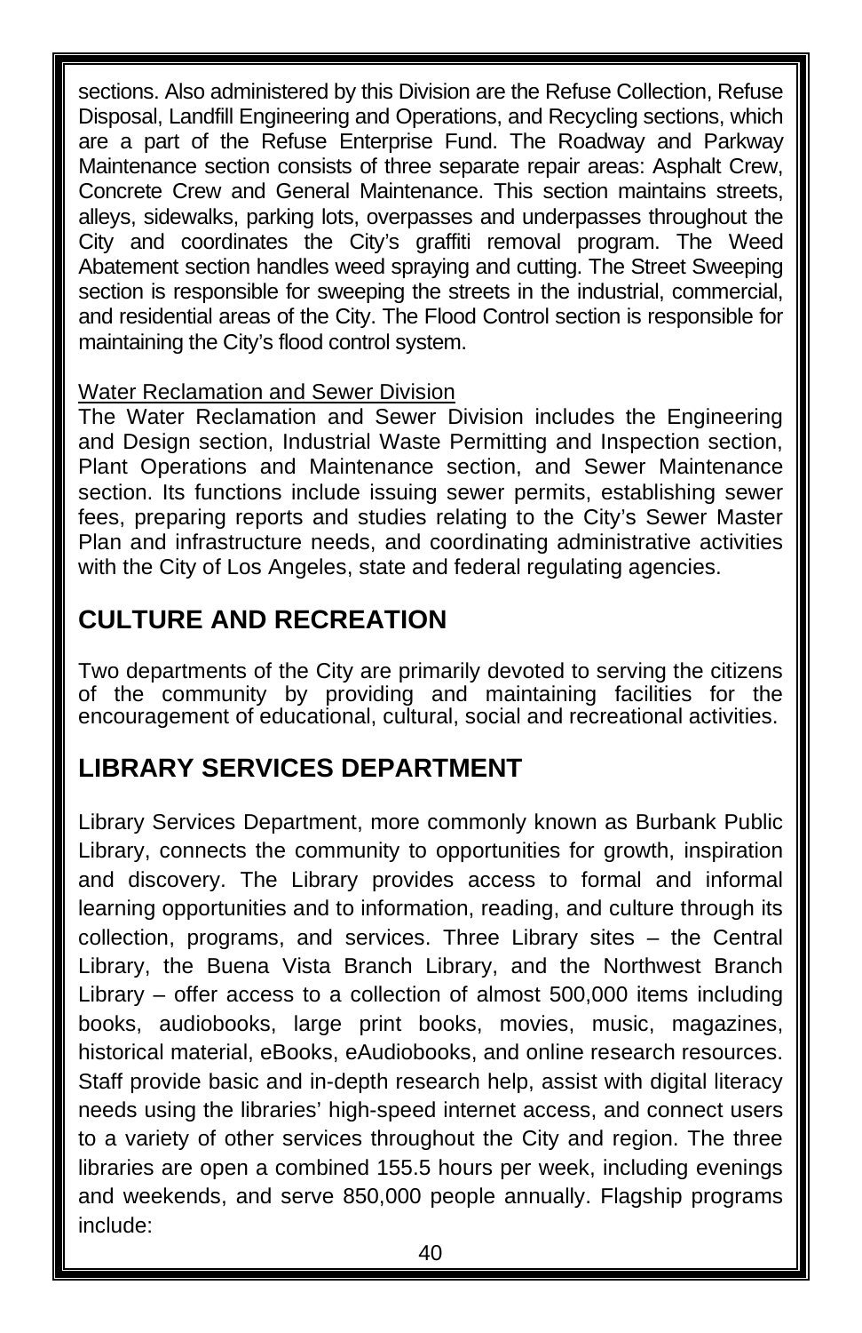sections. Also administered by this Division are the Refuse Collection, Refuse Disposal, Landfill Engineering and Operations, and Recycling sections, which are a part of the Refuse Enterprise Fund. The Roadway and Parkway Maintenance section consists of three separate repair areas: Asphalt Crew, Concrete Crew and General Maintenance. This section maintains streets, alleys, sidewalks, parking lots, overpasses and underpasses throughout the City and coordinates the City's graffiti removal program. The Weed Abatement section handles weed spraying and cutting. The Street Sweeping section is responsible for sweeping the streets in the industrial, commercial, and residential areas of the City. The Flood Control section is responsible for maintaining the City's flood control system.

Water Reclamation and Sewer Division

The Water Reclamation and Sewer Division includes the Engineering and Design section, Industrial Waste Permitting and Inspection section, Plant Operations and Maintenance section, and Sewer Maintenance section. Its functions include issuing sewer permits, establishing sewer fees, preparing reports and studies relating to the City's Sewer Master Plan and infrastructure needs, and coordinating administrative activities with the City of Los Angeles, state and federal regulating agencies.

## CULTURE AND RECREATION

Two departments of the City are primarily devoted to serving the citizens of the community by providing and maintaining facilities for the encouragement of educational, cultural, social and recreational activities.

## LIBRARY SERVICES DEPARTMENT

Library Services Department, more commonly known as Burbank Public Library, connects the community to opportunities for growth, inspiration and discovery. The Library provides access to formal and informal learning opportunities and to information, reading, and culture through its collection, programs, and services. Three Library sites – the Central Library, the Buena Vista Branch Library, and the Northwest Branch Library – offer access to a collection of almost 500,000 items including books, audiobooks, large print books, movies, music, magazines, historical material, eBooks, eAudiobooks, and online research resources. Staff provide basic and in-depth research help, assist with digital literacy needs using the libraries' high-speed internet access, and connect users to a variety of other services throughout the City and region. The three libraries are open a combined 155.5 hours per week, including evenings and weekends, and serve 850,000 people annually. Flagship programs include: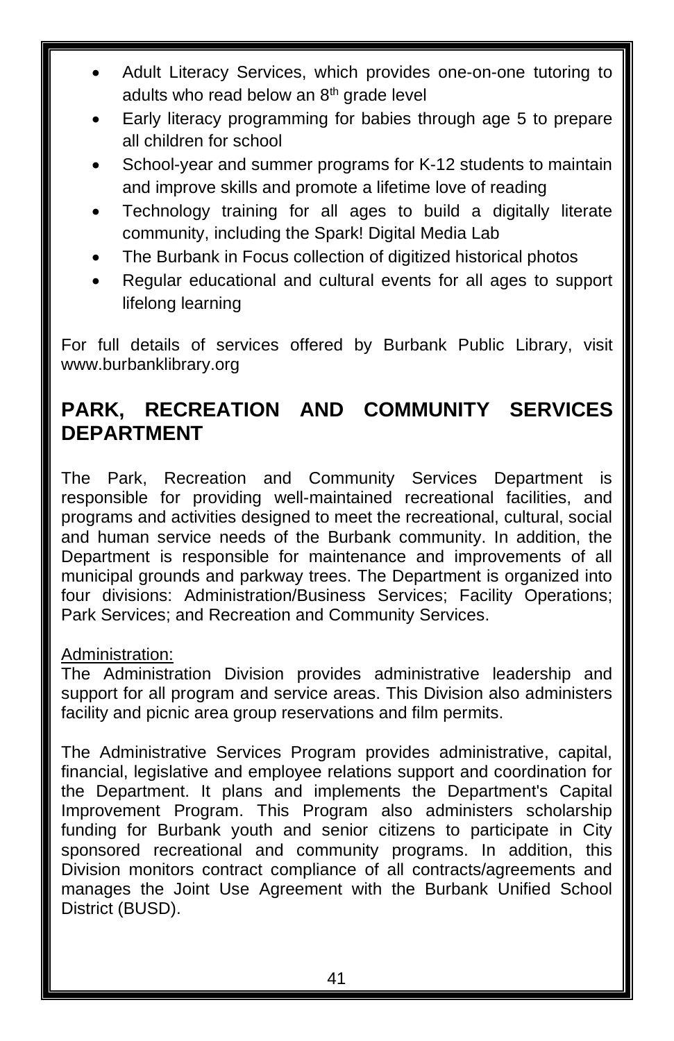- Adult Literacy Services, which provides one-on-one tutoring to adults who read below an 8th grade level
- Early literacy programming for babies through age 5 to prepare all children for school
- School-year and summer programs for K-12 students to maintain and improve skills and promote a lifetime love of reading
- Technology training for all ages to build a digitally literate community, including the Spark! Digital Media Lab
- The Burbank in Focus collection of digitized historical photos
- Regular educational and cultural events for all ages to support lifelong learning

For full details of services offered by Burbank Public Library, visit www.burbanklibrary.org

## PARK, RECREATION AND COMMUNITY SERVICES DEPARTMENT

The Park, Recreation and Community Services Department is responsible for providing well-maintained recreational facilities, and programs and activities designed to meet the recreational, cultural, social and human service needs of the Burbank community. In addition, the Department is responsible for maintenance and improvements of all municipal grounds and parkway trees. The Department is organized into four divisions: Administration/Business Services; Facility Operations; Park Services; and Recreation and Community Services.

Administration:
The Administration Division provides administrative leadership and support for all program and service areas. This Division also administers facility and picnic area group reservations and film permits.

The Administrative Services Program provides administrative, capital, financial, legislative and employee relations support and coordination for the Department. It plans and implements the Department's Capital Improvement Program. This Program also administers scholarship funding for Burbank youth and senior citizens to participate in City sponsored recreational and community programs. In addition, this Division monitors contract compliance of all contracts/agreements and manages the Joint Use Agreement with the Burbank Unified School District (BUSD).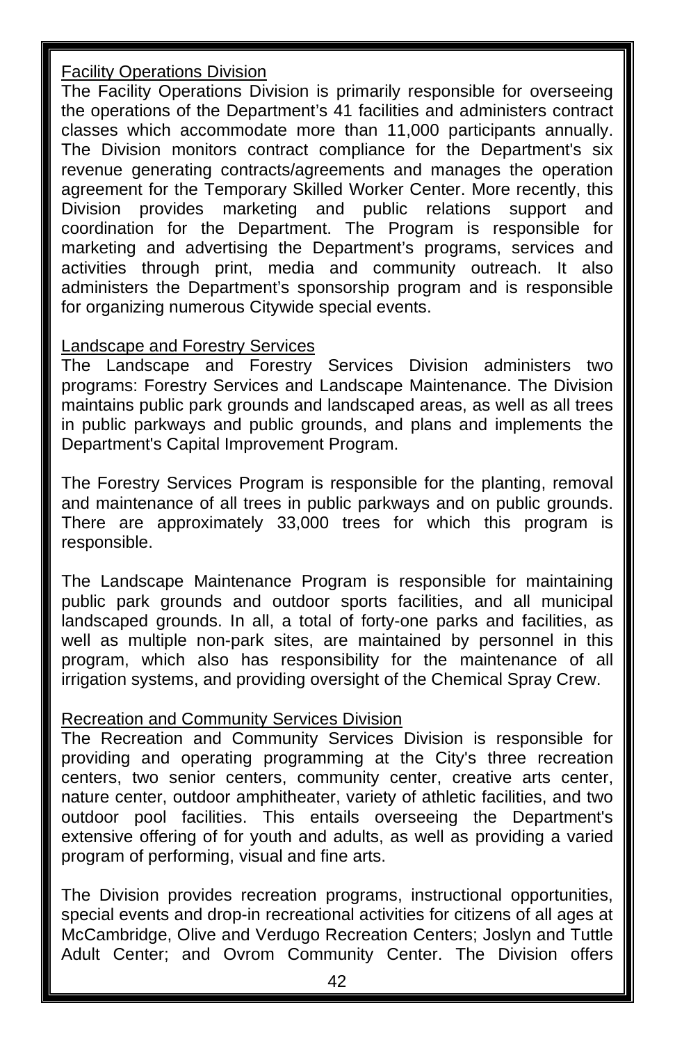Facility Operations Division

The Facility Operations Division is primarily responsible for overseeing the operations of the Department's 41 facilities and administers contract classes which accommodate more than 11,000 participants annually. The Division monitors contract compliance for the Department's six revenue generating contracts/agreements and manages the operation agreement for the Temporary Skilled Worker Center. More recently, this Division provides marketing and public relations support and coordination for the Department. The Program is responsible for marketing and advertising the Department's programs, services and activities through print, media and community outreach. It also administers the Department's sponsorship program and is responsible for organizing numerous Citywide special events.

Landscape and Forestry Services

The Landscape and Forestry Services Division administers two programs: Forestry Services and Landscape Maintenance. The Division maintains public park grounds and landscaped areas, as well as all trees in public parkways and public grounds, and plans and implements the Department's Capital Improvement Program.

The Forestry Services Program is responsible for the planting, removal and maintenance of all trees in public parkways and on public grounds. There are approximately 33,000 trees for which this program is responsible.

The Landscape Maintenance Program is responsible for maintaining public park grounds and outdoor sports facilities, and all municipal landscaped grounds. In all, a total of forty-one parks and facilities, as well as multiple non-park sites, are maintained by personnel in this program, which also has responsibility for the maintenance of all irrigation systems, and providing oversight of the Chemical Spray Crew.

Recreation and Community Services Division

The Recreation and Community Services Division is responsible for providing and operating programming at the City's three recreation centers, two senior centers, community center, creative arts center, nature center, outdoor amphitheater, variety of athletic facilities, and two outdoor pool facilities. This entails overseeing the Department's extensive offering of for youth and adults, as well as providing a varied program of performing, visual and fine arts.

The Division provides recreation programs, instructional opportunities, special events and drop-in recreational activities for citizens of all ages at McCambridge, Olive and Verdugo Recreation Centers; Joslyn and Tuttle Adult Center; and Ovrom Community Center. The Division offers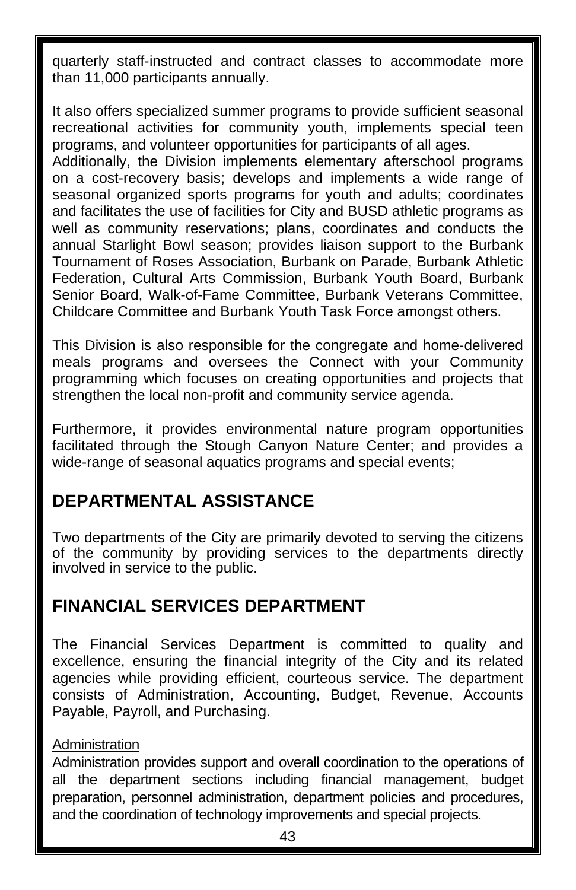quarterly staff-instructed and contract classes to accommodate more than 11,000 participants annually.

It also offers specialized summer programs to provide sufficient seasonal recreational activities for community youth, implements special teen programs, and volunteer opportunities for participants of all ages.
Additionally, the Division implements elementary afterschool programs on a cost-recovery basis; develops and implements a wide range of seasonal organized sports programs for youth and adults; coordinates and facilitates the use of facilities for City and BUSD athletic programs as well as community reservations; plans, coordinates and conducts the annual Starlight Bowl season; provides liaison support to the Burbank Tournament of Roses Association, Burbank on Parade, Burbank Athletic Federation, Cultural Arts Commission, Burbank Youth Board, Burbank Senior Board, Walk-of-Fame Committee, Burbank Veterans Committee, Childcare Committee and Burbank Youth Task Force amongst others.

This Division is also responsible for the congregate and home-delivered meals programs and oversees the Connect with your Community programming which focuses on creating opportunities and projects that strengthen the local non-profit and community service agenda.

Furthermore, it provides environmental nature program opportunities facilitated through the Stough Canyon Nature Center; and provides a wide-range of seasonal aquatics programs and special events;

## DEPARTMENTAL ASSISTANCE

Two departments of the City are primarily devoted to serving the citizens of the community by providing services to the departments directly involved in service to the public.

## FINANCIAL SERVICES DEPARTMENT

The Financial Services Department is committed to quality and excellence, ensuring the financial integrity of the City and its related agencies while providing efficient, courteous service. The department consists of Administration, Accounting, Budget, Revenue, Accounts Payable, Payroll, and Purchasing.

Administration
Administration provides support and overall coordination to the operations of all the department sections including financial management, budget preparation, personnel administration, department policies and procedures, and the coordination of technology improvements and special projects.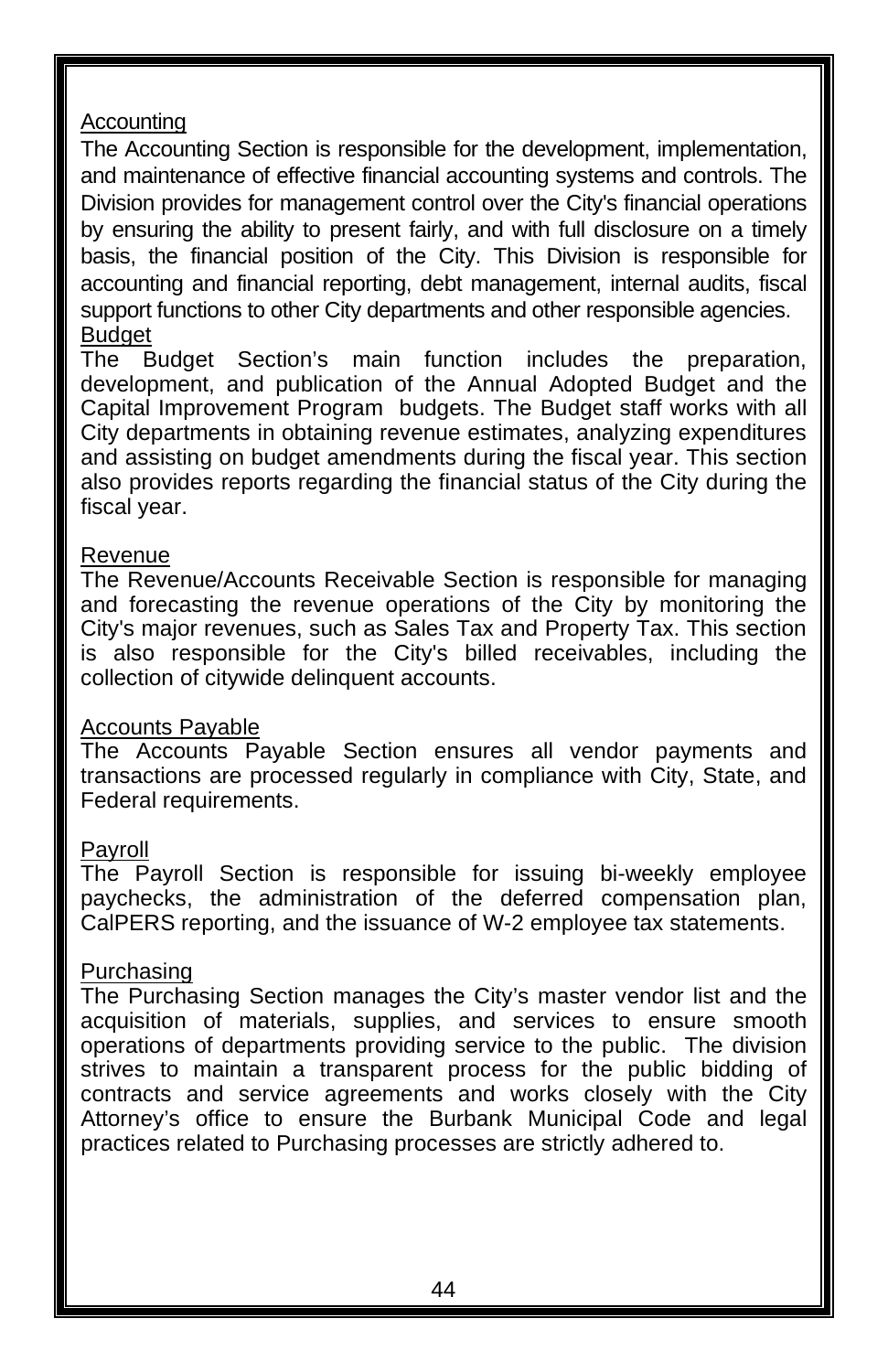Accounting

The Accounting Section is responsible for the development, implementation, and maintenance of effective financial accounting systems and controls. The Division provides for management control over the City's financial operations by ensuring the ability to present fairly, and with full disclosure on a timely basis, the financial position of the City. This Division is responsible for accounting and financial reporting, debt management, internal audits, fiscal support functions to other City departments and other responsible agencies.

Budget

The Budget Section's main function includes the preparation, development, and publication of the Annual Adopted Budget and the Capital Improvement Program budgets. The Budget staff works with all City departments in obtaining revenue estimates, analyzing expenditures and assisting on budget amendments during the fiscal year. This section also provides reports regarding the financial status of the City during the fiscal year.

Revenue

The Revenue/Accounts Receivable Section is responsible for managing and forecasting the revenue operations of the City by monitoring the City's major revenues, such as Sales Tax and Property Tax. This section is also responsible for the City's billed receivables, including the collection of citywide delinquent accounts.

Accounts Payable

The Accounts Payable Section ensures all vendor payments and transactions are processed regularly in compliance with City, State, and Federal requirements.

Payroll

The Payroll Section is responsible for issuing bi-weekly employee paychecks, the administration of the deferred compensation plan, CalPERS reporting, and the issuance of W-2 employee tax statements.

Purchasing

The Purchasing Section manages the City's master vendor list and the acquisition of materials, supplies, and services to ensure smooth operations of departments providing service to the public. The division strives to maintain a transparent process for the public bidding of contracts and service agreements and works closely with the City Attorney's office to ensure the Burbank Municipal Code and legal practices related to Purchasing processes are strictly adhered to.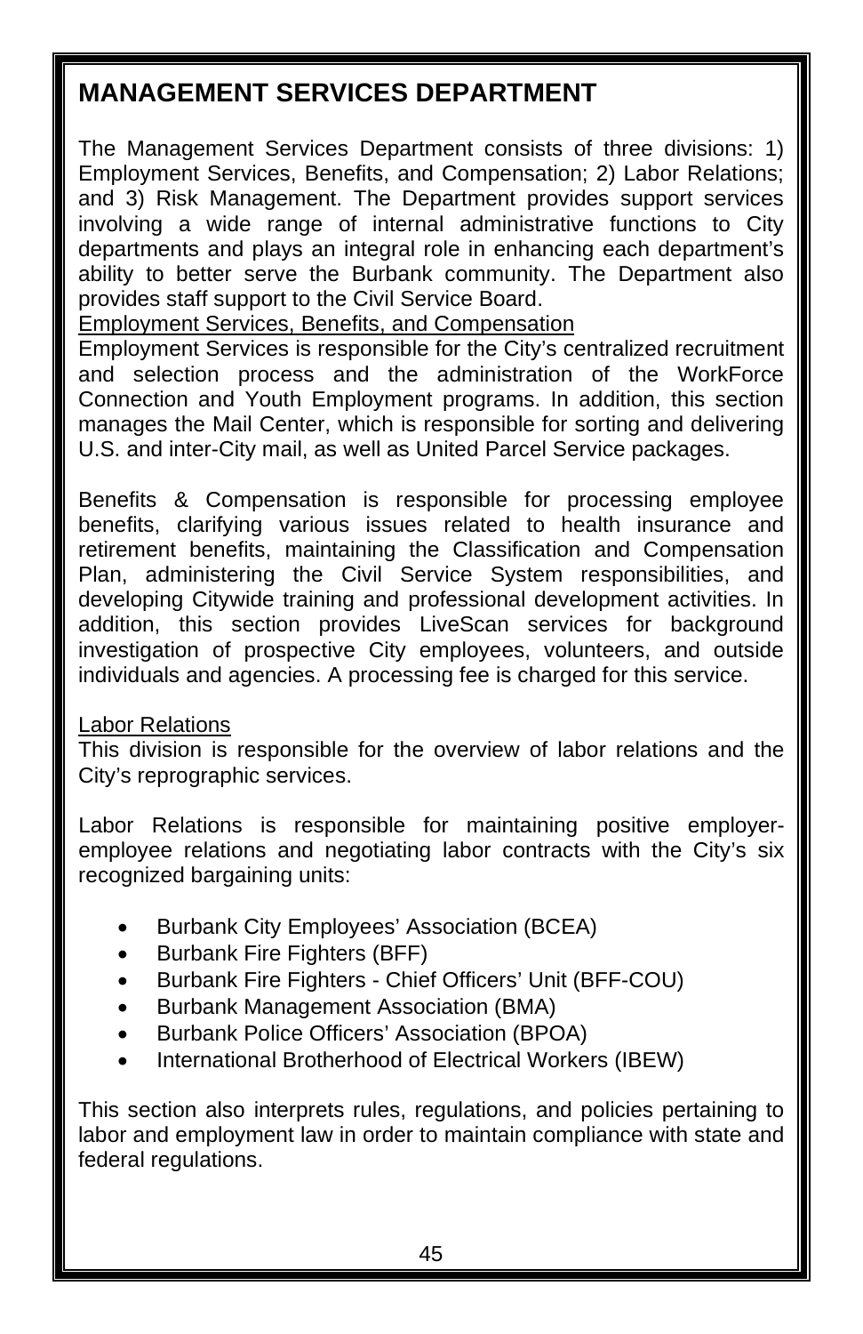## MANAGEMENT SERVICES DEPARTMENT

The Management Services Department consists of three divisions: 1) Employment Services, Benefits, and Compensation; 2) Labor Relations; and 3) Risk Management. The Department provides support services involving a wide range of internal administrative functions to City departments and plays an integral role in enhancing each department's ability to better serve the Burbank community. The Department also provides staff support to the Civil Service Board.

Employment Services, Benefits, and Compensation

Employment Services is responsible for the City's centralized recruitment and selection process and the administration of the WorkForce Connection and Youth Employment programs. In addition, this section manages the Mail Center, which is responsible for sorting and delivering U.S. and inter-City mail, as well as United Parcel Service packages.

Benefits & Compensation is responsible for processing employee benefits, clarifying various issues related to health insurance and retirement benefits, maintaining the Classification and Compensation Plan, administering the Civil Service System responsibilities, and developing Citywide training and professional development activities. In addition, this section provides LiveScan services for background investigation of prospective City employees, volunteers, and outside individuals and agencies. A processing fee is charged for this service.

Labor Relations

This division is responsible for the overview of labor relations and the City's reprographic services.

Labor Relations is responsible for maintaining positive employer-employee relations and negotiating labor contracts with the City's six recognized bargaining units:

- Burbank City Employees' Association (BCEA)
- Burbank Fire Fighters (BFF)
- Burbank Fire Fighters - Chief Officers' Unit (BFF-COU)
- Burbank Management Association (BMA)
- Burbank Police Officers' Association (BPOA)
- International Brotherhood of Electrical Workers (IBEW)

This section also interprets rules, regulations, and policies pertaining to labor and employment law in order to maintain compliance with state and federal regulations.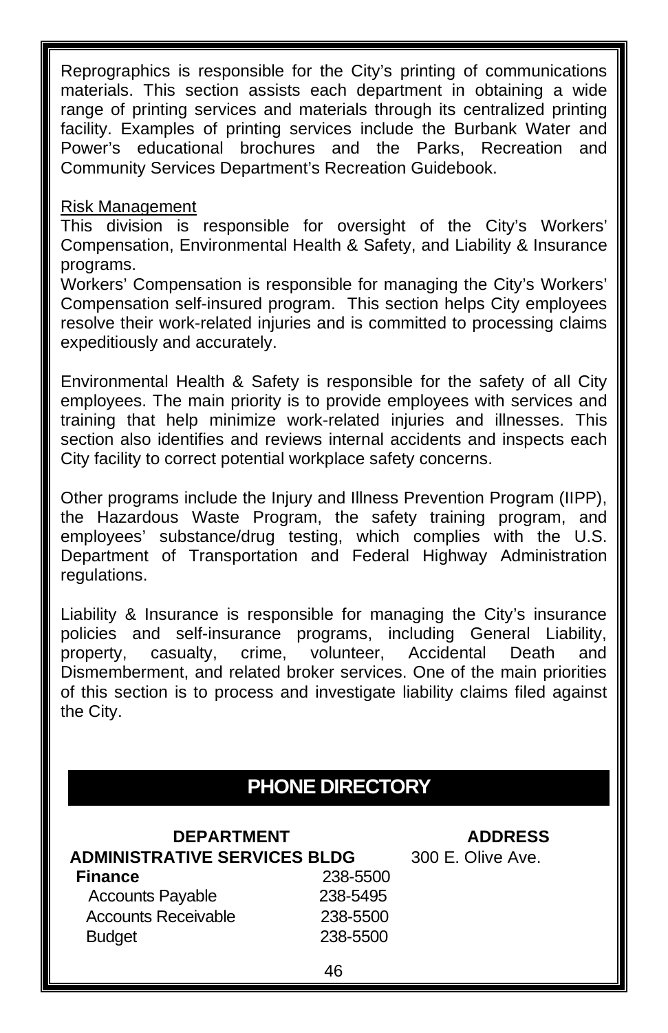Reprographics is responsible for the City's printing of communications materials. This section assists each department in obtaining a wide range of printing services and materials through its centralized printing facility. Examples of printing services include the Burbank Water and Power's educational brochures and the Parks, Recreation and Community Services Department's Recreation Guidebook.

<u>Risk Management</u>

This division is responsible for oversight of the City's Workers' Compensation, Environmental Health & Safety, and Liability & Insurance programs.

Workers' Compensation is responsible for managing the City's Workers' Compensation self-insured program. This section helps City employees resolve their work-related injuries and is committed to processing claims expeditiously and accurately.

Environmental Health & Safety is responsible for the safety of all City employees. The main priority is to provide employees with services and training that help minimize work-related injuries and illnesses. This section also identifies and reviews internal accidents and inspects each City facility to correct potential workplace safety concerns.

Other programs include the Injury and Illness Prevention Program (IIPP), the Hazardous Waste Program, the safety training program, and employees' substance/drug testing, which complies with the U.S. Department of Transportation and Federal Highway Administration regulations.

Liability & Insurance is responsible for managing the City's insurance policies and self-insurance programs, including General Liability, property, casualty, crime, volunteer, Accidental Death and Dismemberment, and related broker services. One of the main priorities of this section is to process and investigate liability claims filed against the City.

## PHONE DIRECTORY

| DEPARTMENT | | ADDRESS |
|---|---|---|
| **ADMINISTRATIVE SERVICES BLDG** | | 300 E. Olive Ave. |
| **Finance** | 238-5500 | |
| Accounts Payable | 238-5495 | |
| Accounts Receivable | 238-5500 | |
| Budget | 238-5500 | |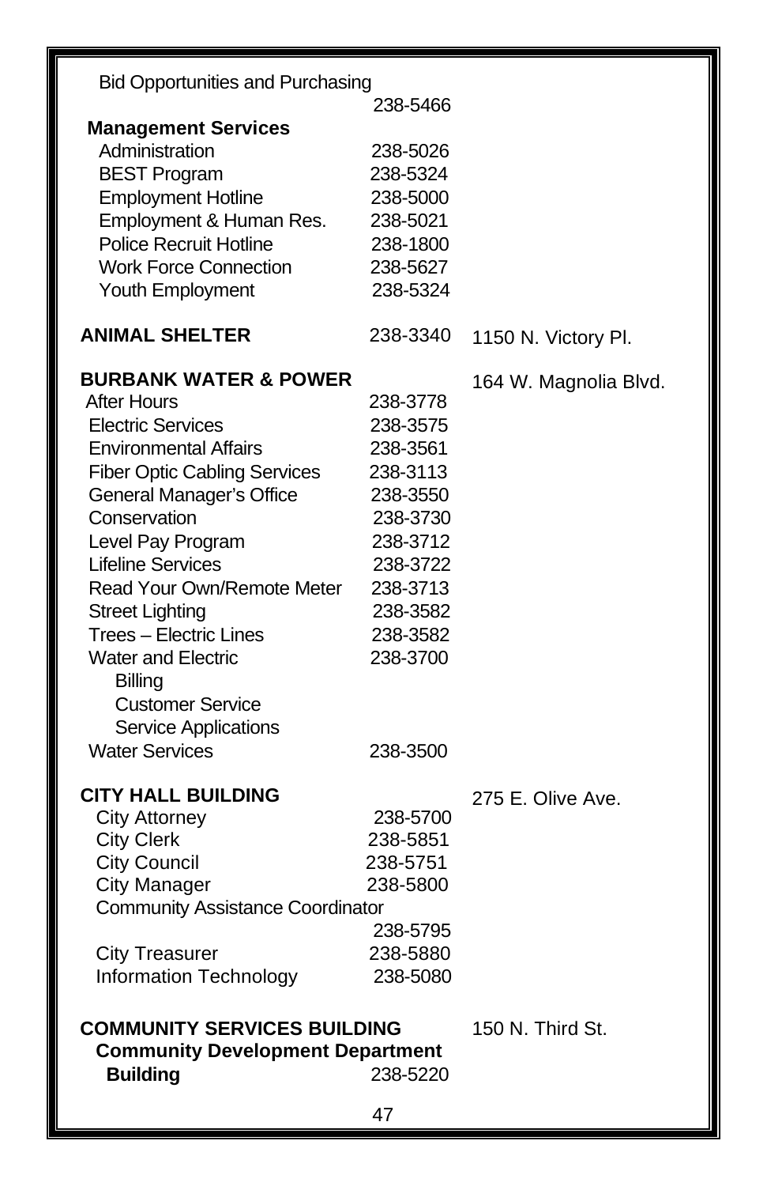| | | |
|---|---|---|
| Bid Opportunities and Purchasing | 238-5466 | |
| **Management Services** | | |
| Administration | 238-5026 | |
| BEST Program | 238-5324 | |
| Employment Hotline | 238-5000 | |
| Employment & Human Res. | 238-5021 | |
| Police Recruit Hotline | 238-1800 | |
| Work Force Connection | 238-5627 | |
| Youth Employment | 238-5324 | |
| **ANIMAL SHELTER** | 238-3340 | 1150 N. Victory Pl. |
| **BURBANK WATER & POWER** | | 164 W. Magnolia Blvd. |
| After Hours | 238-3778 | |
| Electric Services | 238-3575 | |
| Environmental Affairs | 238-3561 | |
| Fiber Optic Cabling Services | 238-3113 | |
| General Manager's Office | 238-3550 | |
| Conservation | 238-3730 | |
| Level Pay Program | 238-3712 | |
| Lifeline Services | 238-3722 | |
| Read Your Own/Remote Meter | 238-3713 | |
| Street Lighting | 238-3582 | |
| Trees – Electric Lines | 238-3582 | |
| Water and Electric | 238-3700 | |
| Billing | | |
| Customer Service | | |
| Service Applications | | |
| Water Services | 238-3500 | |
| **CITY HALL BUILDING** | | 275 E. Olive Ave. |
| City Attorney | 238-5700 | |
| City Clerk | 238-5851 | |
| City Council | 238-5751 | |
| City Manager | 238-5800 | |
| Community Assistance Coordinator | 238-5795 | |
| City Treasurer | 238-5880 | |
| Information Technology | 238-5080 | |
| **COMMUNITY SERVICES BUILDING** | | 150 N. Third St. |
| **Community Development Department** | | |
| **Building** | 238-5220 | |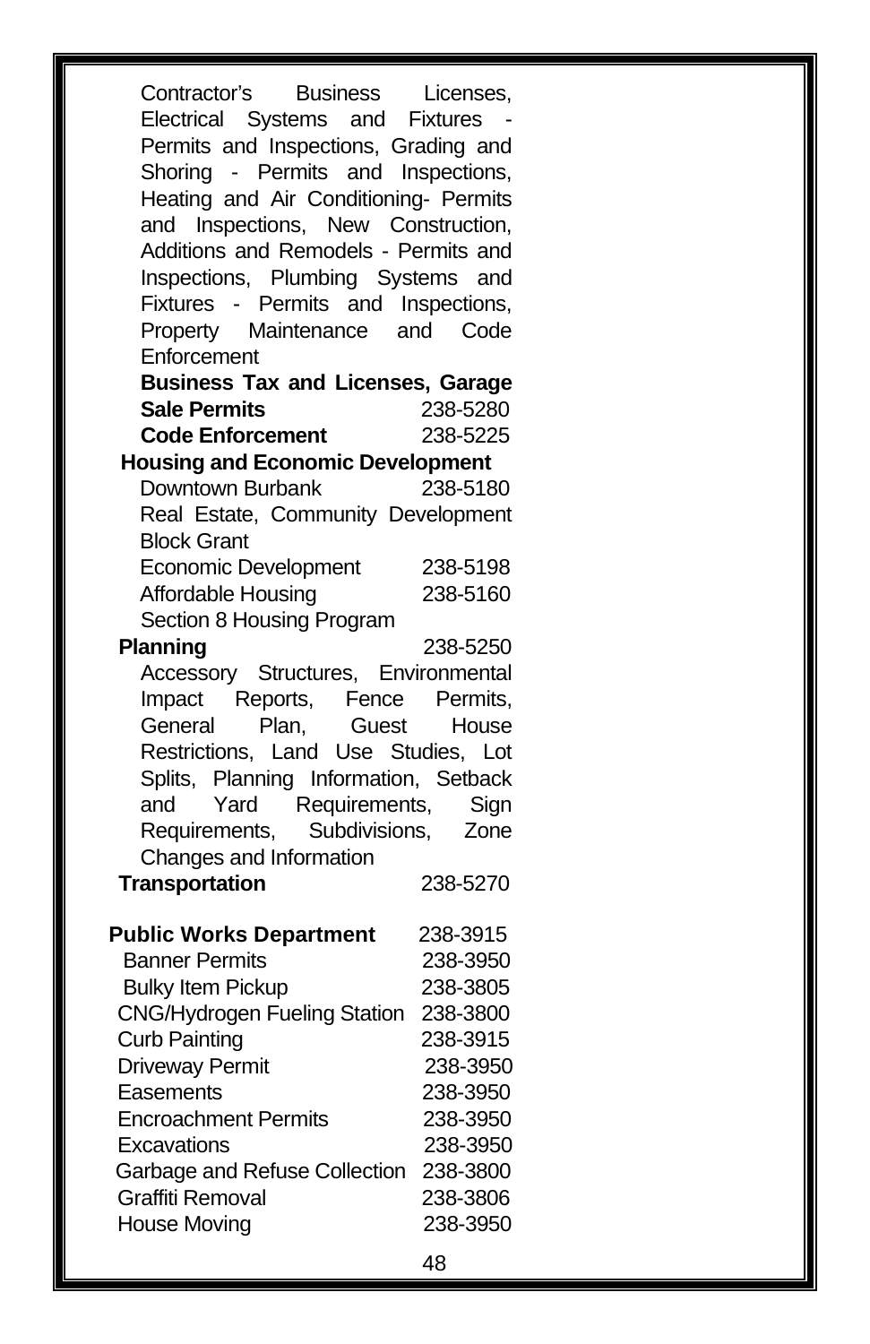Contractor's Business Licenses, Electrical Systems and Fixtures - Permits and Inspections, Grading and Shoring - Permits and Inspections, Heating and Air Conditioning- Permits and Inspections, New Construction, Additions and Remodels - Permits and Inspections, Plumbing Systems and Fixtures - Permits and Inspections, Property Maintenance and Code Enforcement

**Business Tax and Licenses, Garage Sale Permits** 238-5280

**Code Enforcement** 238-5225

**Housing and Economic Development**

Downtown Burbank 238-5180

Real Estate, Community Development Block Grant

Economic Development 238-5198

Affordable Housing 238-5160

Section 8 Housing Program

**Planning** 238-5250

Accessory Structures, Environmental Impact Reports, Fence Permits, General Plan, Guest House Restrictions, Land Use Studies, Lot Splits, Planning Information, Setback and Yard Requirements, Sign Requirements, Subdivisions, Zone Changes and Information

**Transportation** 238-5270

**Public Works Department** 238-3915

Banner Permits 238-3950

Bulky Item Pickup 238-3805

CNG/Hydrogen Fueling Station 238-3800

Curb Painting 238-3915

Driveway Permit 238-3950

Easements 238-3950

Encroachment Permits 238-3950

Excavations 238-3950

Garbage and Refuse Collection 238-3800

Graffiti Removal 238-3806

House Moving 238-3950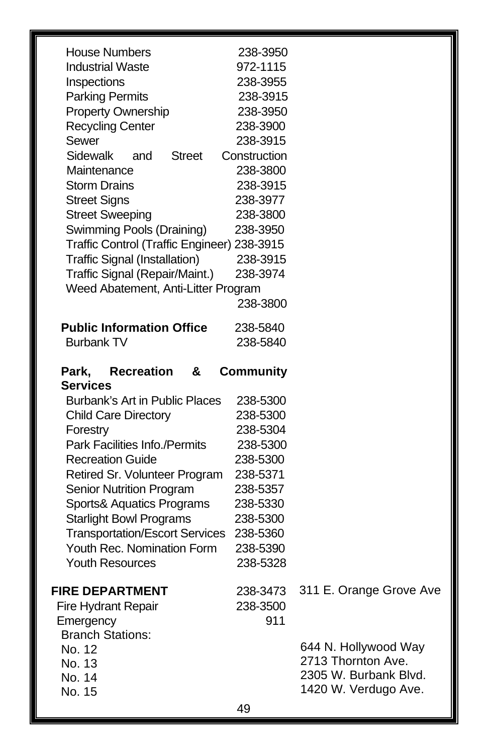| | | |
|---|---|---|
| House Numbers | 238-3950 | |
| Industrial Waste | 972-1115 | |
| Inspections | 238-3955 | |
| Parking Permits | 238-3915 | |
| Property Ownership | 238-3950 | |
| Recycling Center | 238-3900 | |
| Sewer | 238-3915 | |
| Sidewalk and Street Construction Maintenance | 238-3800 | |
| Storm Drains | 238-3915 | |
| Street Signs | 238-3977 | |
| Street Sweeping | 238-3800 | |
| Swimming Pools (Draining) | 238-3950 | |
| Traffic Control (Traffic Engineer) | 238-3915 | |
| Traffic Signal (Installation) | 238-3915 | |
| Traffic Signal (Repair/Maint.) | 238-3974 | |
| Weed Abatement, Anti-Litter Program | 238-3800 | |
| **Public Information Office** | 238-5840 | |
| Burbank TV | 238-5840 | |
| **Park, Recreation & Community Services** | | |
| Burbank's Art in Public Places | 238-5300 | |
| Child Care Directory | 238-5300 | |
| Forestry | 238-5304 | |
| Park Facilities Info./Permits | 238-5300 | |
| Recreation Guide | 238-5300 | |
| Retired Sr. Volunteer Program | 238-5371 | |
| Senior Nutrition Program | 238-5357 | |
| Sports& Aquatics Programs | 238-5330 | |
| Starlight Bowl Programs | 238-5300 | |
| Transportation/Escort Services | 238-5360 | |
| Youth Rec. Nomination Form | 238-5390 | |
| Youth Resources | 238-5328 | |
| **FIRE DEPARTMENT** | 238-3473 | 311 E. Orange Grove Ave |
| Fire Hydrant Repair | 238-3500 | |
| Emergency | 911 | |
| Branch Stations: | | |
| No. 12 | | 644 N. Hollywood Way |
| No. 13 | | 2713 Thornton Ave. |
| No. 14 | | 2305 W. Burbank Blvd. |
| No. 15 | | 1420 W. Verdugo Ave. |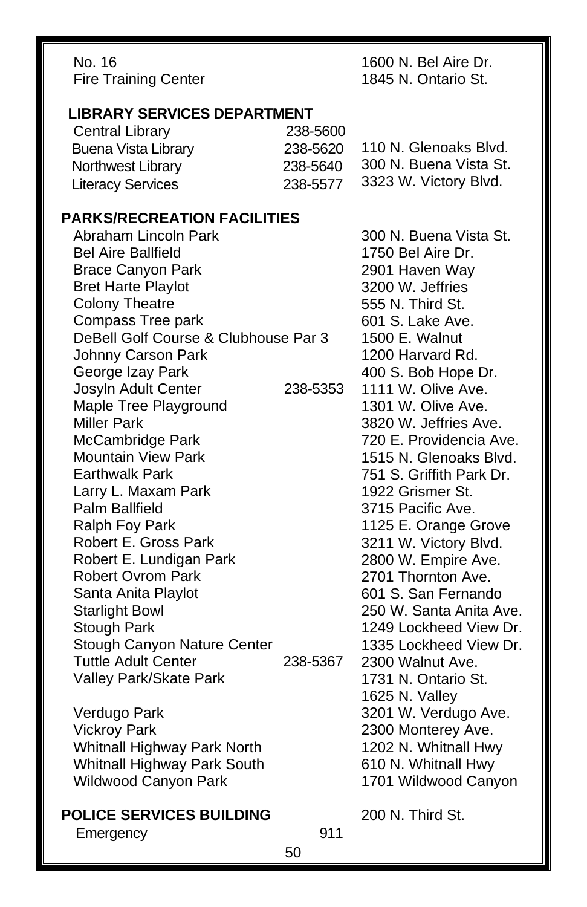| | | |
|---|---|---|
| No. 16 | | 1600 N. Bel Aire Dr. |
| Fire Training Center | | 1845 N. Ontario St. |

**LIBRARY SERVICES DEPARTMENT**

| | | |
|---|---|---|
| Central Library | 238-5600 | |
| Buena Vista Library | 238-5620 | 110 N. Glenoaks Blvd. |
| Northwest Library | 238-5640 | 300 N. Buena Vista St. |
| Literacy Services | 238-5577 | 3323 W. Victory Blvd. |

**PARKS/RECREATION FACILITIES**

| | | |
|---|---|---|
| Abraham Lincoln Park | | 300 N. Buena Vista St. |
| Bel Aire Ballfield | | 1750 Bel Aire Dr. |
| Brace Canyon Park | | 2901 Haven Way |
| Bret Harte Playlot | | 3200 W. Jeffries |
| Colony Theatre | | 555 N. Third St. |
| Compass Tree park | | 601 S. Lake Ave. |
| DeBell Golf Course & Clubhouse Par 3 | | 1500 E. Walnut |
| Johnny Carson Park | | 1200 Harvard Rd. |
| George Izay Park | | 400 S. Bob Hope Dr. |
| Josyln Adult Center | 238-5353 | 1111 W. Olive Ave. |
| Maple Tree Playground | | 1301 W. Olive Ave. |
| Miller Park | | 3820 W. Jeffries Ave. |
| McCambridge Park | | 720 E. Providencia Ave. |
| Mountain View Park | | 1515 N. Glenoaks Blvd. |
| Earthwalk Park | | 751 S. Griffith Park Dr. |
| Larry L. Maxam Park | | 1922 Grismer St. |
| Palm Ballfield | | 3715 Pacific Ave. |
| Ralph Foy Park | | 1125 E. Orange Grove |
| Robert E. Gross Park | | 3211 W. Victory Blvd. |
| Robert E. Lundigan Park | | 2800 W. Empire Ave. |
| Robert Ovrom Park | | 2701 Thornton Ave. |
| Santa Anita Playlot | | 601 S. San Fernando |
| Starlight Bowl | | 250 W. Santa Anita Ave. |
| Stough Park | | 1249 Lockheed View Dr. |
| Stough Canyon Nature Center | | 1335 Lockheed View Dr. |
| Tuttle Adult Center | 238-5367 | 2300 Walnut Ave. |
| Valley Park/Skate Park | | 1731 N. Ontario St. |
| | | 1625 N. Valley |
| Verdugo Park | | 3201 W. Verdugo Ave. |
| Vickroy Park | | 2300 Monterey Ave. |
| Whitnall Highway Park North | | 1202 N. Whitnall Hwy |
| Whitnall Highway Park South | | 610 N. Whitnall Hwy |
| Wildwood Canyon Park | | 1701 Wildwood Canyon |

**POLICE SERVICES BUILDING** 200 N. Third St.

| | | |
|---|---|---|
| Emergency | 911 | |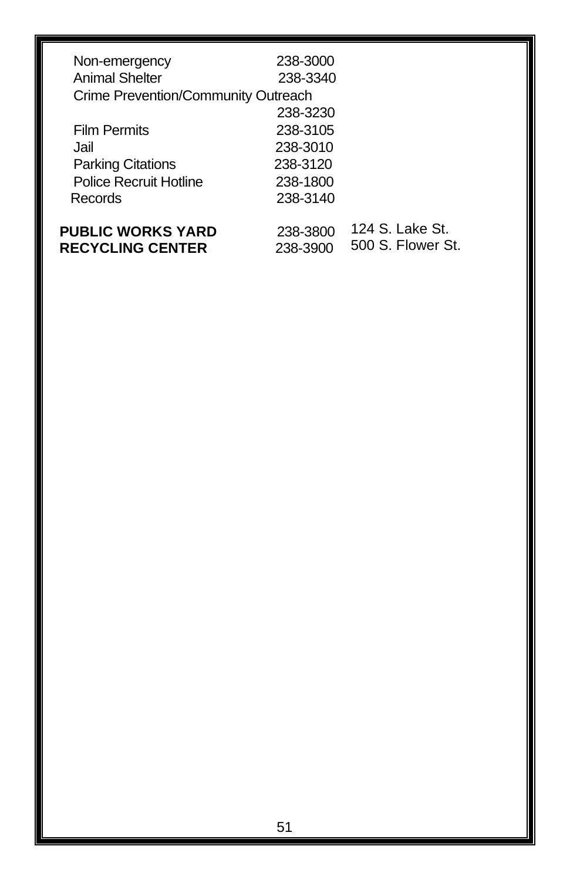| | | |
|---|---|---|
| Non-emergency | 238-3000 | |
| Animal Shelter | 238-3340 | |
| Crime Prevention/Community Outreach | 238-3230 | |
| Film Permits | 238-3105 | |
| Jail | 238-3010 | |
| Parking Citations | 238-3120 | |
| Police Recruit Hotline | 238-1800 | |
| Records | 238-3140 | |
| **PUBLIC WORKS YARD** | 238-3800 | 124 S. Lake St. |
| **RECYCLING CENTER** | 238-3900 | 500 S. Flower St. |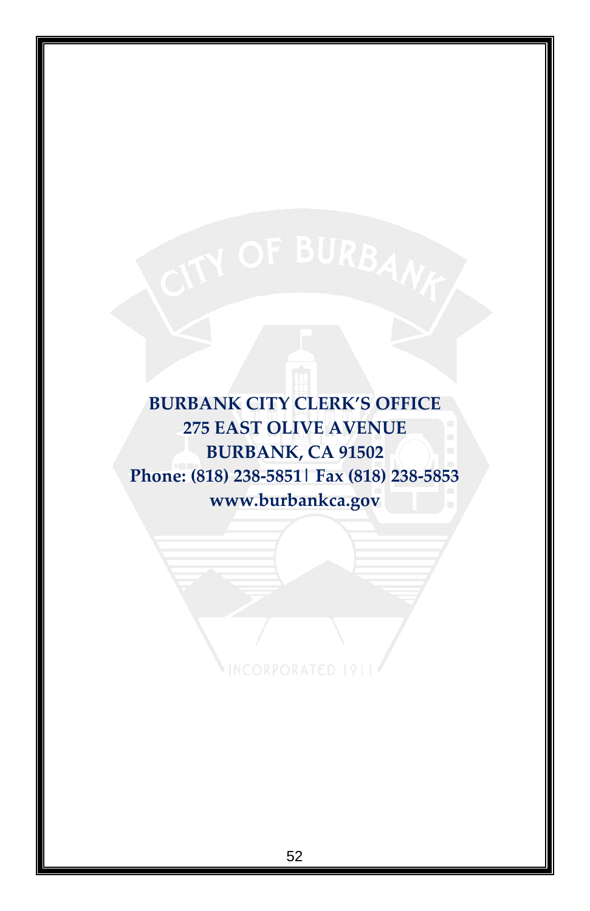**BURBANK CITY CLERK'S OFFICE**
**275 EAST OLIVE AVENUE**
**BURBANK, CA 91502**
**Phone: (818) 238-5851| Fax (818) 238-5853**
**www.burbankca.gov**